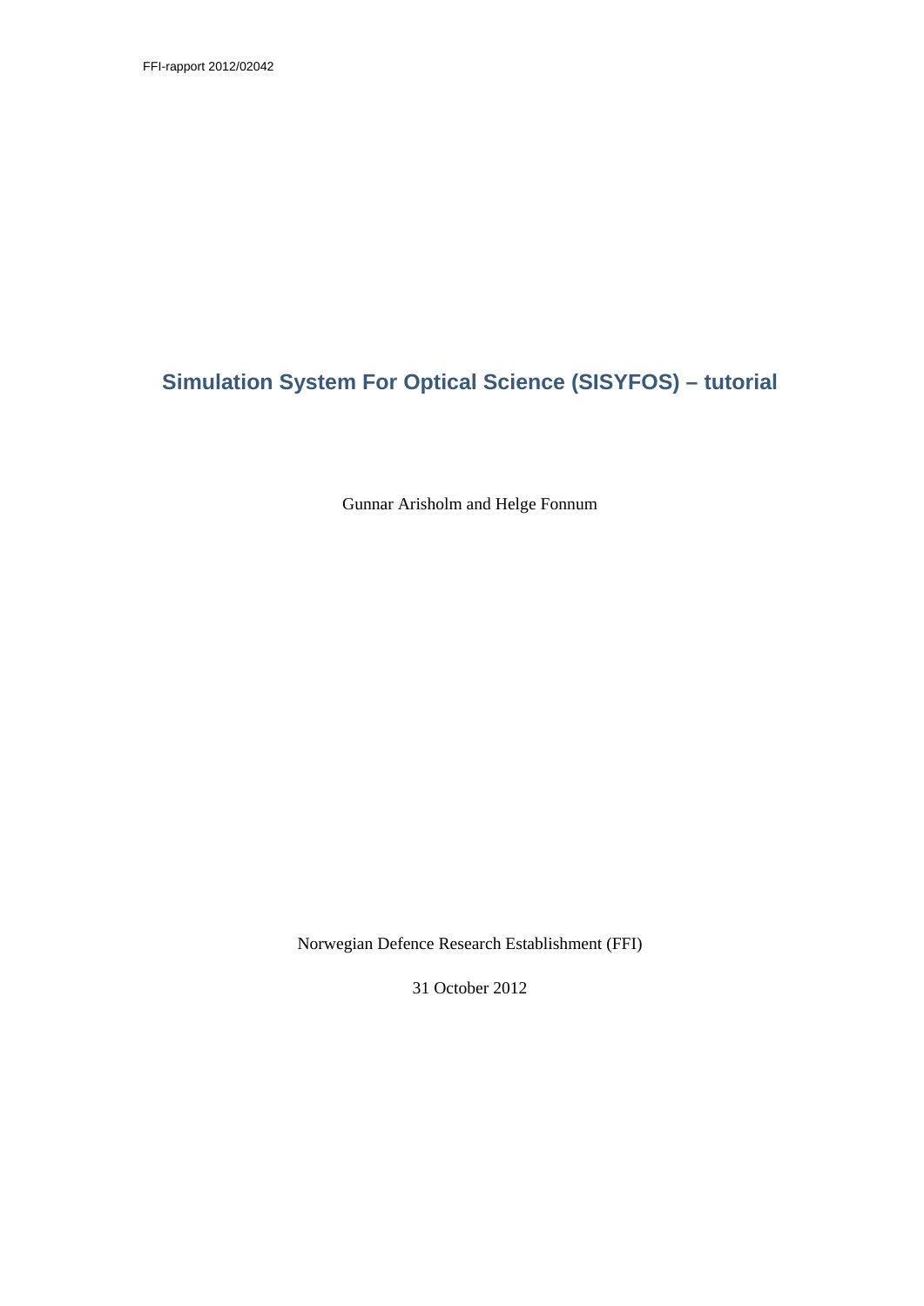FFI-rapport 2012/02042

# Simulation System For Optical Science (SISYFOS) – tutorial

Gunnar Arisholm and Helge Fonnum

Norwegian Defence Research Establishment (FFI)

31 October 2012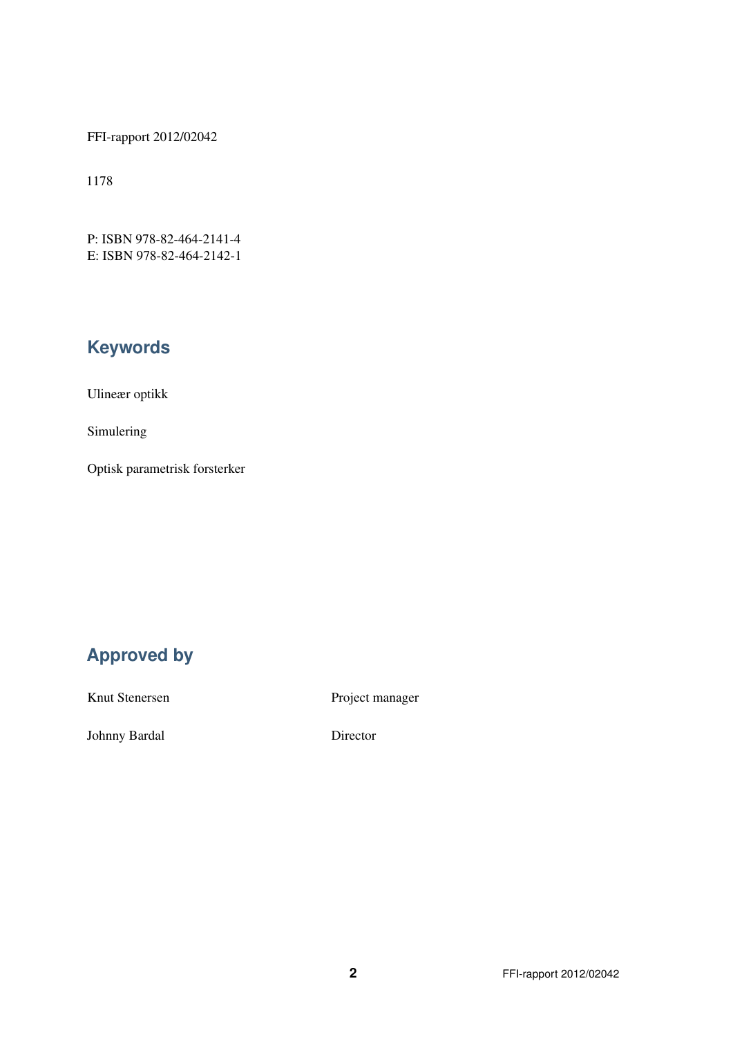FFI-rapport 2012/02042

1178

P: ISBN 978-82-464-2141-4
E: ISBN 978-82-464-2142-1

## Keywords

Ulineær optikk

Simulering

Optisk parametrisk forsterker

## Approved by

| | |
|---|---|
| Knut Stenersen | Project manager |
| Johnny Bardal | Director |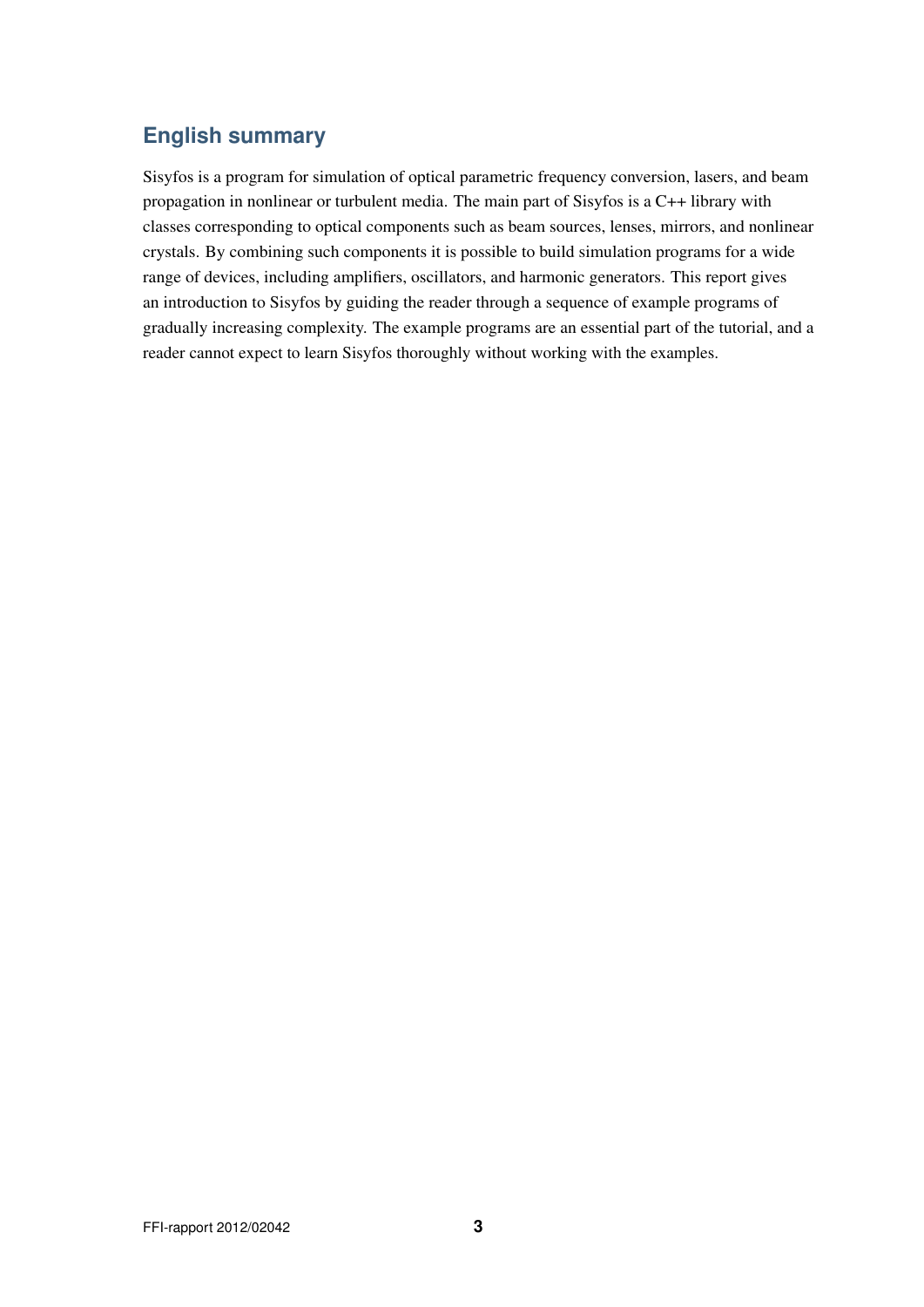## English summary

Sisyfos is a program for simulation of optical parametric frequency conversion, lasers, and beam propagation in nonlinear or turbulent media. The main part of Sisyfos is a C++ library with classes corresponding to optical components such as beam sources, lenses, mirrors, and nonlinear crystals. By combining such components it is possible to build simulation programs for a wide range of devices, including amplifiers, oscillators, and harmonic generators. This report gives an introduction to Sisyfos by guiding the reader through a sequence of example programs of gradually increasing complexity. The example programs are an essential part of the tutorial, and a reader cannot expect to learn Sisyfos thoroughly without working with the examples.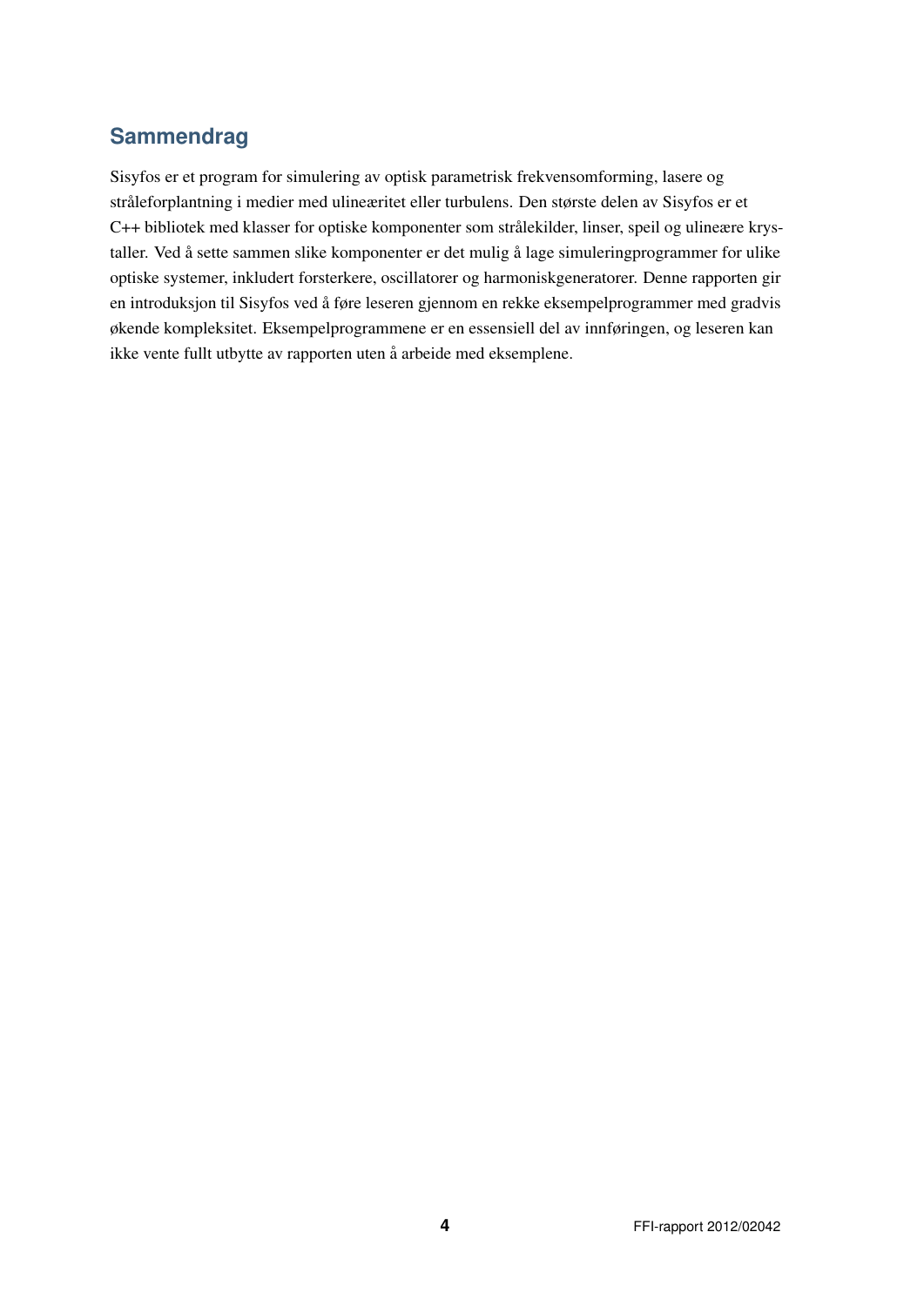## Sammendrag

Sisyfos er et program for simulering av optisk parametrisk frekvensomforming, lasere og stråleforplantning i medier med ulineæritet eller turbulens. Den største delen av Sisyfos er et C++ bibliotek med klasser for optiske komponenter som strålekilder, linser, speil og ulineære krystaller. Ved å sette sammen slike komponenter er det mulig å lage simuleringprogrammer for ulike optiske systemer, inkludert forsterkere, oscillatorer og harmoniskgeneratorer. Denne rapporten gir en introduksjon til Sisyfos ved å føre leseren gjennom en rekke eksempelprogrammer med gradvis økende kompleksitet. Eksempelprogrammene er en essensiell del av innføringen, og leseren kan ikke vente fullt utbytte av rapporten uten å arbeide med eksemplene.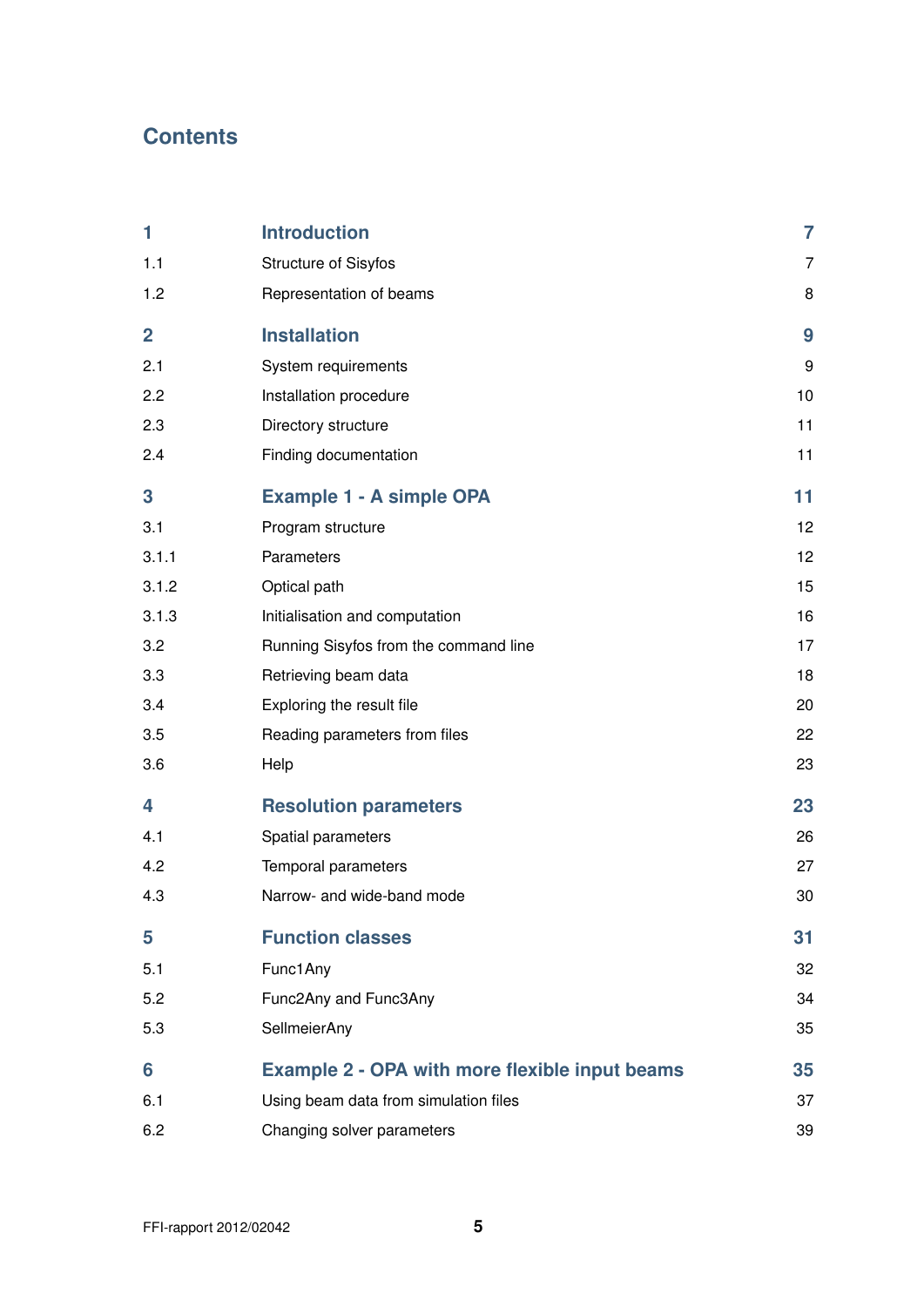# Contents

| | | |
|---|---|---|
| **1** | **Introduction** | **7** |
| 1.1 | Structure of Sisyfos | 7 |
| 1.2 | Representation of beams | 8 |
| **2** | **Installation** | **9** |
| 2.1 | System requirements | 9 |
| 2.2 | Installation procedure | 10 |
| 2.3 | Directory structure | 11 |
| 2.4 | Finding documentation | 11 |
| **3** | **Example 1 - A simple OPA** | **11** |
| 3.1 | Program structure | 12 |
| 3.1.1 | Parameters | 12 |
| 3.1.2 | Optical path | 15 |
| 3.1.3 | Initialisation and computation | 16 |
| 3.2 | Running Sisyfos from the command line | 17 |
| 3.3 | Retrieving beam data | 18 |
| 3.4 | Exploring the result file | 20 |
| 3.5 | Reading parameters from files | 22 |
| 3.6 | Help | 23 |
| **4** | **Resolution parameters** | **23** |
| 4.1 | Spatial parameters | 26 |
| 4.2 | Temporal parameters | 27 |
| 4.3 | Narrow- and wide-band mode | 30 |
| **5** | **Function classes** | **31** |
| 5.1 | Func1Any | 32 |
| 5.2 | Func2Any and Func3Any | 34 |
| 5.3 | SellmeierAny | 35 |
| **6** | **Example 2 - OPA with more flexible input beams** | **35** |
| 6.1 | Using beam data from simulation files | 37 |
| 6.2 | Changing solver parameters | 39 |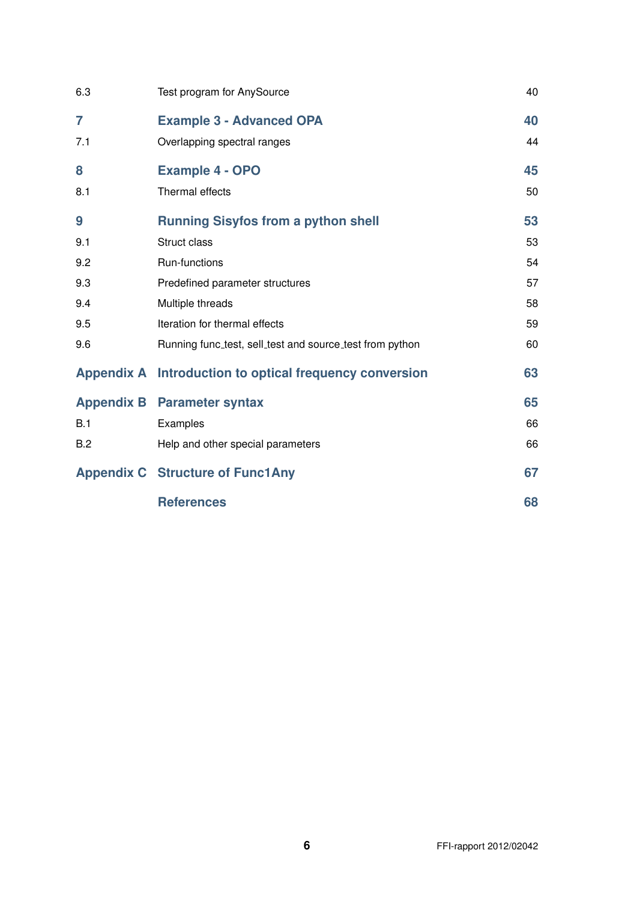| | | |
|---|---|---|
| 6.3 | Test program for AnySource | 40 |
| **7** | **Example 3 - Advanced OPA** | **40** |
| 7.1 | Overlapping spectral ranges | 44 |
| **8** | **Example 4 - OPO** | **45** |
| 8.1 | Thermal effects | 50 |
| **9** | **Running Sisyfos from a python shell** | **53** |
| 9.1 | Struct class | 53 |
| 9.2 | Run-functions | 54 |
| 9.3 | Predefined parameter structures | 57 |
| 9.4 | Multiple threads | 58 |
| 9.5 | Iteration for thermal effects | 59 |
| 9.6 | Running func_test, sell_test and source_test from python | 60 |
| **Appendix A** | **Introduction to optical frequency conversion** | **63** |
| **Appendix B** | **Parameter syntax** | **65** |
| B.1 | Examples | 66 |
| B.2 | Help and other special parameters | 66 |
| **Appendix C** | **Structure of Func1Any** | **67** |
| | **References** | **68** |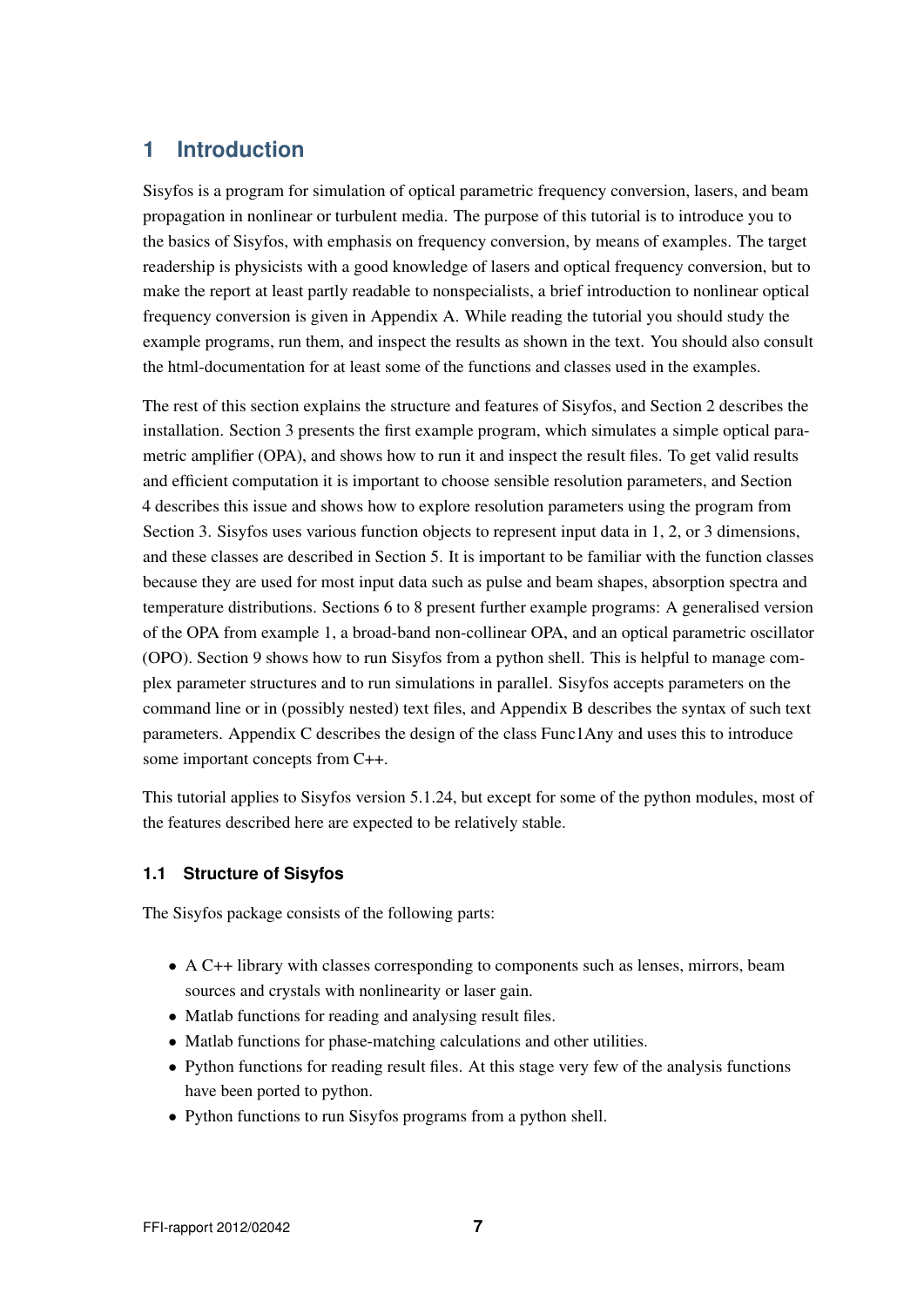# 1 Introduction

Sisyfos is a program for simulation of optical parametric frequency conversion, lasers, and beam propagation in nonlinear or turbulent media. The purpose of this tutorial is to introduce you to the basics of Sisyfos, with emphasis on frequency conversion, by means of examples. The target readership is physicists with a good knowledge of lasers and optical frequency conversion, but to make the report at least partly readable to nonspecialists, a brief introduction to nonlinear optical frequency conversion is given in Appendix A. While reading the tutorial you should study the example programs, run them, and inspect the results as shown in the text. You should also consult the html-documentation for at least some of the functions and classes used in the examples.

The rest of this section explains the structure and features of Sisyfos, and Section 2 describes the installation. Section 3 presents the first example program, which simulates a simple optical parametric amplifier (OPA), and shows how to run it and inspect the result files. To get valid results and efficient computation it is important to choose sensible resolution parameters, and Section 4 describes this issue and shows how to explore resolution parameters using the program from Section 3. Sisyfos uses various function objects to represent input data in 1, 2, or 3 dimensions, and these classes are described in Section 5. It is important to be familiar with the function classes because they are used for most input data such as pulse and beam shapes, absorption spectra and temperature distributions. Sections 6 to 8 present further example programs: A generalised version of the OPA from example 1, a broad-band non-collinear OPA, and an optical parametric oscillator (OPO). Section 9 shows how to run Sisyfos from a python shell. This is helpful to manage complex parameter structures and to run simulations in parallel. Sisyfos accepts parameters on the command line or in (possibly nested) text files, and Appendix B describes the syntax of such text parameters. Appendix C describes the design of the class Func1Any and uses this to introduce some important concepts from C++.

This tutorial applies to Sisyfos version 5.1.24, but except for some of the python modules, most of the features described here are expected to be relatively stable.

## 1.1 Structure of Sisyfos

The Sisyfos package consists of the following parts:

- A C++ library with classes corresponding to components such as lenses, mirrors, beam sources and crystals with nonlinearity or laser gain.
- Matlab functions for reading and analysing result files.
- Matlab functions for phase-matching calculations and other utilities.
- Python functions for reading result files. At this stage very few of the analysis functions have been ported to python.
- Python functions to run Sisyfos programs from a python shell.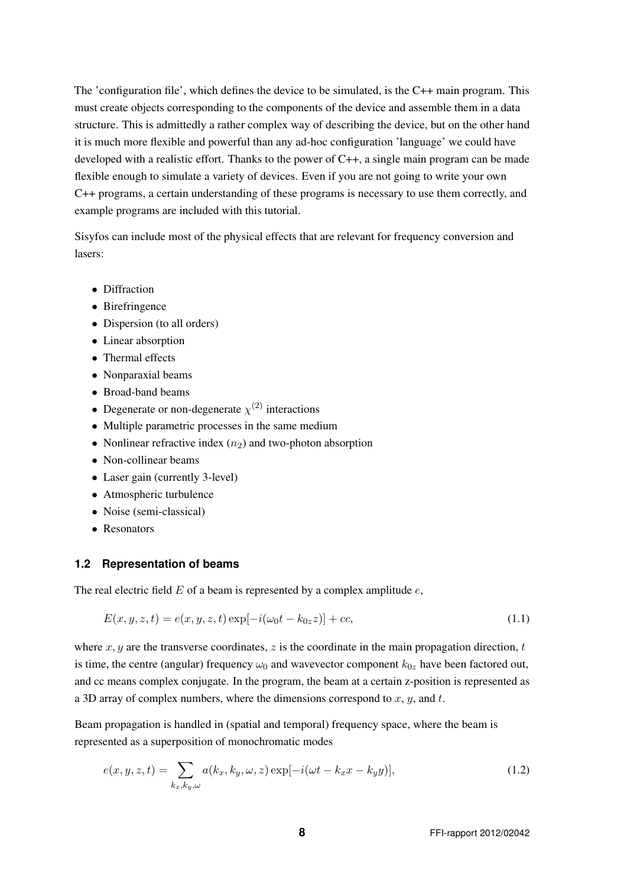The 'configuration file', which defines the device to be simulated, is the C++ main program. This must create objects corresponding to the components of the device and assemble them in a data structure. This is admittedly a rather complex way of describing the device, but on the other hand it is much more flexible and powerful than any ad-hoc configuration 'language' we could have developed with a realistic effort. Thanks to the power of C++, a single main program can be made flexible enough to simulate a variety of devices. Even if you are not going to write your own C++ programs, a certain understanding of these programs is necessary to use them correctly, and example programs are included with this tutorial.

Sisyfos can include most of the physical effects that are relevant for frequency conversion and lasers:

- Diffraction
- Birefringence
- Dispersion (to all orders)
- Linear absorption
- Thermal effects
- Nonparaxial beams
- Broad-band beams
- Degenerate or non-degenerate $\chi^{(2)}$ interactions
- Multiple parametric processes in the same medium
- Nonlinear refractive index ($n_2$) and two-photon absorption
- Non-collinear beams
- Laser gain (currently 3-level)
- Atmospheric turbulence
- Noise (semi-classical)
- Resonators

## 1.2 Representation of beams

The real electric field $E$ of a beam is represented by a complex amplitude $e$,

$$E(x, y, z, t) = e(x, y, z, t) \exp[-i(\omega_0 t - k_{0z} z)] + cc, \tag{1.1}$$

where $x, y$ are the transverse coordinates, $z$ is the coordinate in the main propagation direction, $t$ is time, the centre (angular) frequency $\omega_0$ and wavevector component $k_{0z}$ have been factored out, and cc means complex conjugate. In the program, the beam at a certain z-position is represented as a 3D array of complex numbers, where the dimensions correspond to $x$, $y$, and $t$.

Beam propagation is handled in (spatial and temporal) frequency space, where the beam is represented as a superposition of monochromatic modes

$$e(x, y, z, t) = \sum_{k_x, k_y, \omega} a(k_x, k_y, \omega, z) \exp[-i(\omega t - k_x x - k_y y)], \tag{1.2}$$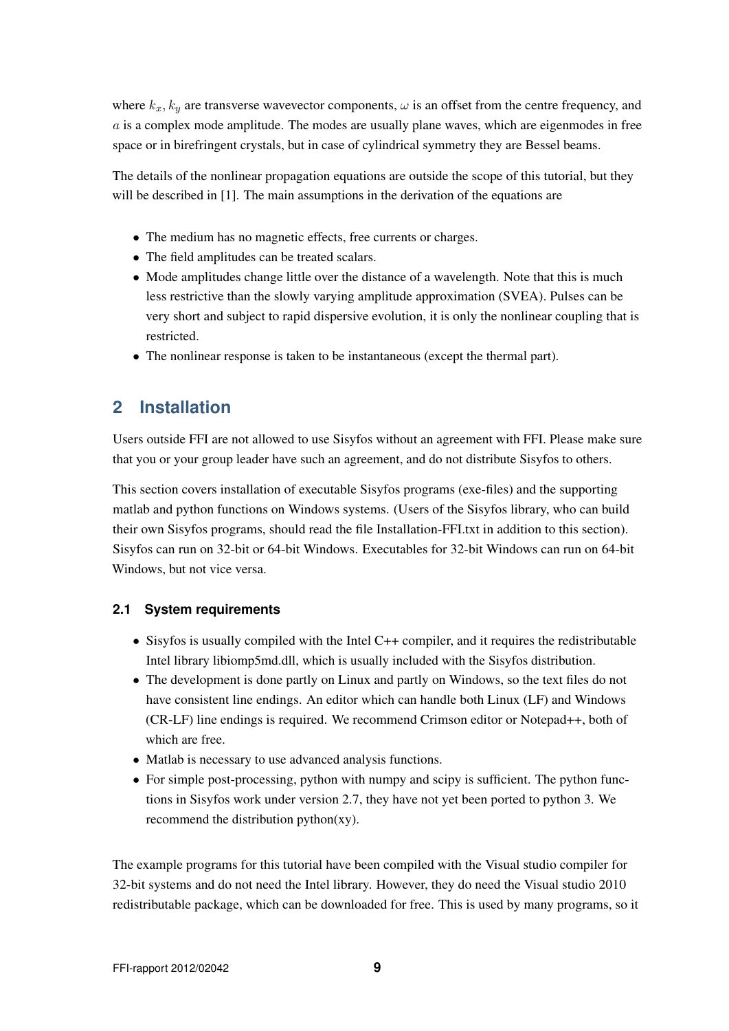where $k_x, k_y$ are transverse wavevector components, $\omega$ is an offset from the centre frequency, and $a$ is a complex mode amplitude. The modes are usually plane waves, which are eigenmodes in free space or in birefringent crystals, but in case of cylindrical symmetry they are Bessel beams.

The details of the nonlinear propagation equations are outside the scope of this tutorial, but they will be described in [1]. The main assumptions in the derivation of the equations are

- The medium has no magnetic effects, free currents or charges.
- The field amplitudes can be treated scalars.
- Mode amplitudes change little over the distance of a wavelength. Note that this is much less restrictive than the slowly varying amplitude approximation (SVEA). Pulses can be very short and subject to rapid dispersive evolution, it is only the nonlinear coupling that is restricted.
- The nonlinear response is taken to be instantaneous (except the thermal part).

## 2 Installation

Users outside FFI are not allowed to use Sisyfos without an agreement with FFI. Please make sure that you or your group leader have such an agreement, and do not distribute Sisyfos to others.

This section covers installation of executable Sisyfos programs (exe-files) and the supporting matlab and python functions on Windows systems. (Users of the Sisyfos library, who can build their own Sisyfos programs, should read the file Installation-FFI.txt in addition to this section). Sisyfos can run on 32-bit or 64-bit Windows. Executables for 32-bit Windows can run on 64-bit Windows, but not vice versa.

### 2.1 System requirements

- Sisyfos is usually compiled with the Intel C++ compiler, and it requires the redistributable Intel library libiomp5md.dll, which is usually included with the Sisyfos distribution.
- The development is done partly on Linux and partly on Windows, so the text files do not have consistent line endings. An editor which can handle both Linux (LF) and Windows (CR-LF) line endings is required. We recommend Crimson editor or Notepad++, both of which are free.
- Matlab is necessary to use advanced analysis functions.
- For simple post-processing, python with numpy and scipy is sufficient. The python functions in Sisyfos work under version 2.7, they have not yet been ported to python 3. We recommend the distribution python(xy).

The example programs for this tutorial have been compiled with the Visual studio compiler for 32-bit systems and do not need the Intel library. However, they do need the Visual studio 2010 redistributable package, which can be downloaded for free. This is used by many programs, so it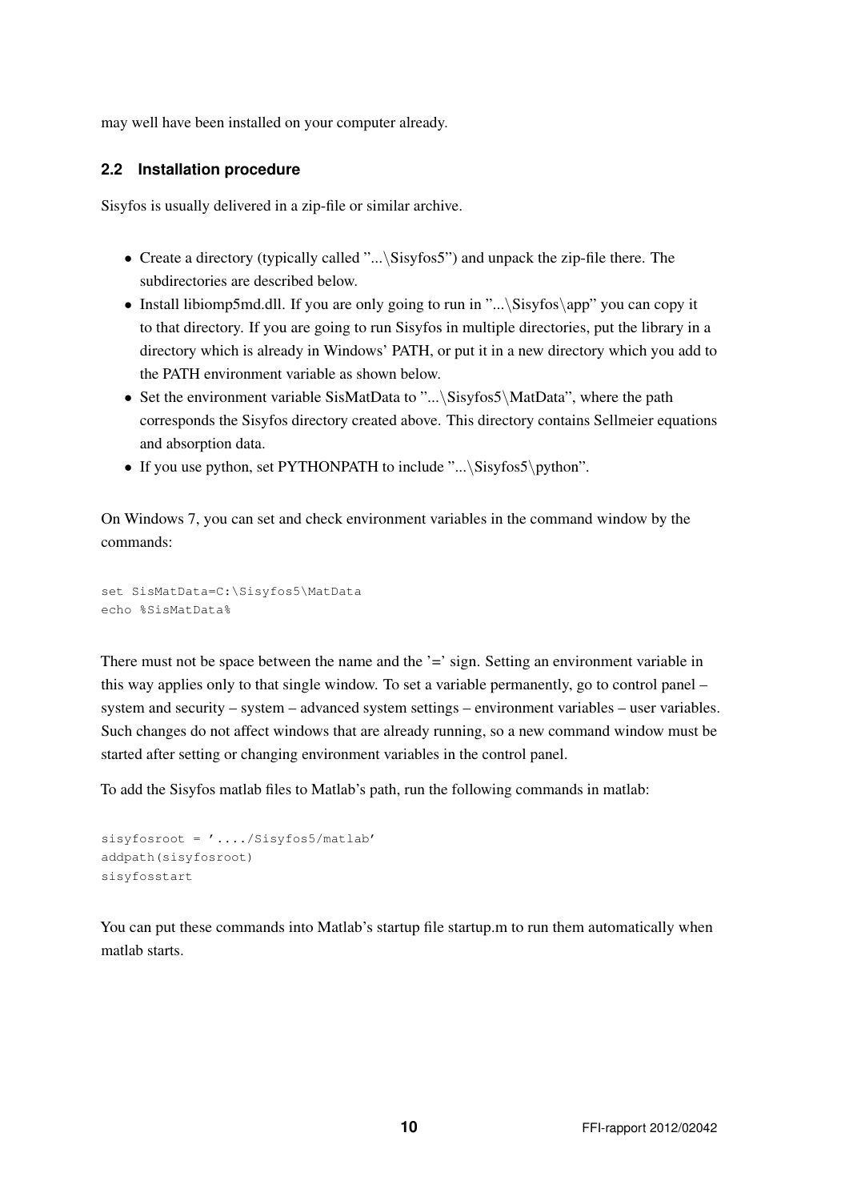may well have been installed on your computer already.

### 2.2 Installation procedure

Sisyfos is usually delivered in a zip-file or similar archive.

- Create a directory (typically called "...\Sisyfos5") and unpack the zip-file there. The subdirectories are described below.
- Install libiomp5md.dll. If you are only going to run in "...\Sisyfos\app" you can copy it to that directory. If you are going to run Sisyfos in multiple directories, put the library in a directory which is already in Windows' PATH, or put it in a new directory which you add to the PATH environment variable as shown below.
- Set the environment variable SisMatData to "...\Sisyfos5\MatData", where the path corresponds the Sisyfos directory created above. This directory contains Sellmeier equations and absorption data.
- If you use python, set PYTHONPATH to include "...\Sisyfos5\python".

On Windows 7, you can set and check environment variables in the command window by the commands:

```
set SisMatData=C:\Sisyfos5\MatData
echo %SisMatData%
```

There must not be space between the name and the '=' sign. Setting an environment variable in this way applies only to that single window. To set a variable permanently, go to control panel – system and security – system – advanced system settings – environment variables – user variables. Such changes do not affect windows that are already running, so a new command window must be started after setting or changing environment variables in the control panel.

To add the Sisyfos matlab files to Matlab's path, run the following commands in matlab:

```
sisyfosroot = '..../Sisyfos5/matlab'
addpath(sisyfosroot)
sisyfosstart
```

You can put these commands into Matlab's startup file startup.m to run them automatically when matlab starts.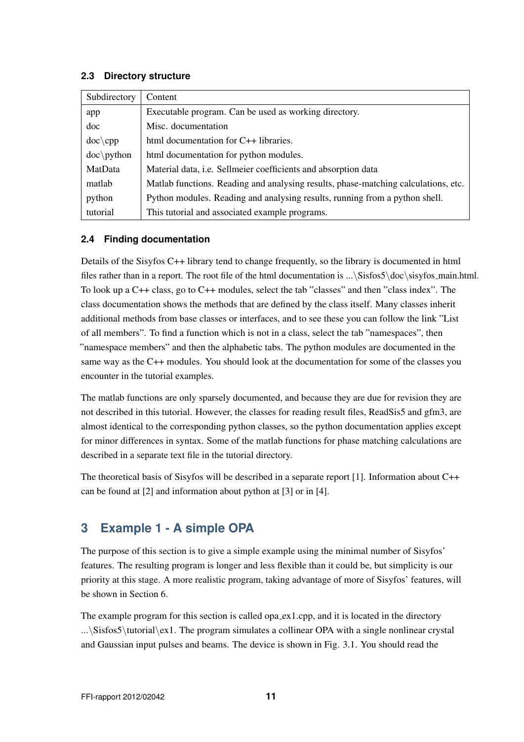### 2.3 Directory structure

| Subdirectory | Content |
|---|---|
| app | Executable program. Can be used as working directory. |
| doc | Misc. documentation |
| doc\cpp | html documentation for C++ libraries. |
| doc\python | html documentation for python modules. |
| MatData | Material data, i.e. Sellmeier coefficients and absorption data |
| matlab | Matlab functions. Reading and analysing results, phase-matching calculations, etc. |
| python | Python modules. Reading and analysing results, running from a python shell. |
| tutorial | This tutorial and associated example programs. |

### 2.4 Finding documentation

Details of the Sisyfos C++ library tend to change frequently, so the library is documented in html files rather than in a report. The root file of the html documentation is ...\Sisfos5\doc\sisyfos_main.html. To look up a C++ class, go to C++ modules, select the tab "classes" and then "class index". The class documentation shows the methods that are defined by the class itself. Many classes inherit additional methods from base classes or interfaces, and to see these you can follow the link "List of all members". To find a function which is not in a class, select the tab "namespaces", then "namespace members" and then the alphabetic tabs. The python modules are documented in the same way as the C++ modules. You should look at the documentation for some of the classes you encounter in the tutorial examples.

The matlab functions are only sparsely documented, and because they are due for revision they are not described in this tutorial. However, the classes for reading result files, ReadSis5 and gfm3, are almost identical to the corresponding python classes, so the python documentation applies except for minor differences in syntax. Some of the matlab functions for phase matching calculations are described in a separate text file in the tutorial directory.

The theoretical basis of Sisyfos will be described in a separate report [1]. Information about C++ can be found at [2] and information about python at [3] or in [4].

## 3 Example 1 - A simple OPA

The purpose of this section is to give a simple example using the minimal number of Sisyfos' features. The resulting program is longer and less flexible than it could be, but simplicity is our priority at this stage. A more realistic program, taking advantage of more of Sisyfos' features, will be shown in Section 6.

The example program for this section is called opa_ex1.cpp, and it is located in the directory ...\Sisfos5\tutorial\ex1. The program simulates a collinear OPA with a single nonlinear crystal and Gaussian input pulses and beams. The device is shown in Fig. 3.1. You should read the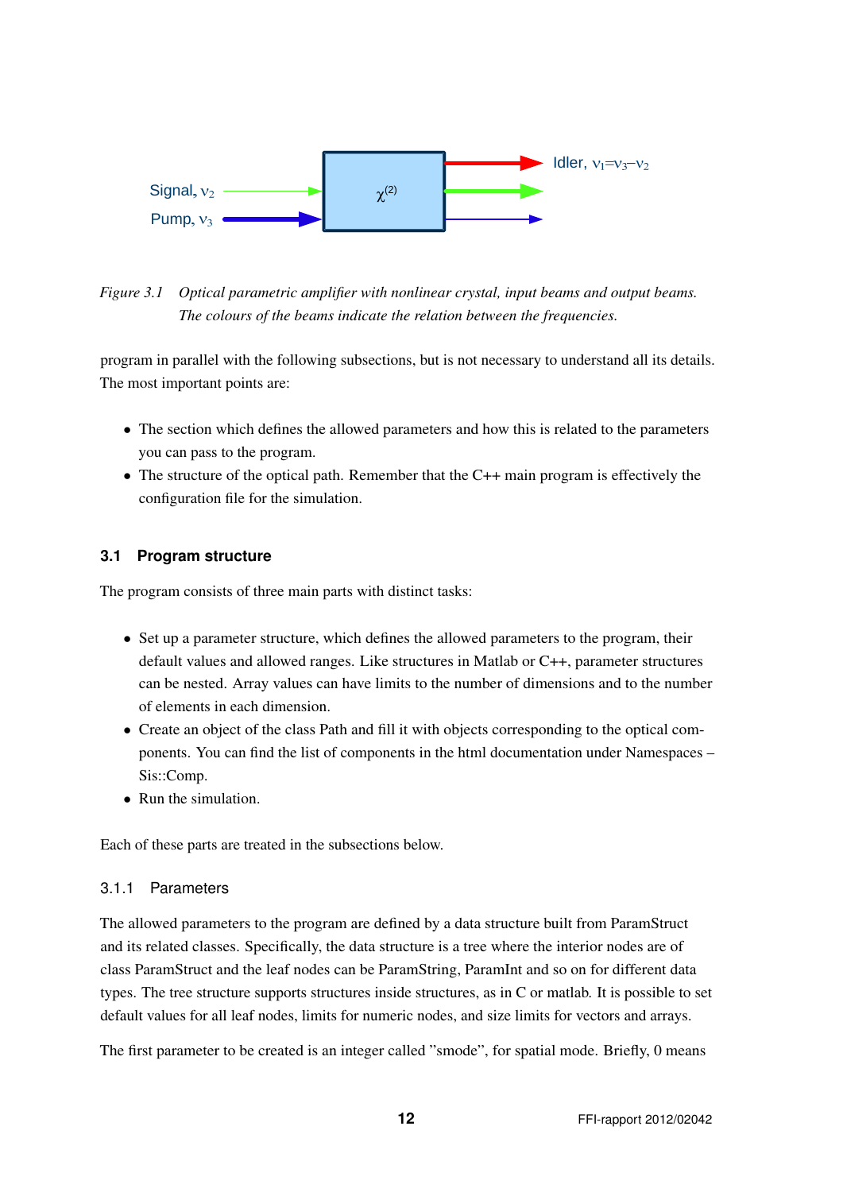Figure 3.1 Optical parametric amplifier with nonlinear crystal, input beams and output beams. The colours of the beams indicate the relation between the frequencies.

program in parallel with the following subsections, but is not necessary to understand all its details. The most important points are:

- The section which defines the allowed parameters and how this is related to the parameters you can pass to the program.
- The structure of the optical path. Remember that the C++ main program is effectively the configuration file for the simulation.

## 3.1 Program structure

The program consists of three main parts with distinct tasks:

- Set up a parameter structure, which defines the allowed parameters to the program, their default values and allowed ranges. Like structures in Matlab or C++, parameter structures can be nested. Array values can have limits to the number of dimensions and to the number of elements in each dimension.
- Create an object of the class Path and fill it with objects corresponding to the optical components. You can find the list of components in the html documentation under Namespaces – Sis::Comp.
- Run the simulation.

Each of these parts are treated in the subsections below.

### 3.1.1 Parameters

The allowed parameters to the program are defined by a data structure built from ParamStruct and its related classes. Specifically, the data structure is a tree where the interior nodes are of class ParamStruct and the leaf nodes can be ParamString, ParamInt and so on for different data types. The tree structure supports structures inside structures, as in C or matlab. It is possible to set default values for all leaf nodes, limits for numeric nodes, and size limits for vectors and arrays.

The first parameter to be created is an integer called "smode", for spatial mode. Briefly, 0 means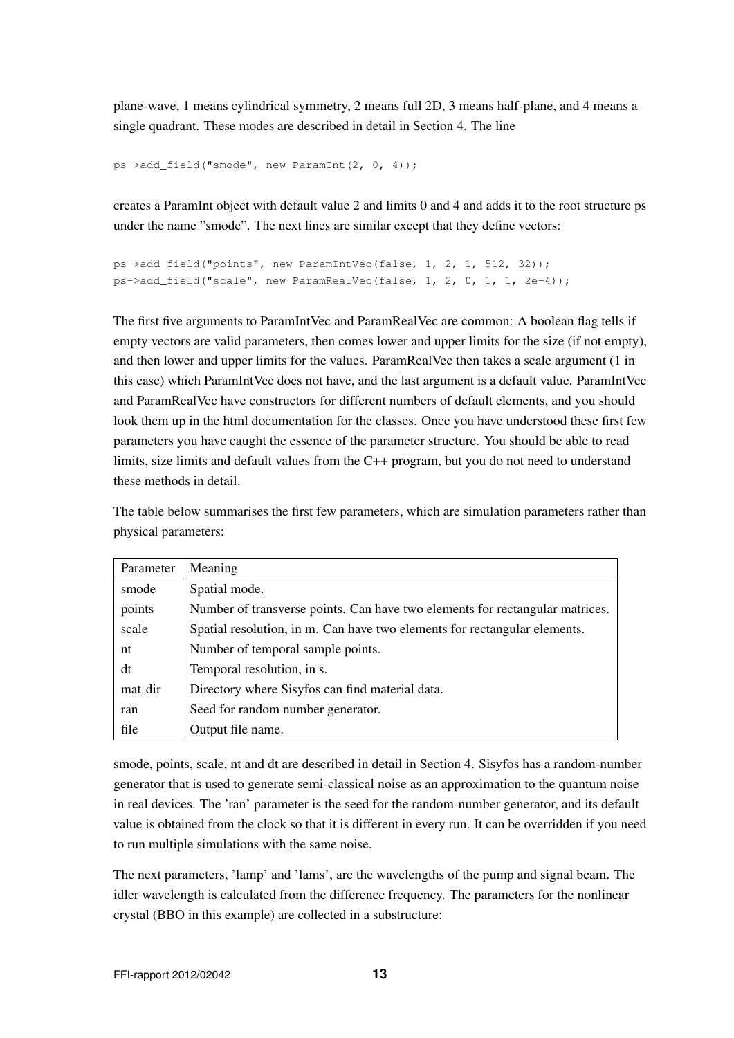plane-wave, 1 means cylindrical symmetry, 2 means full 2D, 3 means half-plane, and 4 means a single quadrant. These modes are described in detail in Section 4. The line

```
ps->add_field("smode", new ParamInt(2, 0, 4));
```

creates a ParamInt object with default value 2 and limits 0 and 4 and adds it to the root structure ps under the name ”smode”. The next lines are similar except that they define vectors:

```
ps->add_field("points", new ParamIntVec(false, 1, 2, 1, 512, 32));
ps->add_field("scale", new ParamRealVec(false, 1, 2, 0, 1, 1, 2e-4));
```

The first five arguments to ParamIntVec and ParamRealVec are common: A boolean flag tells if empty vectors are valid parameters, then comes lower and upper limits for the size (if not empty), and then lower and upper limits for the values. ParamRealVec then takes a scale argument (1 in this case) which ParamIntVec does not have, and the last argument is a default value. ParamIntVec and ParamRealVec have constructors for different numbers of default elements, and you should look them up in the html documentation for the classes. Once you have understood these first few parameters you have caught the essence of the parameter structure. You should be able to read limits, size limits and default values from the C++ program, but you do not need to understand these methods in detail.

The table below summarises the first few parameters, which are simulation parameters rather than physical parameters:

| Parameter | Meaning |
|---|---|
| smode | Spatial mode. |
| points | Number of transverse points. Can have two elements for rectangular matrices. |
| scale | Spatial resolution, in m. Can have two elements for rectangular elements. |
| nt | Number of temporal sample points. |
| dt | Temporal resolution, in s. |
| mat_dir | Directory where Sisyfos can find material data. |
| ran | Seed for random number generator. |
| file | Output file name. |

smode, points, scale, nt and dt are described in detail in Section 4. Sisyfos has a random-number generator that is used to generate semi-classical noise as an approximation to the quantum noise in real devices. The 'ran' parameter is the seed for the random-number generator, and its default value is obtained from the clock so that it is different in every run. It can be overridden if you need to run multiple simulations with the same noise.

The next parameters, 'lamp' and 'lams', are the wavelengths of the pump and signal beam. The idler wavelength is calculated from the difference frequency. The parameters for the nonlinear crystal (BBO in this example) are collected in a substructure: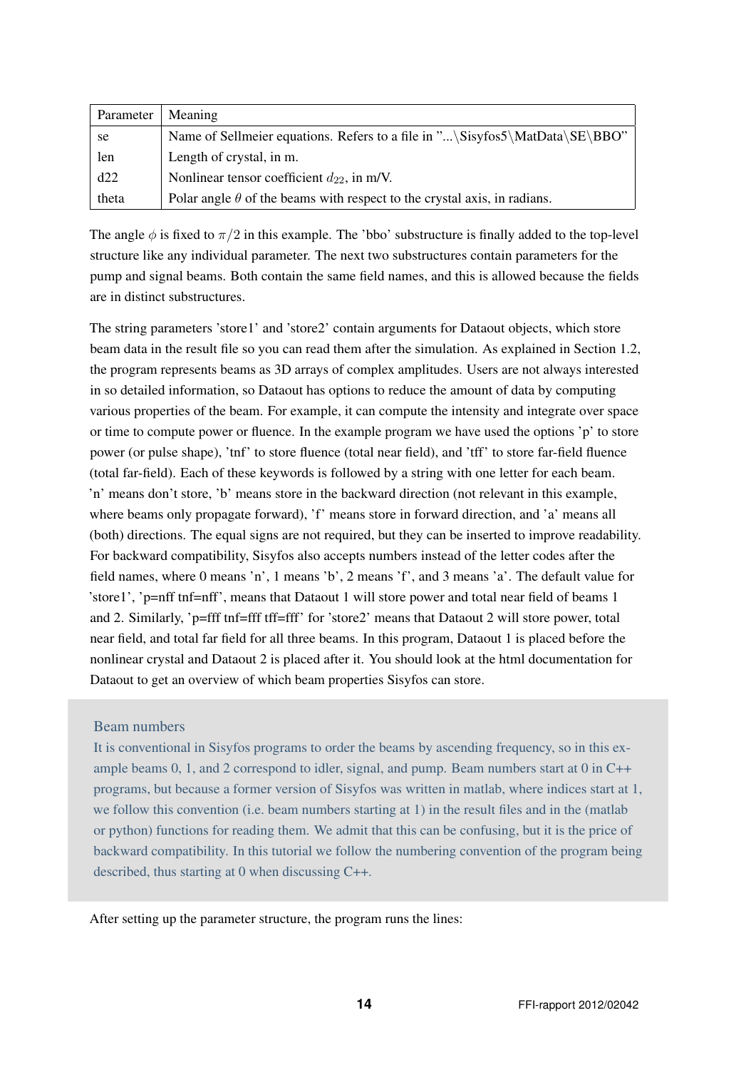| Parameter | Meaning |
|---|---|
| se | Name of Sellmeier equations. Refers to a file in "...\Sisyfos5\MatData\SE\BBO" |
| len | Length of crystal, in m. |
| d22 | Nonlinear tensor coefficient $d_{22}$, in m/V. |
| theta | Polar angle $\theta$ of the beams with respect to the crystal axis, in radians. |

The angle $\phi$ is fixed to $\pi/2$ in this example. The 'bbo' substructure is finally added to the top-level structure like any individual parameter. The next two substructures contain parameters for the pump and signal beams. Both contain the same field names, and this is allowed because the fields are in distinct substructures.

The string parameters 'store1' and 'store2' contain arguments for Dataout objects, which store beam data in the result file so you can read them after the simulation. As explained in Section 1.2, the program represents beams as 3D arrays of complex amplitudes. Users are not always interested in so detailed information, so Dataout has options to reduce the amount of data by computing various properties of the beam. For example, it can compute the intensity and integrate over space or time to compute power or fluence. In the example program we have used the options 'p' to store power (or pulse shape), 'tnf' to store fluence (total near field), and 'tff' to store far-field fluence (total far-field). Each of these keywords is followed by a string with one letter for each beam. 'n' means don't store, 'b' means store in the backward direction (not relevant in this example, where beams only propagate forward), 'f' means store in forward direction, and 'a' means all (both) directions. The equal signs are not required, but they can be inserted to improve readability. For backward compatibility, Sisyfos also accepts numbers instead of the letter codes after the field names, where 0 means 'n', 1 means 'b', 2 means 'f', and 3 means 'a'. The default value for 'store1', 'p=nff tnf=nff', means that Dataout 1 will store power and total near field of beams 1 and 2. Similarly, 'p=fff tnf=fff tff=fff' for 'store2' means that Dataout 2 will store power, total near field, and total far field for all three beams. In this program, Dataout 1 is placed before the nonlinear crystal and Dataout 2 is placed after it. You should look at the html documentation for Dataout to get an overview of which beam properties Sisyfos can store.

> **Beam numbers**
>
> It is conventional in Sisyfos programs to order the beams by ascending frequency, so in this example beams 0, 1, and 2 correspond to idler, signal, and pump. Beam numbers start at 0 in C++ programs, but because a former version of Sisyfos was written in matlab, where indices start at 1, we follow this convention (i.e. beam numbers starting at 1) in the result files and in the (matlab or python) functions for reading them. We admit that this can be confusing, but it is the price of backward compatibility. In this tutorial we follow the numbering convention of the program being described, thus starting at 0 when discussing C++.

After setting up the parameter structure, the program runs the lines: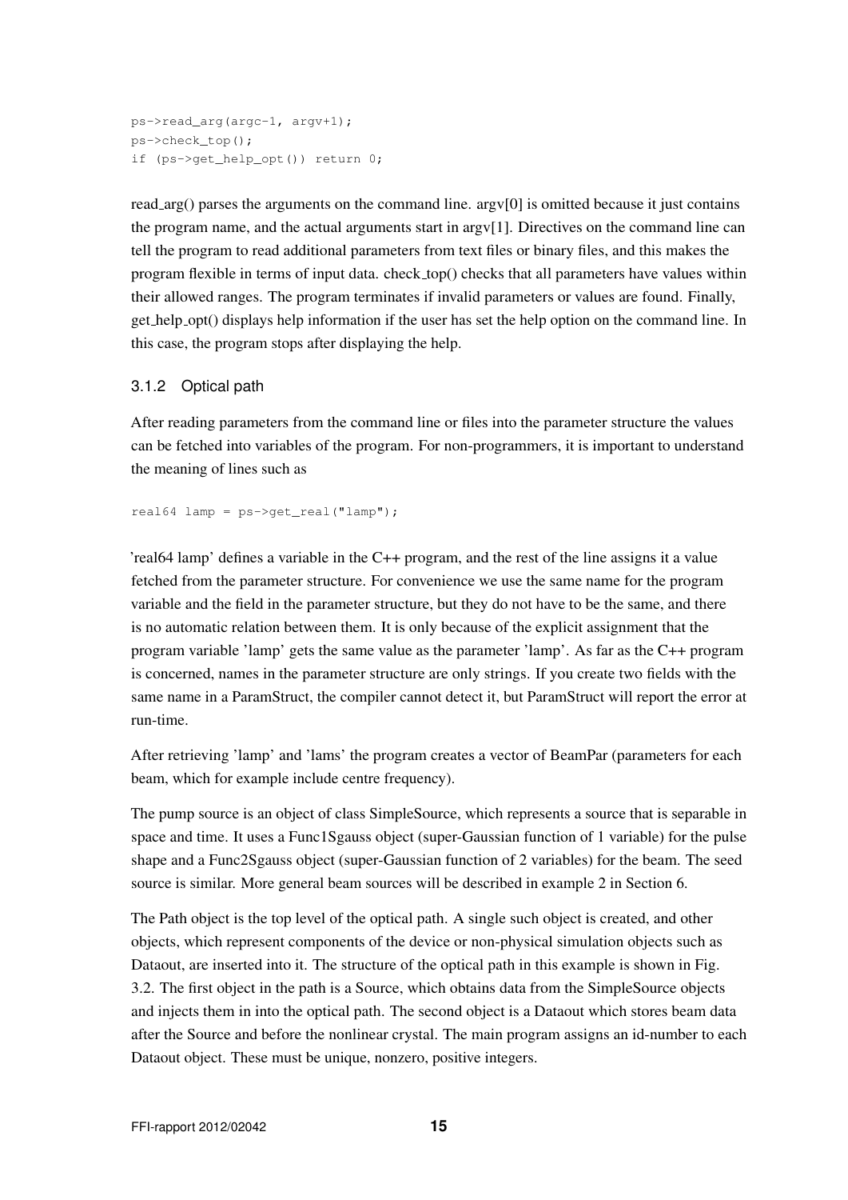```
ps->read_arg(argc-1, argv+1);
ps->check_top();
if (ps->get_help_opt()) return 0;
```

read_arg() parses the arguments on the command line. argv[0] is omitted because it just contains the program name, and the actual arguments start in argv[1]. Directives on the command line can tell the program to read additional parameters from text files or binary files, and this makes the program flexible in terms of input data. check_top() checks that all parameters have values within their allowed ranges. The program terminates if invalid parameters or values are found. Finally, get_help_opt() displays help information if the user has set the help option on the command line. In this case, the program stops after displaying the help.

### 3.1.2 Optical path

After reading parameters from the command line or files into the parameter structure the values can be fetched into variables of the program. For non-programmers, it is important to understand the meaning of lines such as

```
real64 lamp = ps->get_real("lamp");
```

'real64 lamp' defines a variable in the C++ program, and the rest of the line assigns it a value fetched from the parameter structure. For convenience we use the same name for the program variable and the field in the parameter structure, but they do not have to be the same, and there is no automatic relation between them. It is only because of the explicit assignment that the program variable 'lamp' gets the same value as the parameter 'lamp'. As far as the C++ program is concerned, names in the parameter structure are only strings. If you create two fields with the same name in a ParamStruct, the compiler cannot detect it, but ParamStruct will report the error at run-time.

After retrieving 'lamp' and 'lams' the program creates a vector of BeamPar (parameters for each beam, which for example include centre frequency).

The pump source is an object of class SimpleSource, which represents a source that is separable in space and time. It uses a Func1Sgauss object (super-Gaussian function of 1 variable) for the pulse shape and a Func2Sgauss object (super-Gaussian function of 2 variables) for the beam. The seed source is similar. More general beam sources will be described in example 2 in Section 6.

The Path object is the top level of the optical path. A single such object is created, and other objects, which represent components of the device or non-physical simulation objects such as Dataout, are inserted into it. The structure of the optical path in this example is shown in Fig. 3.2. The first object in the path is a Source, which obtains data from the SimpleSource objects and injects them in into the optical path. The second object is a Dataout which stores beam data after the Source and before the nonlinear crystal. The main program assigns an id-number to each Dataout object. These must be unique, nonzero, positive integers.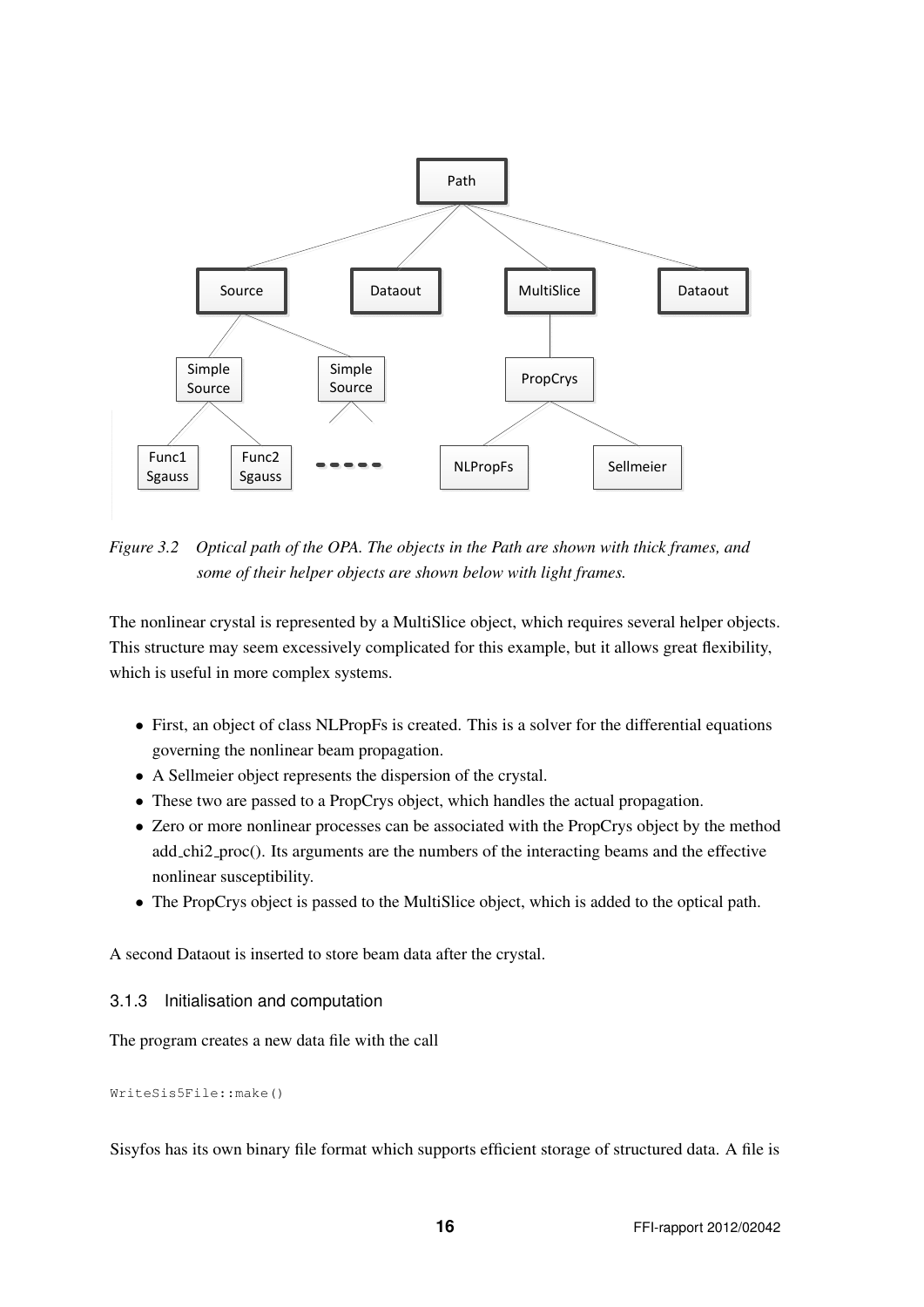Figure 3.2 Optical path of the OPA. The objects in the Path are shown with thick frames, and some of their helper objects are shown below with light frames.

The nonlinear crystal is represented by a MultiSlice object, which requires several helper objects. This structure may seem excessively complicated for this example, but it allows great flexibility, which is useful in more complex systems.

- First, an object of class NLPropFs is created. This is a solver for the differential equations governing the nonlinear beam propagation.
- A Sellmeier object represents the dispersion of the crystal.
- These two are passed to a PropCrys object, which handles the actual propagation.
- Zero or more nonlinear processes can be associated with the PropCrys object by the method add_chi2_proc(). Its arguments are the numbers of the interacting beams and the effective nonlinear susceptibility.
- The PropCrys object is passed to the MultiSlice object, which is added to the optical path.

A second Dataout is inserted to store beam data after the crystal.

### 3.1.3 Initialisation and computation

The program creates a new data file with the call

```
WriteSis5File::make()
```

Sisyfos has its own binary file format which supports efficient storage of structured data. A file is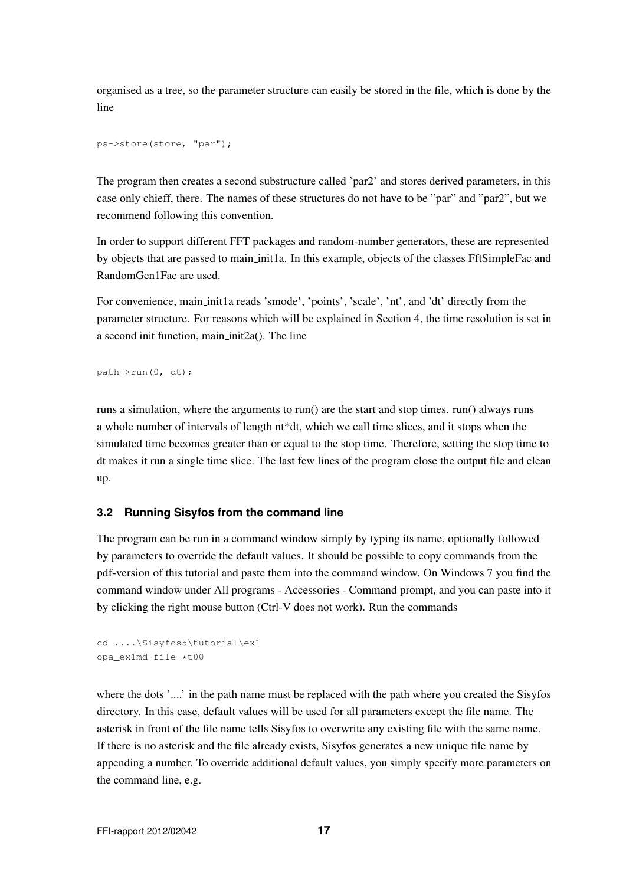organised as a tree, so the parameter structure can easily be stored in the file, which is done by the line

```
ps->store(store, "par");
```

The program then creates a second substructure called 'par2' and stores derived parameters, in this case only chieff, there. The names of these structures do not have to be "par" and "par2", but we recommend following this convention.

In order to support different FFT packages and random-number generators, these are represented by objects that are passed to main_init1a. In this example, objects of the classes FftSimpleFac and RandomGen1Fac are used.

For convenience, main_init1a reads 'smode', 'points', 'scale', 'nt', and 'dt' directly from the parameter structure. For reasons which will be explained in Section 4, the time resolution is set in a second init function, main_init2a(). The line

```
path->run(0, dt);
```

runs a simulation, where the arguments to run() are the start and stop times. run() always runs a whole number of intervals of length nt*dt, which we call time slices, and it stops when the simulated time becomes greater than or equal to the stop time. Therefore, setting the stop time to dt makes it run a single time slice. The last few lines of the program close the output file and clean up.

### 3.2 Running Sisyfos from the command line

The program can be run in a command window simply by typing its name, optionally followed by parameters to override the default values. It should be possible to copy commands from the pdf-version of this tutorial and paste them into the command window. On Windows 7 you find the command window under All programs - Accessories - Command prompt, and you can paste into it by clicking the right mouse button (Ctrl-V does not work). Run the commands

```
cd ....\Sisyfos5\tutorial\ex1
opa_ex1md file *t00
```

where the dots '....' in the path name must be replaced with the path where you created the Sisyfos directory. In this case, default values will be used for all parameters except the file name. The asterisk in front of the file name tells Sisyfos to overwrite any existing file with the same name. If there is no asterisk and the file already exists, Sisyfos generates a new unique file name by appending a number. To override additional default values, you simply specify more parameters on the command line, e.g.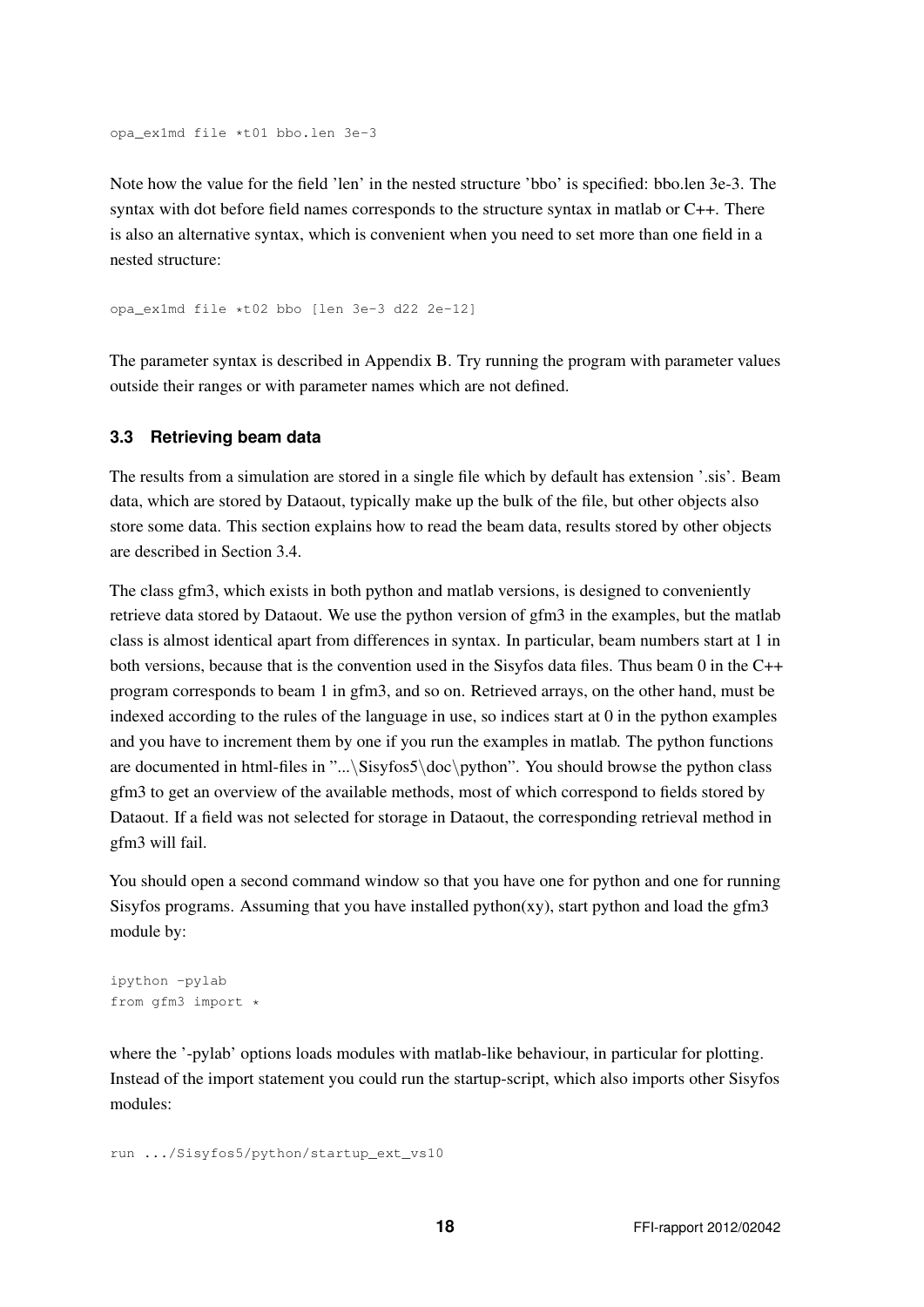```
opa_ex1md file *t01 bbo.len 3e-3
```

Note how the value for the field 'len' in the nested structure 'bbo' is specified: bbo.len 3e-3. The syntax with dot before field names corresponds to the structure syntax in matlab or C++. There is also an alternative syntax, which is convenient when you need to set more than one field in a nested structure:

```
opa_ex1md file *t02 bbo [len 3e-3 d22 2e-12]
```

The parameter syntax is described in Appendix B. Try running the program with parameter values outside their ranges or with parameter names which are not defined.

### 3.3 Retrieving beam data

The results from a simulation are stored in a single file which by default has extension '.sis'. Beam data, which are stored by Dataout, typically make up the bulk of the file, but other objects also store some data. This section explains how to read the beam data, results stored by other objects are described in Section 3.4.

The class gfm3, which exists in both python and matlab versions, is designed to conveniently retrieve data stored by Dataout. We use the python version of gfm3 in the examples, but the matlab class is almost identical apart from differences in syntax. In particular, beam numbers start at 1 in both versions, because that is the convention used in the Sisyfos data files. Thus beam 0 in the C++ program corresponds to beam 1 in gfm3, and so on. Retrieved arrays, on the other hand, must be indexed according to the rules of the language in use, so indices start at 0 in the python examples and you have to increment them by one if you run the examples in matlab. The python functions are documented in html-files in "...\Sisyfos5\doc\python". You should browse the python class gfm3 to get an overview of the available methods, most of which correspond to fields stored by Dataout. If a field was not selected for storage in Dataout, the corresponding retrieval method in gfm3 will fail.

You should open a second command window so that you have one for python and one for running Sisyfos programs. Assuming that you have installed python(xy), start python and load the gfm3 module by:

```
ipython -pylab
from gfm3 import *
```

where the '-pylab' options loads modules with matlab-like behaviour, in particular for plotting. Instead of the import statement you could run the startup-script, which also imports other Sisyfos modules:

```
run .../Sisyfos5/python/startup_ext_vs10
```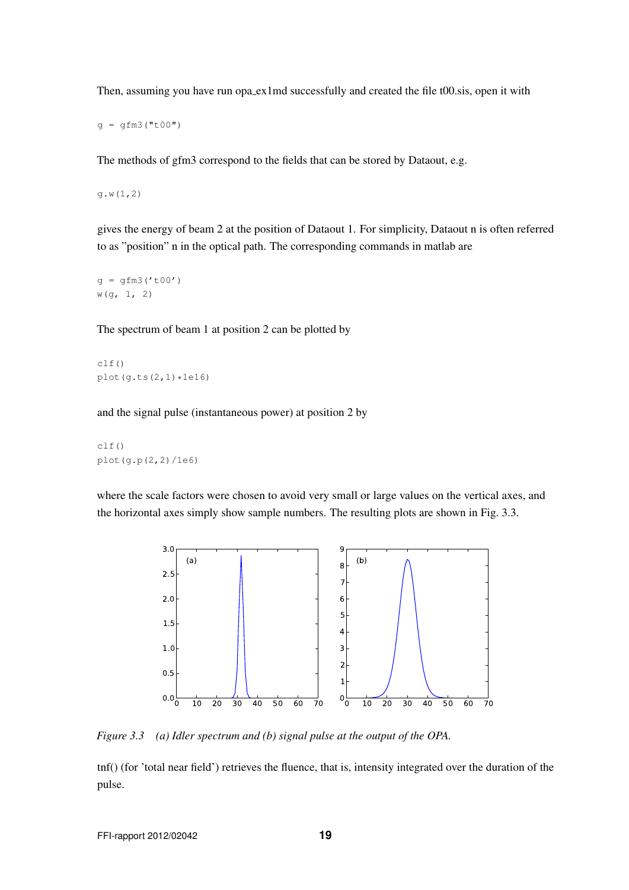Then, assuming you have run opa_ex1md successfully and created the file t00.sis, open it with

```
g = gfm3("t00")
```

The methods of gfm3 correspond to the fields that can be stored by Dataout, e.g.

```
g.w(1,2)
```

gives the energy of beam 2 at the position of Dataout 1. For simplicity, Dataout n is often referred to as "position" n in the optical path. The corresponding commands in matlab are

```
g = gfm3('t00')
w(g, 1, 2)
```

The spectrum of beam 1 at position 2 can be plotted by

```
clf()
plot(g.ts(2,1)*1e16)
```

and the signal pulse (instantaneous power) at position 2 by

```
clf()
plot(g.p(2,2)/1e6)
```

where the scale factors were chosen to avoid very small or large values on the vertical axes, and the horizontal axes simply show sample numbers. The resulting plots are shown in Fig. 3.3.

*Figure 3.3 (a) Idler spectrum and (b) signal pulse at the output of the OPA.*

tnf() (for 'total near field') retrieves the fluence, that is, intensity integrated over the duration of the pulse.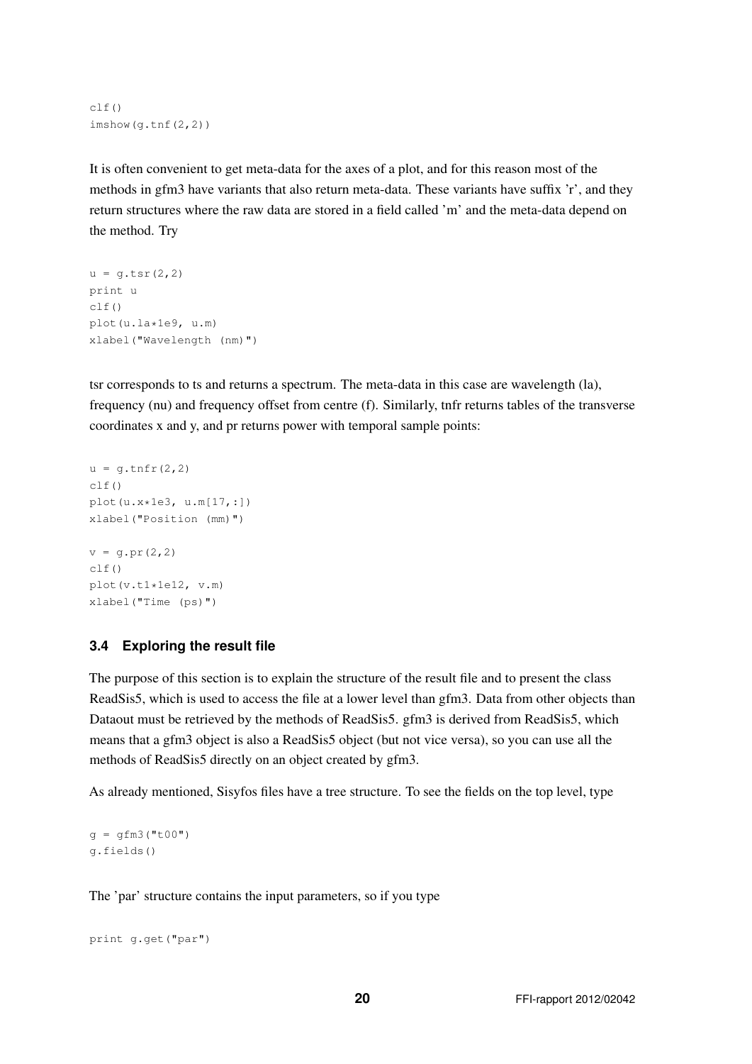```
clf()
imshow(g.tnf(2,2))
```

It is often convenient to get meta-data for the axes of a plot, and for this reason most of the methods in gfm3 have variants that also return meta-data. These variants have suffix 'r', and they return structures where the raw data are stored in a field called 'm' and the meta-data depend on the method. Try

```
u = g.tsr(2,2)
print u
clf()
plot(u.la*1e9, u.m)
xlabel("Wavelength (nm)")
```

tsr corresponds to ts and returns a spectrum. The meta-data in this case are wavelength (la), frequency (nu) and frequency offset from centre (f). Similarly, tnfr returns tables of the transverse coordinates x and y, and pr returns power with temporal sample points:

```
u = g.tnfr(2,2)
clf()
plot(u.x*1e3, u.m[17,:])
xlabel("Position (mm)")

v = g.pr(2,2)
clf()
plot(v.t1*1e12, v.m)
xlabel("Time (ps)")
```

### 3.4 Exploring the result file

The purpose of this section is to explain the structure of the result file and to present the class ReadSis5, which is used to access the file at a lower level than gfm3. Data from other objects than Dataout must be retrieved by the methods of ReadSis5. gfm3 is derived from ReadSis5, which means that a gfm3 object is also a ReadSis5 object (but not vice versa), so you can use all the methods of ReadSis5 directly on an object created by gfm3.

As already mentioned, Sisyfos files have a tree structure. To see the fields on the top level, type

```
g = gfm3("t00")
g.fields()
```

The 'par' structure contains the input parameters, so if you type

```
print g.get("par")
```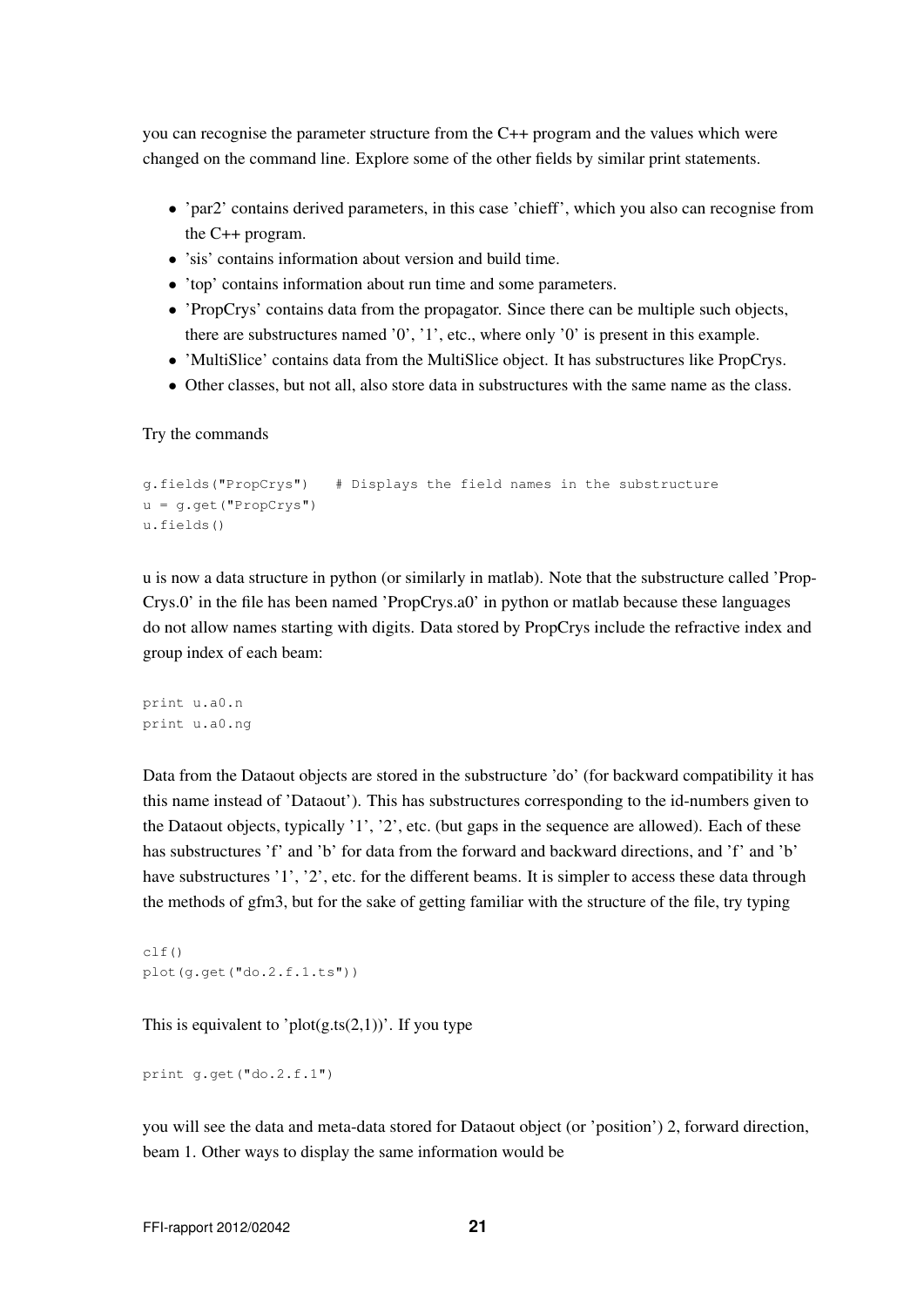you can recognise the parameter structure from the C++ program and the values which were changed on the command line. Explore some of the other fields by similar print statements.

- 'par2' contains derived parameters, in this case 'chieff', which you also can recognise from the C++ program.
- 'sis' contains information about version and build time.
- 'top' contains information about run time and some parameters.
- 'PropCrys' contains data from the propagator. Since there can be multiple such objects, there are substructures named '0', '1', etc., where only '0' is present in this example.
- 'MultiSlice' contains data from the MultiSlice object. It has substructures like PropCrys.
- Other classes, but not all, also store data in substructures with the same name as the class.

Try the commands

```
g.fields("PropCrys")   # Displays the field names in the substructure
u = g.get("PropCrys")
u.fields()
```

u is now a data structure in python (or similarly in matlab). Note that the substructure called 'PropCrys.0' in the file has been named 'PropCrys.a0' in python or matlab because these languages do not allow names starting with digits. Data stored by PropCrys include the refractive index and group index of each beam:

```
print u.a0.n
print u.a0.ng
```

Data from the Dataout objects are stored in the substructure 'do' (for backward compatibility it has this name instead of 'Dataout'). This has substructures corresponding to the id-numbers given to the Dataout objects, typically '1', '2', etc. (but gaps in the sequence are allowed). Each of these has substructures 'f' and 'b' for data from the forward and backward directions, and 'f' and 'b' have substructures '1', '2', etc. for the different beams. It is simpler to access these data through the methods of gfm3, but for the sake of getting familiar with the structure of the file, try typing

```
clf()
plot(g.get("do.2.f.1.ts"))
```

This is equivalent to 'plot(g.ts(2,1))'. If you type

```
print g.get("do.2.f.1")
```

you will see the data and meta-data stored for Dataout object (or 'position') 2, forward direction, beam 1. Other ways to display the same information would be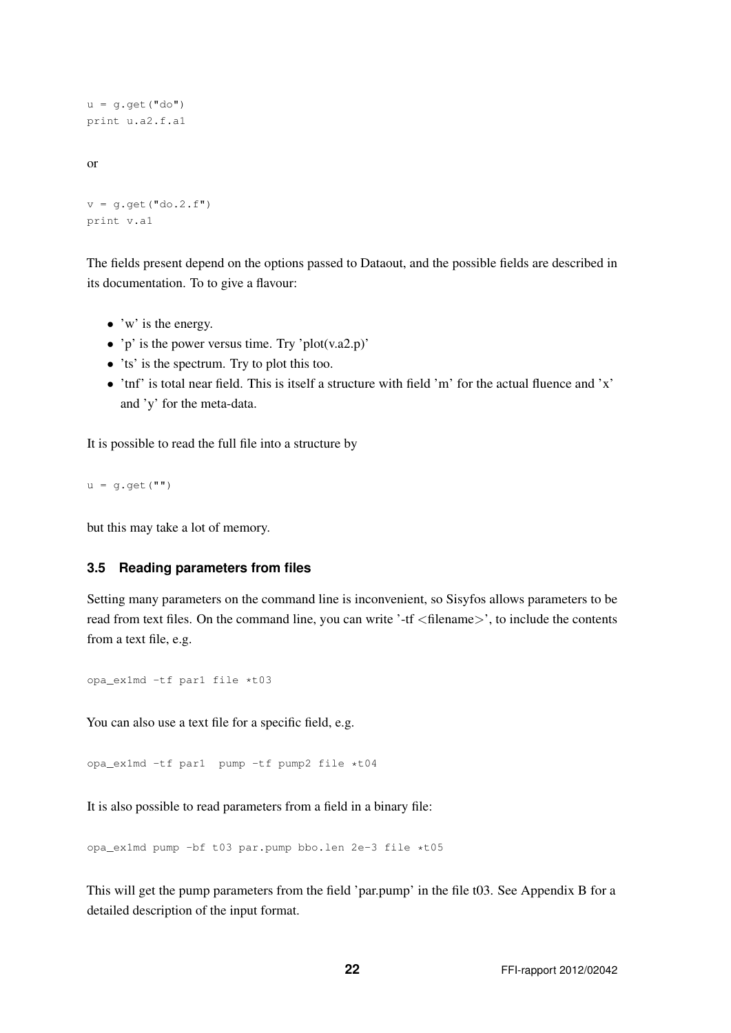```
u = g.get("do")
print u.a2.f.a1
```

or

```
v = g.get("do.2.f")
print v.a1
```

The fields present depend on the options passed to Dataout, and the possible fields are described in its documentation. To to give a flavour:

- 'w' is the energy.
- 'p' is the power versus time. Try 'plot(v.a2.p)'
- 'ts' is the spectrum. Try to plot this too.
- 'tnf' is total near field. This is itself a structure with field 'm' for the actual fluence and 'x' and 'y' for the meta-data.

It is possible to read the full file into a structure by

```
u = g.get("")
```

but this may take a lot of memory.

### 3.5 Reading parameters from files

Setting many parameters on the command line is inconvenient, so Sisyfos allows parameters to be read from text files. On the command line, you can write '-tf <filename>', to include the contents from a text file, e.g.

```
opa_ex1md -tf par1 file *t03
```

You can also use a text file for a specific field, e.g.

```
opa_ex1md -tf par1  pump -tf pump2 file *t04
```

It is also possible to read parameters from a field in a binary file:

```
opa_ex1md pump -bf t03 par.pump bbo.len 2e-3 file *t05
```

This will get the pump parameters from the field 'par.pump' in the file t03. See Appendix B for a detailed description of the input format.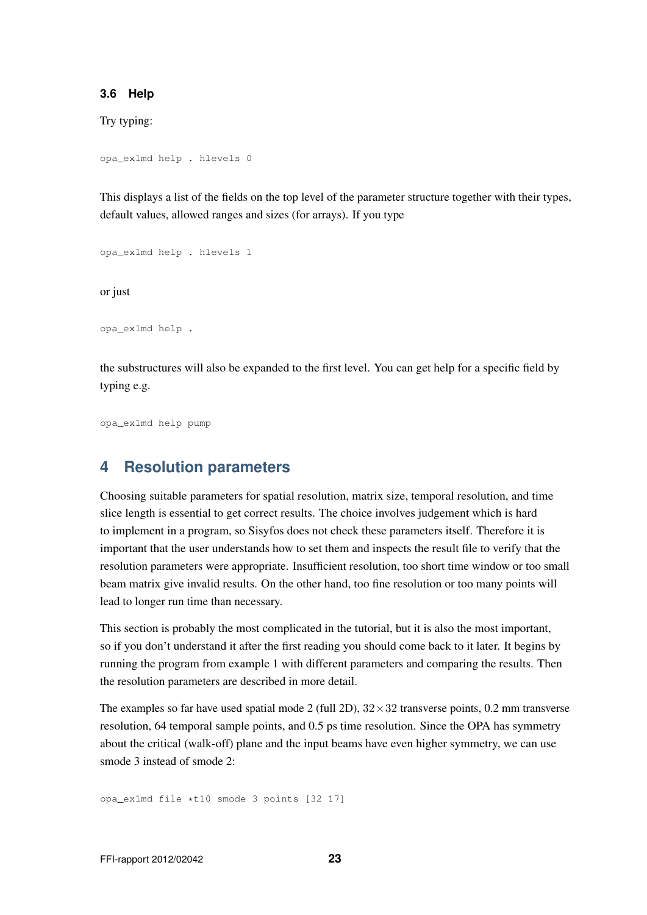### 3.6 Help

Try typing:

```
opa_ex1md help . hlevels 0
```

This displays a list of the fields on the top level of the parameter structure together with their types, default values, allowed ranges and sizes (for arrays). If you type

```
opa_ex1md help . hlevels 1
```

or just

```
opa_ex1md help .
```

the substructures will also be expanded to the first level. You can get help for a specific field by typing e.g.

```
opa_ex1md help pump
```

## 4 Resolution parameters

Choosing suitable parameters for spatial resolution, matrix size, temporal resolution, and time slice length is essential to get correct results. The choice involves judgement which is hard to implement in a program, so Sisyfos does not check these parameters itself. Therefore it is important that the user understands how to set them and inspects the result file to verify that the resolution parameters were appropriate. Insufficient resolution, too short time window or too small beam matrix give invalid results. On the other hand, too fine resolution or too many points will lead to longer run time than necessary.

This section is probably the most complicated in the tutorial, but it is also the most important, so if you don't understand it after the first reading you should come back to it later. It begins by running the program from example 1 with different parameters and comparing the results. Then the resolution parameters are described in more detail.

The examples so far have used spatial mode 2 (full 2D), $32\times32$ transverse points, 0.2 mm transverse resolution, 64 temporal sample points, and 0.5 ps time resolution. Since the OPA has symmetry about the critical (walk-off) plane and the input beams have even higher symmetry, we can use smode 3 instead of smode 2:

```
opa_ex1md file *t10 smode 3 points [32 17]
```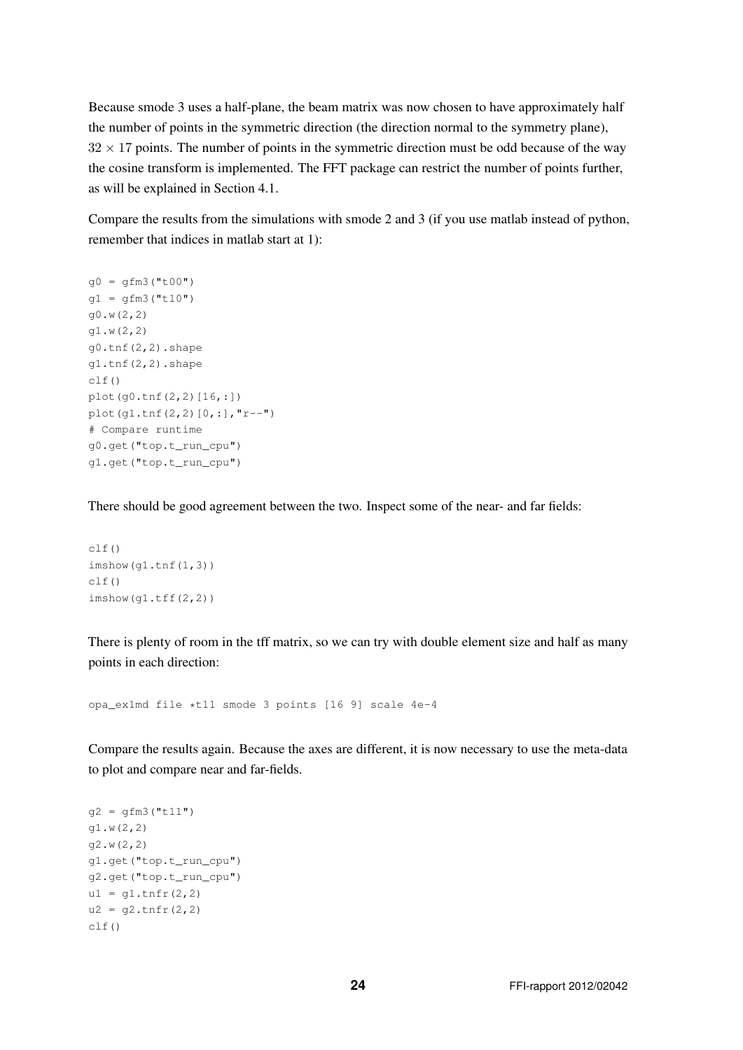Because smode 3 uses a half-plane, the beam matrix was now chosen to have approximately half the number of points in the symmetric direction (the direction normal to the symmetry plane), $32 \times 17$ points. The number of points in the symmetric direction must be odd because of the way the cosine transform is implemented. The FFT package can restrict the number of points further, as will be explained in Section 4.1.

Compare the results from the simulations with smode 2 and 3 (if you use matlab instead of python, remember that indices in matlab start at 1):

```
g0 = gfm3("t00")
g1 = gfm3("t10")
g0.w(2,2)
g1.w(2,2)
g0.tnf(2,2).shape
g1.tnf(2,2).shape
clf()
plot(g0.tnf(2,2)[16,:])
plot(g1.tnf(2,2)[0,:],"r--")
# Compare runtime
g0.get("top.t_run_cpu")
g1.get("top.t_run_cpu")
```

There should be good agreement between the two. Inspect some of the near- and far fields:

```
clf()
imshow(g1.tnf(1,3))
clf()
imshow(g1.tff(2,2))
```

There is plenty of room in the tff matrix, so we can try with double element size and half as many points in each direction:

```
opa_ex1md file *t11 smode 3 points [16 9] scale 4e-4
```

Compare the results again. Because the axes are different, it is now necessary to use the meta-data to plot and compare near and far-fields.

```
g2 = gfm3("t11")
g1.w(2,2)
g2.w(2,2)
g1.get("top.t_run_cpu")
g2.get("top.t_run_cpu")
u1 = g1.tnfr(2,2)
u2 = g2.tnfr(2,2)
clf()
```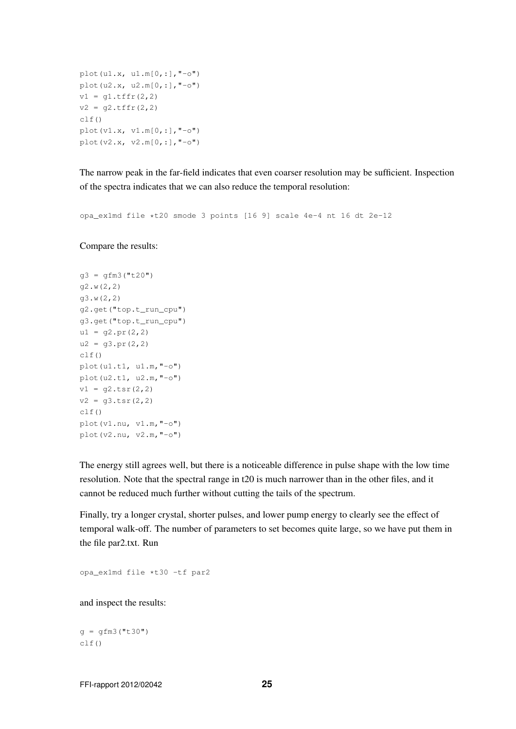```
plot(u1.x, u1.m[0,:],"-o")
plot(u2.x, u2.m[0,:],"-o")
v1 = g1.tffr(2,2)
v2 = g2.tffr(2,2)
clf()
plot(v1.x, v1.m[0,:],"-o")
plot(v2.x, v2.m[0,:],"-o")
```

The narrow peak in the far-field indicates that even coarser resolution may be sufficient. Inspection of the spectra indicates that we can also reduce the temporal resolution:

```
opa_ex1md file *t20 smode 3 points [16 9] scale 4e-4 nt 16 dt 2e-12
```

Compare the results:

```
g3 = gfm3("t20")
g2.w(2,2)
g3.w(2,2)
g2.get("top.t_run_cpu")
g3.get("top.t_run_cpu")
u1 = g2.pr(2,2)
u2 = g3.pr(2,2)
clf()
plot(u1.t1, u1.m,"-o")
plot(u2.t1, u2.m,"-o")
v1 = g2.tsr(2,2)
v2 = g3.tsr(2,2)
clf()
plot(v1.nu, v1.m,"-o")
plot(v2.nu, v2.m,"-o")
```

The energy still agrees well, but there is a noticeable difference in pulse shape with the low time resolution. Note that the spectral range in t20 is much narrower than in the other files, and it cannot be reduced much further without cutting the tails of the spectrum.

Finally, try a longer crystal, shorter pulses, and lower pump energy to clearly see the effect of temporal walk-off. The number of parameters to set becomes quite large, so we have put them in the file par2.txt. Run

```
opa_ex1md file *t30 -tf par2
```

and inspect the results:

```
g = gfm3("t30")
clf()
```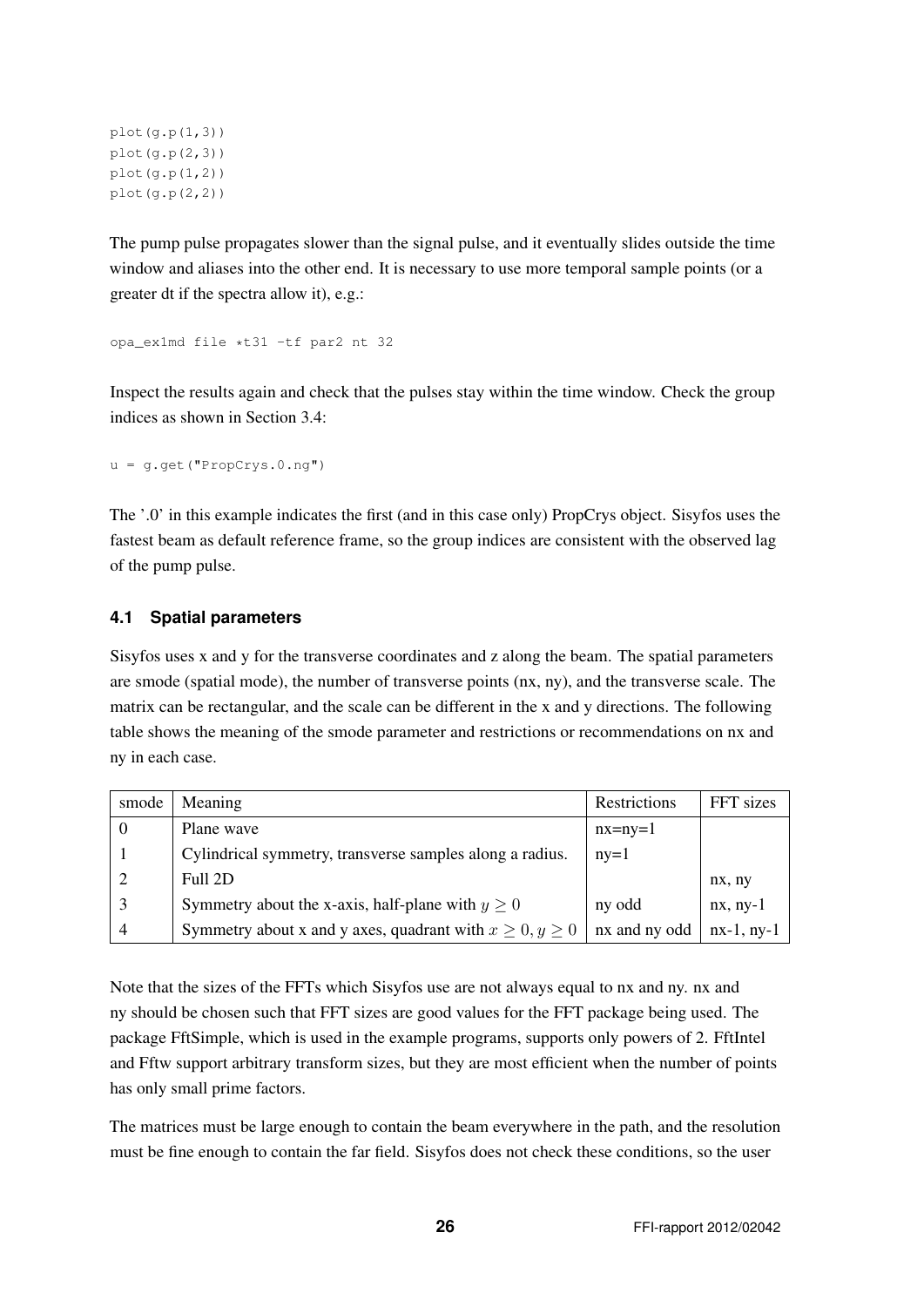```
plot(g.p(1,3))
plot(g.p(2,3))
plot(g.p(1,2))
plot(g.p(2,2))
```

The pump pulse propagates slower than the signal pulse, and it eventually slides outside the time window and aliases into the other end. It is necessary to use more temporal sample points (or a greater dt if the spectra allow it), e.g.:

```
opa_ex1md file *t31 -tf par2 nt 32
```

Inspect the results again and check that the pulses stay within the time window. Check the group indices as shown in Section 3.4:

```
u = g.get("PropCrys.0.ng")
```

The '.0' in this example indicates the first (and in this case only) PropCrys object. Sisyfos uses the fastest beam as default reference frame, so the group indices are consistent with the observed lag of the pump pulse.

### 4.1 Spatial parameters

Sisyfos uses x and y for the transverse coordinates and z along the beam. The spatial parameters are smode (spatial mode), the number of transverse points (nx, ny), and the transverse scale. The matrix can be rectangular, and the scale can be different in the x and y directions. The following table shows the meaning of the smode parameter and restrictions or recommendations on nx and ny in each case.

| smode | Meaning | Restrictions | FFT sizes |
|---|---|---|---|
| 0 | Plane wave | nx=ny=1 | |
| 1 | Cylindrical symmetry, transverse samples along a radius. | ny=1 | |
| 2 | Full 2D | | nx, ny |
| 3 | Symmetry about the x-axis, half-plane with $y \geq 0$ | ny odd | nx, ny-1 |
| 4 | Symmetry about x and y axes, quadrant with $x \geq 0, y \geq 0$ | nx and ny odd | nx-1, ny-1 |

Note that the sizes of the FFTs which Sisyfos use are not always equal to nx and ny. nx and ny should be chosen such that FFT sizes are good values for the FFT package being used. The package FftSimple, which is used in the example programs, supports only powers of 2. FftIntel and Fftw support arbitrary transform sizes, but they are most efficient when the number of points has only small prime factors.

The matrices must be large enough to contain the beam everywhere in the path, and the resolution must be fine enough to contain the far field. Sisyfos does not check these conditions, so the user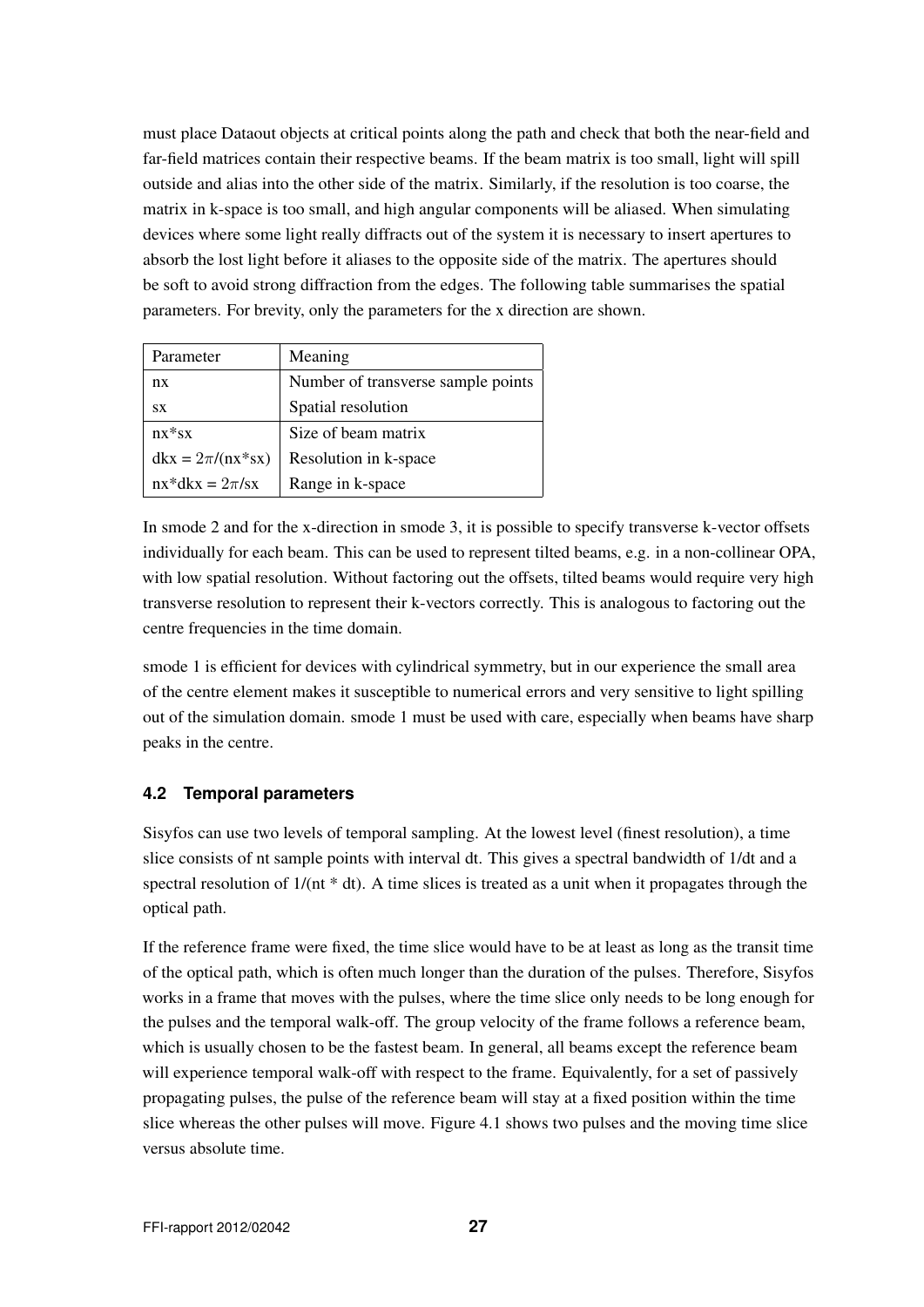must place Dataout objects at critical points along the path and check that both the near-field and far-field matrices contain their respective beams. If the beam matrix is too small, light will spill outside and alias into the other side of the matrix. Similarly, if the resolution is too coarse, the matrix in k-space is too small, and high angular components will be aliased. When simulating devices where some light really diffracts out of the system it is necessary to insert apertures to absorb the lost light before it aliases to the opposite side of the matrix. The apertures should be soft to avoid strong diffraction from the edges. The following table summarises the spatial parameters. For brevity, only the parameters for the x direction are shown.

| Parameter | Meaning |
|---|---|
| nx | Number of transverse sample points |
| sx | Spatial resolution |
| nx*sx | Size of beam matrix |
| dkx = $2\pi$/(nx*sx) | Resolution in k-space |
| nx*dkx = $2\pi$/sx | Range in k-space |

In smode 2 and for the x-direction in smode 3, it is possible to specify transverse k-vector offsets individually for each beam. This can be used to represent tilted beams, e.g. in a non-collinear OPA, with low spatial resolution. Without factoring out the offsets, tilted beams would require very high transverse resolution to represent their k-vectors correctly. This is analogous to factoring out the centre frequencies in the time domain.

smode 1 is efficient for devices with cylindrical symmetry, but in our experience the small area of the centre element makes it susceptible to numerical errors and very sensitive to light spilling out of the simulation domain. smode 1 must be used with care, especially when beams have sharp peaks in the centre.

### 4.2 Temporal parameters

Sisyfos can use two levels of temporal sampling. At the lowest level (finest resolution), a time slice consists of nt sample points with interval dt. This gives a spectral bandwidth of 1/dt and a spectral resolution of 1/(nt * dt). A time slices is treated as a unit when it propagates through the optical path.

If the reference frame were fixed, the time slice would have to be at least as long as the transit time of the optical path, which is often much longer than the duration of the pulses. Therefore, Sisyfos works in a frame that moves with the pulses, where the time slice only needs to be long enough for the pulses and the temporal walk-off. The group velocity of the frame follows a reference beam, which is usually chosen to be the fastest beam. In general, all beams except the reference beam will experience temporal walk-off with respect to the frame. Equivalently, for a set of passively propagating pulses, the pulse of the reference beam will stay at a fixed position within the time slice whereas the other pulses will move. Figure 4.1 shows two pulses and the moving time slice versus absolute time.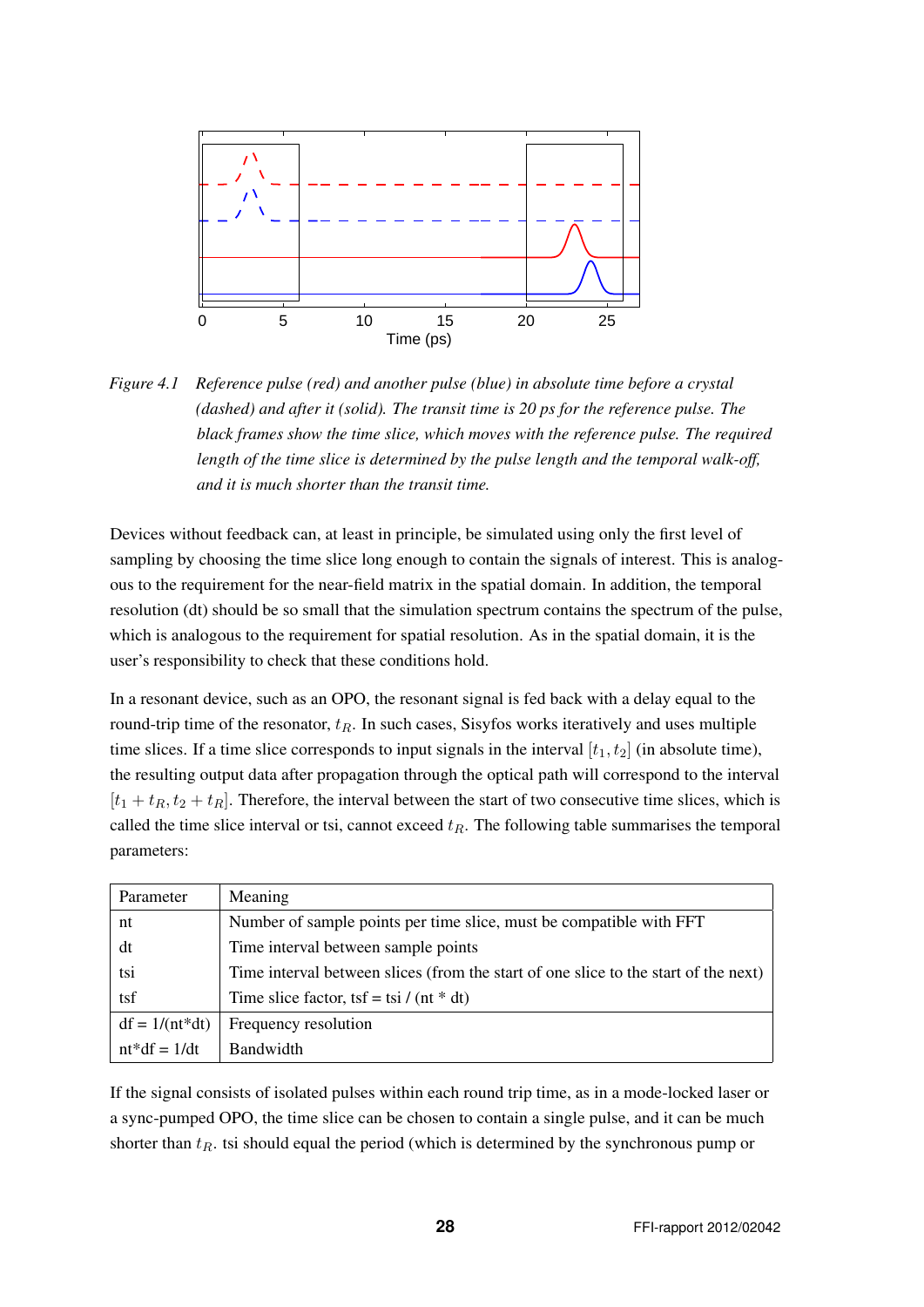Figure 4.1 Reference pulse (red) and another pulse (blue) in absolute time before a crystal (dashed) and after it (solid). The transit time is 20 ps for the reference pulse. The black frames show the time slice, which moves with the reference pulse. The required length of the time slice is determined by the pulse length and the temporal walk-off, and it is much shorter than the transit time.

Devices without feedback can, at least in principle, be simulated using only the first level of sampling by choosing the time slice long enough to contain the signals of interest. This is analogous to the requirement for the near-field matrix in the spatial domain. In addition, the temporal resolution (dt) should be so small that the simulation spectrum contains the spectrum of the pulse, which is analogous to the requirement for spatial resolution. As in the spatial domain, it is the user's responsibility to check that these conditions hold.

In a resonant device, such as an OPO, the resonant signal is fed back with a delay equal to the round-trip time of the resonator, $t_R$. In such cases, Sisyfos works iteratively and uses multiple time slices. If a time slice corresponds to input signals in the interval $[t_1, t_2]$ (in absolute time), the resulting output data after propagation through the optical path will correspond to the interval $[t_1 + t_R, t_2 + t_R]$. Therefore, the interval between the start of two consecutive time slices, which is called the time slice interval or tsi, cannot exceed $t_R$. The following table summarises the temporal parameters:

| Parameter | Meaning |
|---|---|
| nt | Number of sample points per time slice, must be compatible with FFT |
| dt | Time interval between sample points |
| tsi | Time interval between slices (from the start of one slice to the start of the next) |
| tsf | Time slice factor, tsf = tsi / (nt * dt) |
| df = 1/(nt*dt) | Frequency resolution |
| nt*df = 1/dt | Bandwidth |

If the signal consists of isolated pulses within each round trip time, as in a mode-locked laser or a sync-pumped OPO, the time slice can be chosen to contain a single pulse, and it can be much shorter than $t_R$. tsi should equal the period (which is determined by the synchronous pump or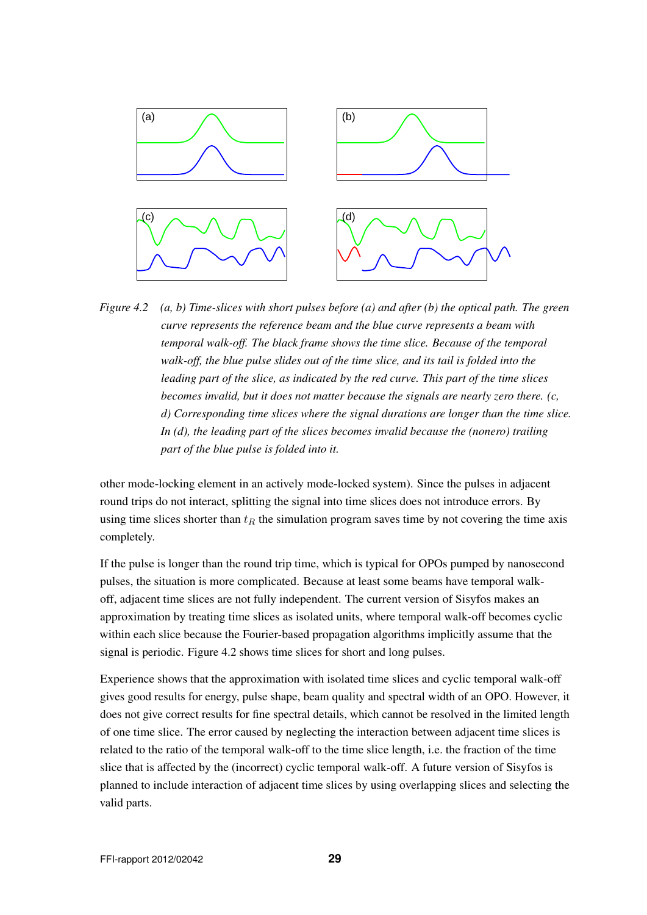*Figure 4.2 (a, b) Time-slices with short pulses before (a) and after (b) the optical path. The green curve represents the reference beam and the blue curve represents a beam with temporal walk-off. The black frame shows the time slice. Because of the temporal walk-off, the blue pulse slides out of the time slice, and its tail is folded into the leading part of the slice, as indicated by the red curve. This part of the time slices becomes invalid, but it does not matter because the signals are nearly zero there. (c, d) Corresponding time slices where the signal durations are longer than the time slice. In (d), the leading part of the slices becomes invalid because the (nonero) trailing part of the blue pulse is folded into it.*

other mode-locking element in an actively mode-locked system). Since the pulses in adjacent round trips do not interact, splitting the signal into time slices does not introduce errors. By using time slices shorter than $t_R$ the simulation program saves time by not covering the time axis completely.

If the pulse is longer than the round trip time, which is typical for OPOs pumped by nanosecond pulses, the situation is more complicated. Because at least some beams have temporal walk-off, adjacent time slices are not fully independent. The current version of Sisyfos makes an approximation by treating time slices as isolated units, where temporal walk-off becomes cyclic within each slice because the Fourier-based propagation algorithms implicitly assume that the signal is periodic. Figure 4.2 shows time slices for short and long pulses.

Experience shows that the approximation with isolated time slices and cyclic temporal walk-off gives good results for energy, pulse shape, beam quality and spectral width of an OPO. However, it does not give correct results for fine spectral details, which cannot be resolved in the limited length of one time slice. The error caused by neglecting the interaction between adjacent time slices is related to the ratio of the temporal walk-off to the time slice length, i.e. the fraction of the time slice that is affected by the (incorrect) cyclic temporal walk-off. A future version of Sisyfos is planned to include interaction of adjacent time slices by using overlapping slices and selecting the valid parts.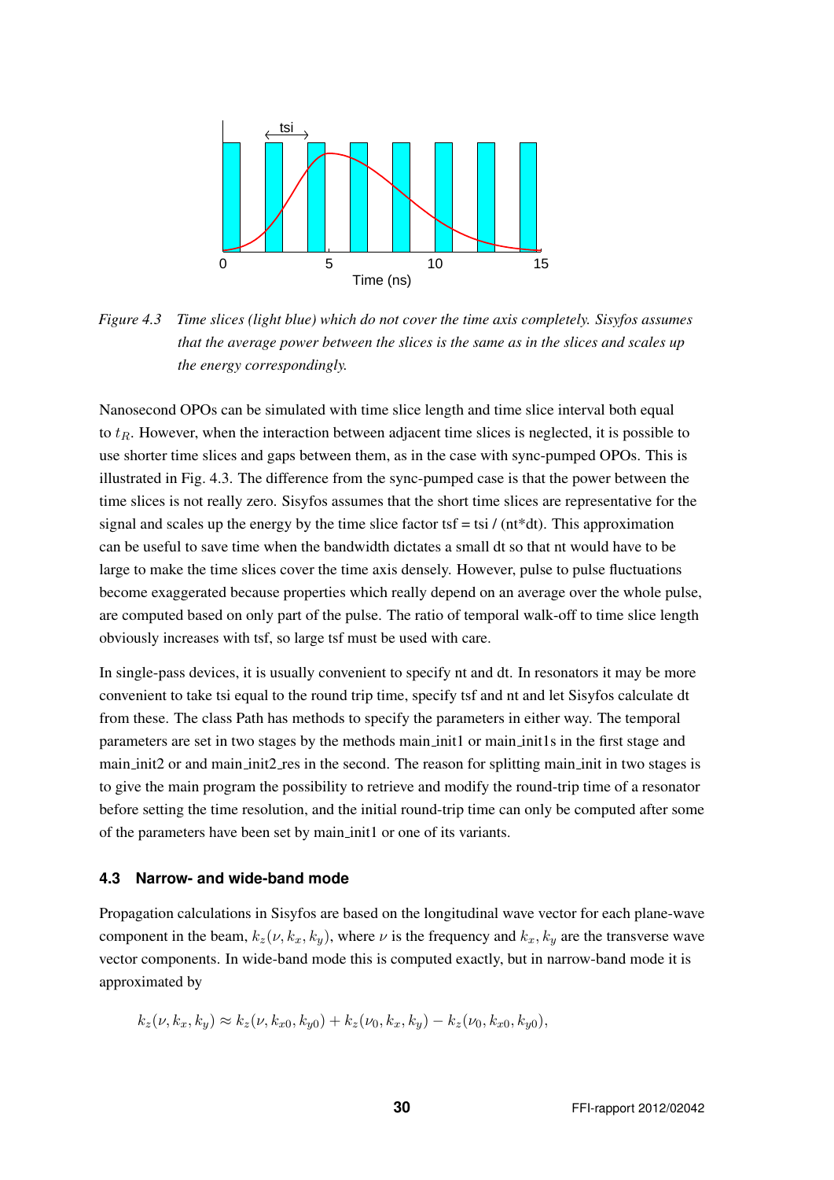Figure 4.3    *Time slices (light blue) which do not cover the time axis completely. Sisyfos assumes that the average power between the slices is the same as in the slices and scales up the energy correspondingly.*

Nanosecond OPOs can be simulated with time slice length and time slice interval both equal to $t_R$. However, when the interaction between adjacent time slices is neglected, it is possible to use shorter time slices and gaps between them, as in the case with sync-pumped OPOs. This is illustrated in Fig. 4.3. The difference from the sync-pumped case is that the power between the time slices is not really zero. Sisyfos assumes that the short time slices are representative for the signal and scales up the energy by the time slice factor tsf = tsi / (nt*dt). This approximation can be useful to save time when the bandwidth dictates a small dt so that nt would have to be large to make the time slices cover the time axis densely. However, pulse to pulse fluctuations become exaggerated because properties which really depend on an average over the whole pulse, are computed based on only part of the pulse. The ratio of temporal walk-off to time slice length obviously increases with tsf, so large tsf must be used with care.

In single-pass devices, it is usually convenient to specify nt and dt. In resonators it may be more convenient to take tsi equal to the round trip time, specify tsf and nt and let Sisyfos calculate dt from these. The class Path has methods to specify the parameters in either way. The temporal parameters are set in two stages by the methods main_init1 or main_init1s in the first stage and main_init2 or and main_init2_res in the second. The reason for splitting main_init in two stages is to give the main program the possibility to retrieve and modify the round-trip time of a resonator before setting the time resolution, and the initial round-trip time can only be computed after some of the parameters have been set by main_init1 or one of its variants.

### 4.3 Narrow- and wide-band mode

Propagation calculations in Sisyfos are based on the longitudinal wave vector for each plane-wave component in the beam, $k_z(\nu, k_x, k_y)$, where $\nu$ is the frequency and $k_x$, $k_y$ are the transverse wave vector components. In wide-band mode this is computed exactly, but in narrow-band mode it is approximated by

$$k_z(\nu, k_x, k_y) \approx k_z(\nu, k_{x0}, k_{y0}) + k_z(\nu_0, k_x, k_y) - k_z(\nu_0, k_{x0}, k_{y0}),$$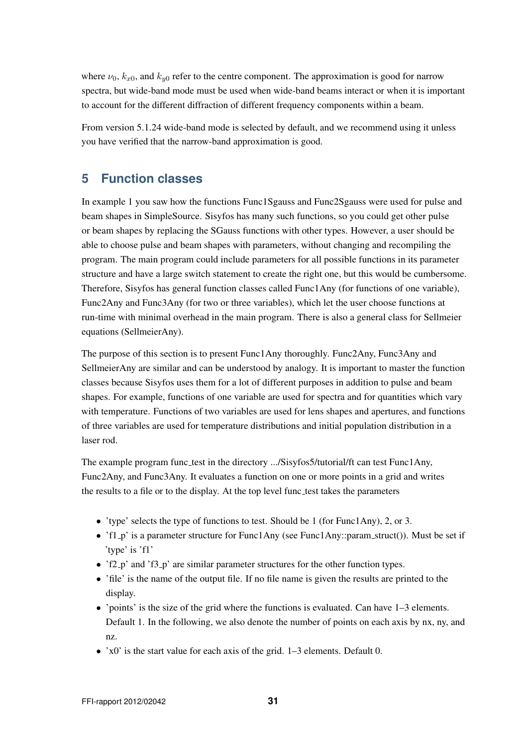where $\nu_0$, $k_{x0}$, and $k_{y0}$ refer to the centre component. The approximation is good for narrow spectra, but wide-band mode must be used when wide-band beams interact or when it is important to account for the different diffraction of different frequency components within a beam.

From version 5.1.24 wide-band mode is selected by default, and we recommend using it unless you have verified that the narrow-band approximation is good.

## 5 Function classes

In example 1 you saw how the functions Func1Sgauss and Func2Sgauss were used for pulse and beam shapes in SimpleSource. Sisyfos has many such functions, so you could get other pulse or beam shapes by replacing the SGauss functions with other types. However, a user should be able to choose pulse and beam shapes with parameters, without changing and recompiling the program. The main program could include parameters for all possible functions in its parameter structure and have a large switch statement to create the right one, but this would be cumbersome. Therefore, Sisyfos has general function classes called Func1Any (for functions of one variable), Func2Any and Func3Any (for two or three variables), which let the user choose functions at run-time with minimal overhead in the main program. There is also a general class for Sellmeier equations (SellmeierAny).

The purpose of this section is to present Func1Any thoroughly. Func2Any, Func3Any and SellmeierAny are similar and can be understood by analogy. It is important to master the function classes because Sisyfos uses them for a lot of different purposes in addition to pulse and beam shapes. For example, functions of one variable are used for spectra and for quantities which vary with temperature. Functions of two variables are used for lens shapes and apertures, and functions of three variables are used for temperature distributions and initial population distribution in a laser rod.

The example program func_test in the directory .../Sisyfos5/tutorial/ft can test Func1Any, Func2Any, and Func3Any. It evaluates a function on one or more points in a grid and writes the results to a file or to the display. At the top level func_test takes the parameters

- 'type' selects the type of functions to test. Should be 1 (for Func1Any), 2, or 3.
- 'f1_p' is a parameter structure for Func1Any (see Func1Any::param_struct()). Must be set if 'type' is 'f1'
- 'f2_p' and 'f3_p' are similar parameter structures for the other function types.
- 'file' is the name of the output file. If no file name is given the results are printed to the display.
- 'points' is the size of the grid where the functions is evaluated. Can have 1–3 elements. Default 1. In the following, we also denote the number of points on each axis by nx, ny, and nz.
- 'x0' is the start value for each axis of the grid. 1–3 elements. Default 0.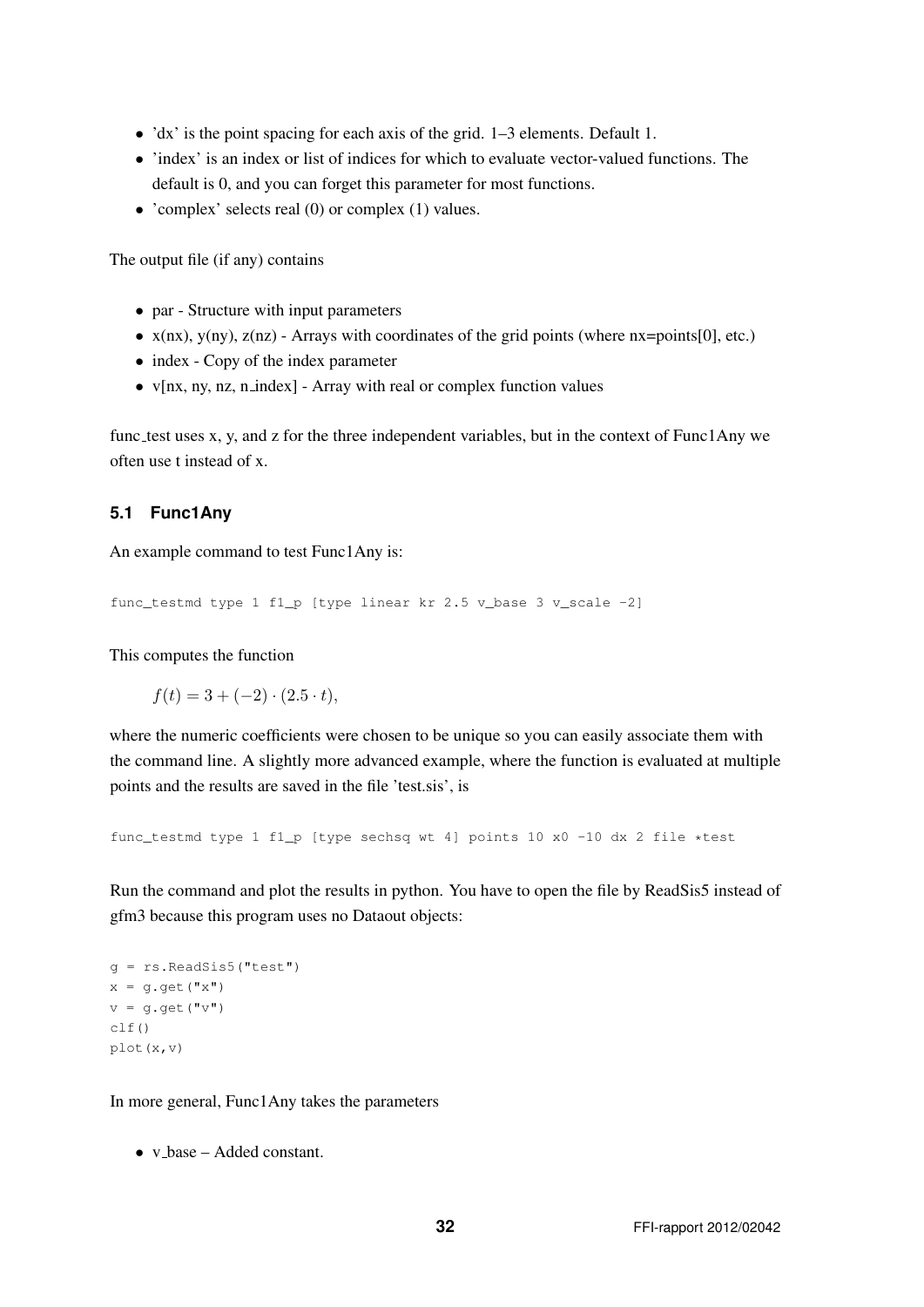- 'dx' is the point spacing for each axis of the grid. 1–3 elements. Default 1.
- 'index' is an index or list of indices for which to evaluate vector-valued functions. The default is 0, and you can forget this parameter for most functions.
- 'complex' selects real (0) or complex (1) values.

The output file (if any) contains

- par - Structure with input parameters
- x(nx), y(ny), z(nz) - Arrays with coordinates of the grid points (where nx=points[0], etc.)
- index - Copy of the index parameter
- v[nx, ny, nz, n_index] - Array with real or complex function values

func_test uses x, y, and z for the three independent variables, but in the context of Func1Any we often use t instead of x.

### 5.1 Func1Any

An example command to test Func1Any is:

```
func_testmd type 1 f1_p [type linear kr 2.5 v_base 3 v_scale -2]
```

This computes the function

$$f(t) = 3 + (-2) \cdot (2.5 \cdot t),$$

where the numeric coefficients were chosen to be unique so you can easily associate them with the command line. A slightly more advanced example, where the function is evaluated at multiple points and the results are saved in the file 'test.sis', is

```
func_testmd type 1 f1_p [type sechsq wt 4] points 10 x0 -10 dx 2 file *test
```

Run the command and plot the results in python. You have to open the file by ReadSis5 instead of gfm3 because this program uses no Dataout objects:

```
g = rs.ReadSis5("test")
x = g.get("x")
v = g.get("v")
clf()
plot(x,v)
```

In more general, Func1Any takes the parameters

- v_base – Added constant.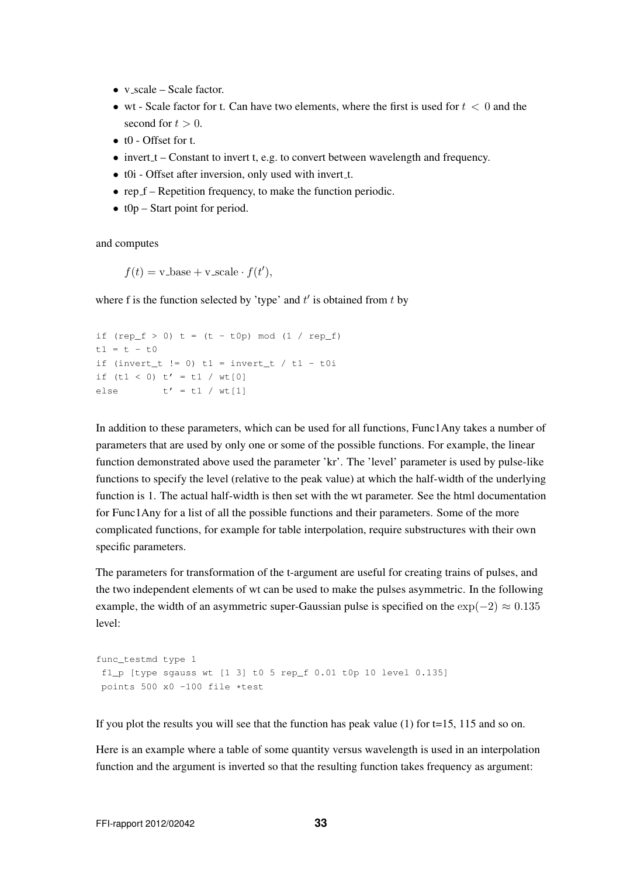- v_scale – Scale factor.
- wt - Scale factor for t. Can have two elements, where the first is used for $t < 0$ and the second for $t > 0$.
- t0 - Offset for t.
- invert_t – Constant to invert t, e.g. to convert between wavelength and frequency.
- t0i - Offset after inversion, only used with invert_t.
- rep_f – Repetition frequency, to make the function periodic.
- t0p – Start point for period.

and computes

$$f(t) = \text{v\_base} + \text{v\_scale} \cdot f(t'),$$

where f is the function selected by 'type' and $t'$ is obtained from $t$ by

```
if (rep_f > 0) t = (t - t0p) mod (1 / rep_f)
t1 = t - t0
if (invert_t != 0) t1 = invert_t / t1 - t0i
if (t1 < 0) t' = t1 / wt[0]
else        t' = t1 / wt[1]
```

In addition to these parameters, which can be used for all functions, Func1Any takes a number of parameters that are used by only one or some of the possible functions. For example, the linear function demonstrated above used the parameter 'kr'. The 'level' parameter is used by pulse-like functions to specify the level (relative to the peak value) at which the half-width of the underlying function is 1. The actual half-width is then set with the wt parameter. See the html documentation for Func1Any for a list of all the possible functions and their parameters. Some of the more complicated functions, for example for table interpolation, require substructures with their own specific parameters.

The parameters for transformation of the t-argument are useful for creating trains of pulses, and the two independent elements of wt can be used to make the pulses asymmetric. In the following example, the width of an asymmetric super-Gaussian pulse is specified on the $\exp(-2) \approx 0.135$ level:

```
func_testmd type 1
 f1_p [type sgauss wt [1 3] t0 5 rep_f 0.01 t0p 10 level 0.135]
 points 500 x0 -100 file *test
```

If you plot the results you will see that the function has peak value (1) for t=15, 115 and so on.

Here is an example where a table of some quantity versus wavelength is used in an interpolation function and the argument is inverted so that the resulting function takes frequency as argument: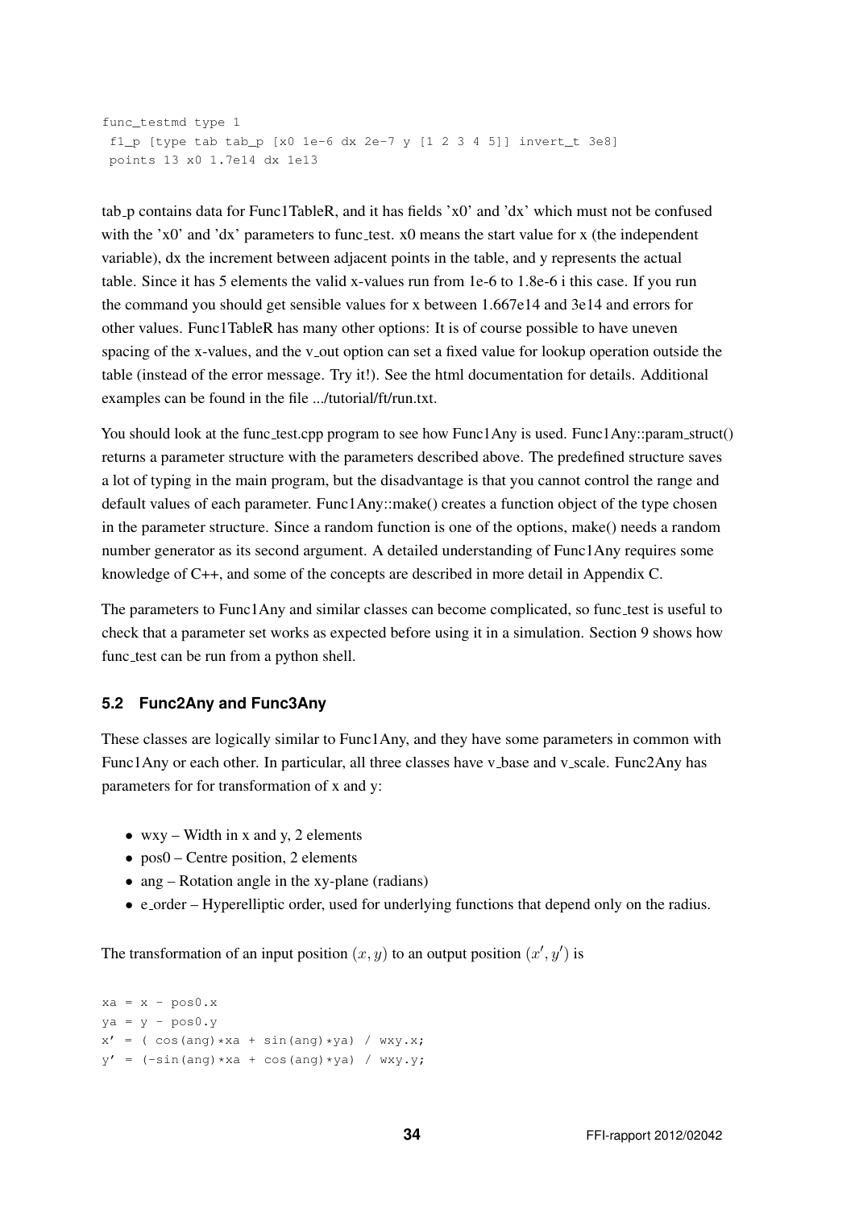```
func_testmd type 1
 f1_p [type tab tab_p [x0 1e-6 dx 2e-7 y [1 2 3 4 5]] invert_t 3e8]
 points 13 x0 1.7e14 dx 1e13
```

tab_p contains data for Func1TableR, and it has fields 'x0' and 'dx' which must not be confused with the 'x0' and 'dx' parameters to func_test. x0 means the start value for x (the independent variable), dx the increment between adjacent points in the table, and y represents the actual table. Since it has 5 elements the valid x-values run from 1e-6 to 1.8e-6 i this case. If you run the command you should get sensible values for x between 1.667e14 and 3e14 and errors for other values. Func1TableR has many other options: It is of course possible to have uneven spacing of the x-values, and the v_out option can set a fixed value for lookup operation outside the table (instead of the error message. Try it!). See the html documentation for details. Additional examples can be found in the file .../tutorial/ft/run.txt.

You should look at the func_test.cpp program to see how Func1Any is used. Func1Any::param_struct() returns a parameter structure with the parameters described above. The predefined structure saves a lot of typing in the main program, but the disadvantage is that you cannot control the range and default values of each parameter. Func1Any::make() creates a function object of the type chosen in the parameter structure. Since a random function is one of the options, make() needs a random number generator as its second argument. A detailed understanding of Func1Any requires some knowledge of C++, and some of the concepts are described in more detail in Appendix C.

The parameters to Func1Any and similar classes can become complicated, so func_test is useful to check that a parameter set works as expected before using it in a simulation. Section 9 shows how func_test can be run from a python shell.

### 5.2 Func2Any and Func3Any

These classes are logically similar to Func1Any, and they have some parameters in common with Func1Any or each other. In particular, all three classes have v_base and v_scale. Func2Any has parameters for for transformation of x and y:

- wxy – Width in x and y, 2 elements
- pos0 – Centre position, 2 elements
- ang – Rotation angle in the xy-plane (radians)
- e_order – Hyperelliptic order, used for underlying functions that depend only on the radius.

The transformation of an input position $(x, y)$ to an output position $(x', y')$ is

```
xa = x - pos0.x
ya = y - pos0.y
x' = ( cos(ang)*xa + sin(ang)*ya) / wxy.x;
y' = (-sin(ang)*xa + cos(ang)*ya) / wxy.y;
```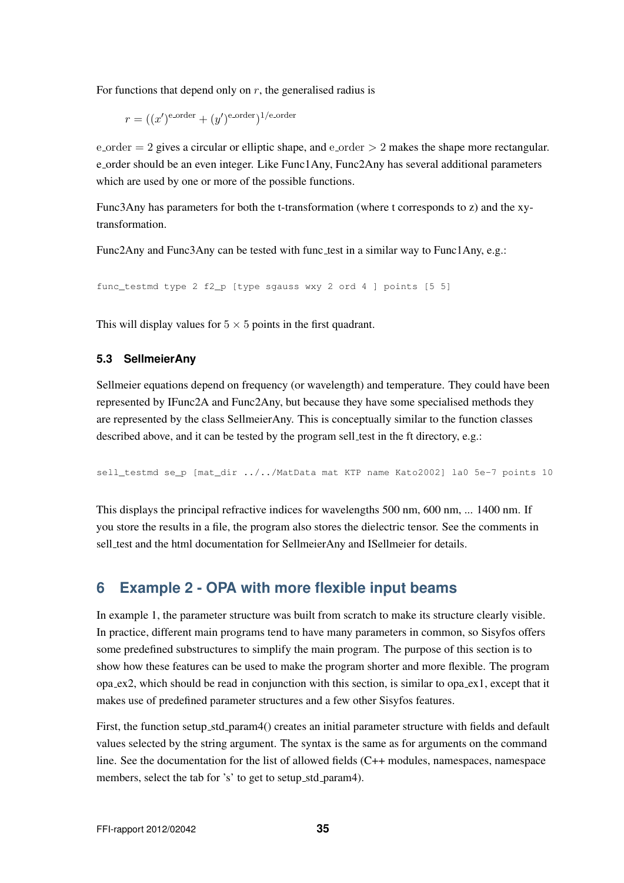For functions that depend only on $r$, the generalised radius is

$$r = ((x')^{\text{e\_order}} + (y')^{\text{e\_order}})^{1/\text{e\_order}}$$

$\text{e\_order} = 2$ gives a circular or elliptic shape, and $\text{e\_order} > 2$ makes the shape more rectangular. e_order should be an even integer. Like Func1Any, Func2Any has several additional parameters which are used by one or more of the possible functions.

Func3Any has parameters for both the t-transformation (where t corresponds to z) and the xy-transformation.

Func2Any and Func3Any can be tested with func_test in a similar way to Func1Any, e.g.:

```
func_testmd type 2 f2_p [type sgauss wxy 2 ord 4 ] points [5 5]
```

This will display values for $5 \times 5$ points in the first quadrant.

### 5.3 SellmeierAny

Sellmeier equations depend on frequency (or wavelength) and temperature. They could have been represented by IFunc2A and Func2Any, but because they have some specialised methods they are represented by the class SellmeierAny. This is conceptually similar to the function classes described above, and it can be tested by the program sell_test in the ft directory, e.g.:

```
sell_testmd se_p [mat_dir ../../MatData mat KTP name Kato2002] la0 5e-7 points 10
```

This displays the principal refractive indices for wavelengths 500 nm, 600 nm, ... 1400 nm. If you store the results in a file, the program also stores the dielectric tensor. See the comments in sell_test and the html documentation for SellmeierAny and ISellmeier for details.

## 6 Example 2 - OPA with more flexible input beams

In example 1, the parameter structure was built from scratch to make its structure clearly visible. In practice, different main programs tend to have many parameters in common, so Sisyfos offers some predefined substructures to simplify the main program. The purpose of this section is to show how these features can be used to make the program shorter and more flexible. The program opa_ex2, which should be read in conjunction with this section, is similar to opa_ex1, except that it makes use of predefined parameter structures and a few other Sisyfos features.

First, the function setup_std_param4() creates an initial parameter structure with fields and default values selected by the string argument. The syntax is the same as for arguments on the command line. See the documentation for the list of allowed fields (C++ modules, namespaces, namespace members, select the tab for 's' to get to setup_std_param4).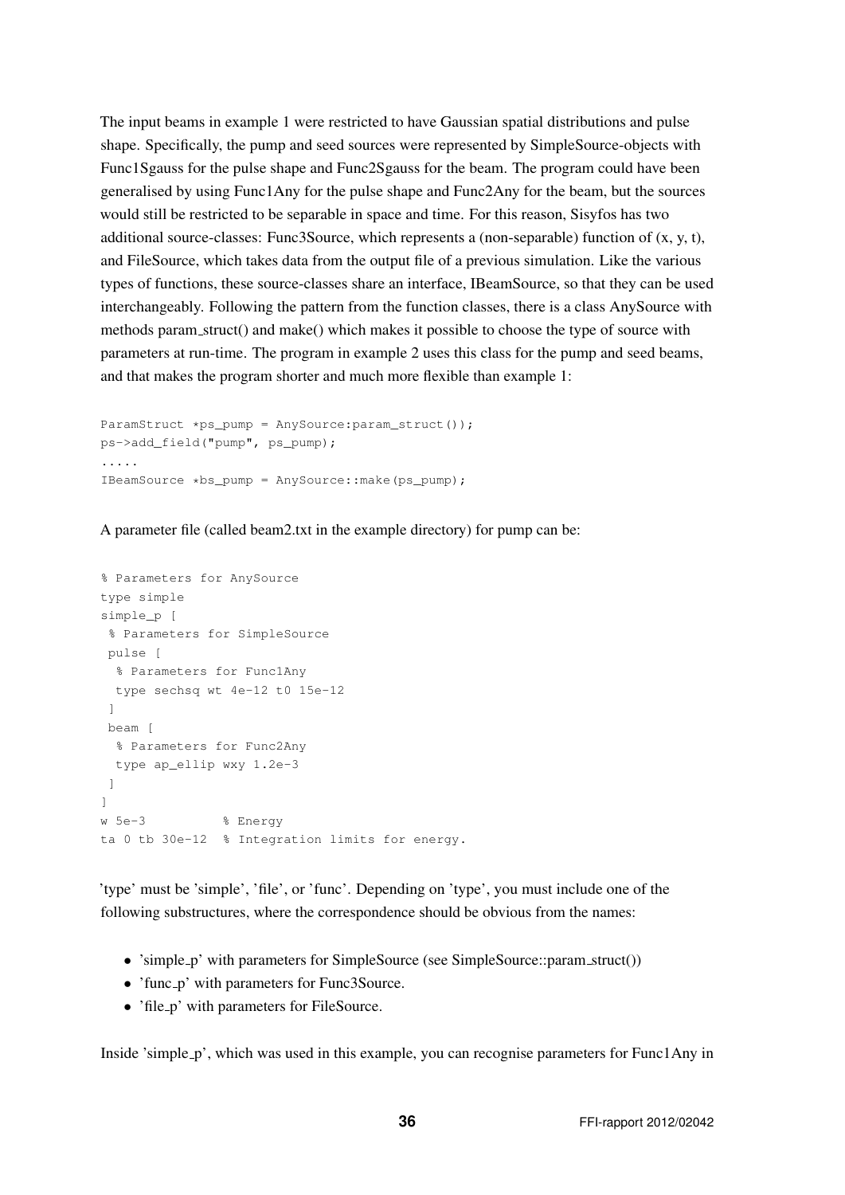The input beams in example 1 were restricted to have Gaussian spatial distributions and pulse shape. Specifically, the pump and seed sources were represented by SimpleSource-objects with Func1Sgauss for the pulse shape and Func2Sgauss for the beam. The program could have been generalised by using Func1Any for the pulse shape and Func2Any for the beam, but the sources would still be restricted to be separable in space and time. For this reason, Sisyfos has two additional source-classes: Func3Source, which represents a (non-separable) function of (x, y, t), and FileSource, which takes data from the output file of a previous simulation. Like the various types of functions, these source-classes share an interface, IBeamSource, so that they can be used interchangeably. Following the pattern from the function classes, there is a class AnySource with methods param_struct() and make() which makes it possible to choose the type of source with parameters at run-time. The program in example 2 uses this class for the pump and seed beams, and that makes the program shorter and much more flexible than example 1:

```
ParamStruct *ps_pump = AnySource:param_struct());
ps->add_field("pump", ps_pump);
.....
IBeamSource *bs_pump = AnySource::make(ps_pump);
```

A parameter file (called beam2.txt in the example directory) for pump can be:

```
% Parameters for AnySource
type simple
simple_p [
 % Parameters for SimpleSource
 pulse [
  % Parameters for Func1Any
  type sechsq wt 4e-12 t0 15e-12
 ]
 beam [
  % Parameters for Func2Any
  type ap_ellip wxy 1.2e-3
 ]
]
w 5e-3          % Energy
ta 0 tb 30e-12  % Integration limits for energy.
```

'type' must be 'simple', 'file', or 'func'. Depending on 'type', you must include one of the following substructures, where the correspondence should be obvious from the names:

- 'simple_p' with parameters for SimpleSource (see SimpleSource::param_struct())
- 'func_p' with parameters for Func3Source.
- 'file_p' with parameters for FileSource.

Inside 'simple_p', which was used in this example, you can recognise parameters for Func1Any in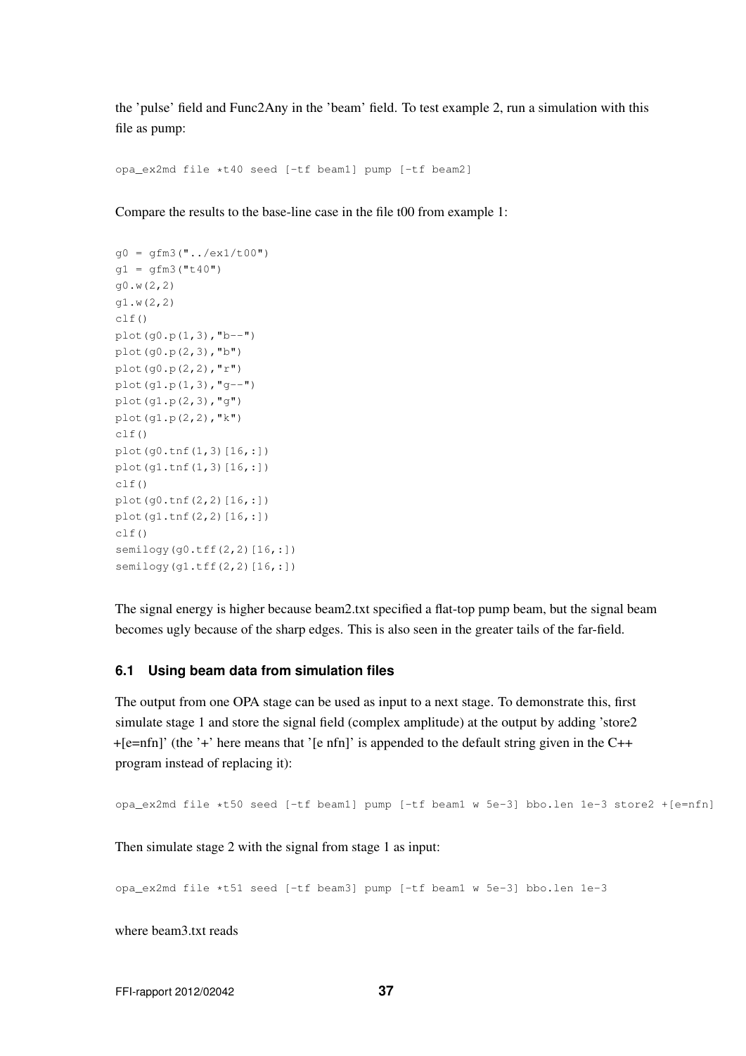the 'pulse' field and Func2Any in the 'beam' field. To test example 2, run a simulation with this file as pump:

```
opa_ex2md file *t40 seed [-tf beam1] pump [-tf beam2]
```

Compare the results to the base-line case in the file t00 from example 1:

```
g0 = gfm3("../ex1/t00")
g1 = gfm3("t40")
g0.w(2,2)
g1.w(2,2)
clf()
plot(g0.p(1,3),"b--")
plot(g0.p(2,3),"b")
plot(g0.p(2,2),"r")
plot(g1.p(1,3),"g--")
plot(g1.p(2,3),"g")
plot(g1.p(2,2),"k")
clf()
plot(g0.tnf(1,3)[16,:])
plot(g1.tnf(1,3)[16,:])
clf()
plot(g0.tnf(2,2)[16,:])
plot(g1.tnf(2,2)[16,:])
clf()
semilogy(g0.tff(2,2)[16,:])
semilogy(g1.tff(2,2)[16,:])
```

The signal energy is higher because beam2.txt specified a flat-top pump beam, but the signal beam becomes ugly because of the sharp edges. This is also seen in the greater tails of the far-field.

### 6.1 Using beam data from simulation files

The output from one OPA stage can be used as input to a next stage. To demonstrate this, first simulate stage 1 and store the signal field (complex amplitude) at the output by adding 'store2 +[e=nfn]' (the '+' here means that '[e nfn]' is appended to the default string given in the C++ program instead of replacing it):

```
opa_ex2md file *t50 seed [-tf beam1] pump [-tf beam1 w 5e-3] bbo.len 1e-3 store2 +[e=nfn]
```

Then simulate stage 2 with the signal from stage 1 as input:

```
opa_ex2md file *t51 seed [-tf beam3] pump [-tf beam1 w 5e-3] bbo.len 1e-3
```

where beam3.txt reads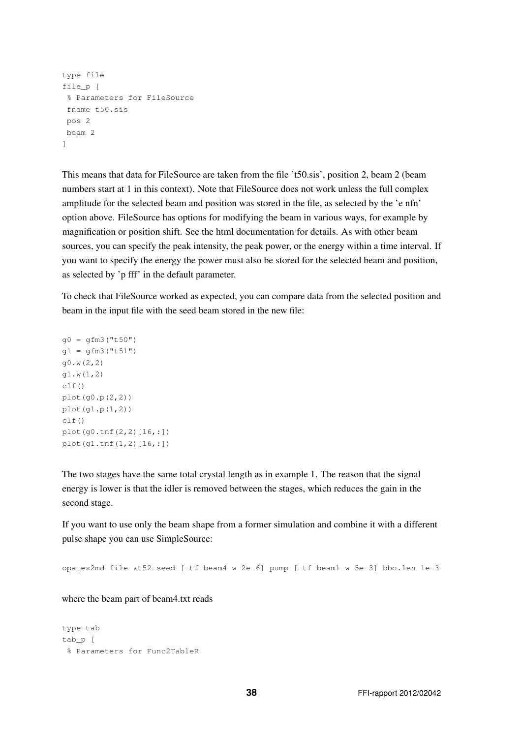```
type file
file_p [
 % Parameters for FileSource
 fname t50.sis
 pos 2
 beam 2
]
```

This means that data for FileSource are taken from the file 't50.sis', position 2, beam 2 (beam numbers start at 1 in this context). Note that FileSource does not work unless the full complex amplitude for the selected beam and position was stored in the file, as selected by the 'e nfn' option above. FileSource has options for modifying the beam in various ways, for example by magnification or position shift. See the html documentation for details. As with other beam sources, you can specify the peak intensity, the peak power, or the energy within a time interval. If you want to specify the energy the power must also be stored for the selected beam and position, as selected by 'p fff' in the default parameter.

To check that FileSource worked as expected, you can compare data from the selected position and beam in the input file with the seed beam stored in the new file:

```
g0 = gfm3("t50")
g1 = gfm3("t51")
g0.w(2,2)
g1.w(1,2)
clf()
plot(g0.p(2,2))
plot(g1.p(1,2))
clf()
plot(g0.tnf(2,2)[16,:])
plot(g1.tnf(1,2)[16,:])
```

The two stages have the same total crystal length as in example 1. The reason that the signal energy is lower is that the idler is removed between the stages, which reduces the gain in the second stage.

If you want to use only the beam shape from a former simulation and combine it with a different pulse shape you can use SimpleSource:

```
opa_ex2md file *t52 seed [-tf beam4 w 2e-6] pump [-tf beam1 w 5e-3] bbo.len 1e-3
```

where the beam part of beam4.txt reads

```
type tab
tab_p [
 % Parameters for Func2TableR
```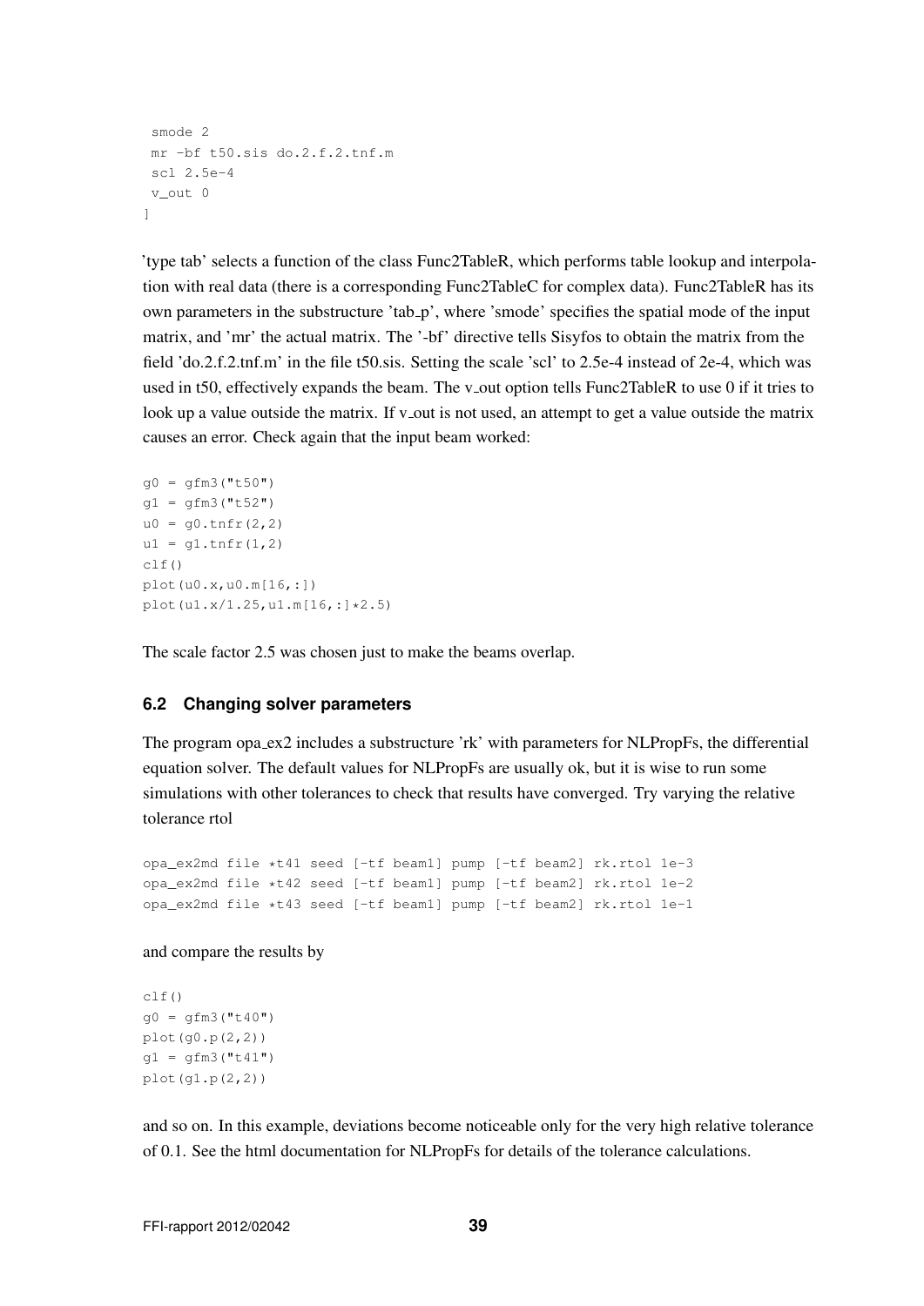```
 smode 2
 mr -bf t50.sis do.2.f.2.tnf.m
 scl 2.5e-4
 v_out 0
]
```

'type tab' selects a function of the class Func2TableR, which performs table lookup and interpolation with real data (there is a corresponding Func2TableC for complex data). Func2TableR has its own parameters in the substructure 'tab_p', where 'smode' specifies the spatial mode of the input matrix, and 'mr' the actual matrix. The '-bf' directive tells Sisyfos to obtain the matrix from the field 'do.2.f.2.tnf.m' in the file t50.sis. Setting the scale 'scl' to 2.5e-4 instead of 2e-4, which was used in t50, effectively expands the beam. The v_out option tells Func2TableR to use 0 if it tries to look up a value outside the matrix. If v_out is not used, an attempt to get a value outside the matrix causes an error. Check again that the input beam worked:

```
g0 = gfm3("t50")
g1 = gfm3("t52")
u0 = g0.tnfr(2,2)
u1 = g1.tnfr(1,2)
clf()
plot(u0.x,u0.m[16,:])
plot(u1.x/1.25,u1.m[16,:]*2.5)
```

The scale factor 2.5 was chosen just to make the beams overlap.

### 6.2 Changing solver parameters

The program opa_ex2 includes a substructure 'rk' with parameters for NLPropFs, the differential equation solver. The default values for NLPropFs are usually ok, but it is wise to run some simulations with other tolerances to check that results have converged. Try varying the relative tolerance rtol

```
opa_ex2md file *t41 seed [-tf beam1] pump [-tf beam2] rk.rtol 1e-3
opa_ex2md file *t42 seed [-tf beam1] pump [-tf beam2] rk.rtol 1e-2
opa_ex2md file *t43 seed [-tf beam1] pump [-tf beam2] rk.rtol 1e-1
```

and compare the results by

```
clf()
g0 = gfm3("t40")
plot(g0.p(2,2))
g1 = gfm3("t41")
plot(g1.p(2,2))
```

and so on. In this example, deviations become noticeable only for the very high relative tolerance of 0.1. See the html documentation for NLPropFs for details of the tolerance calculations.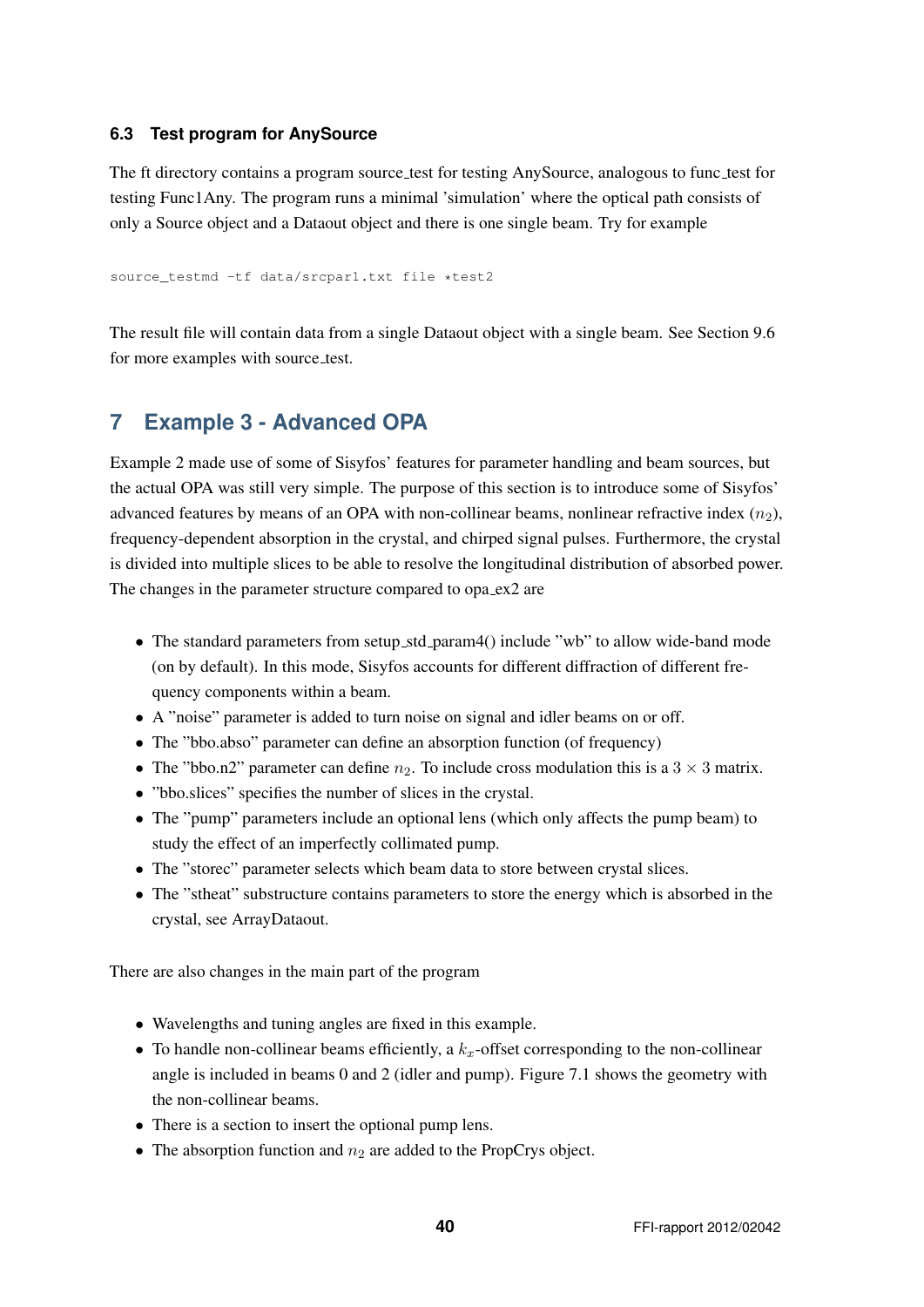### 6.3 Test program for AnySource

The ft directory contains a program source_test for testing AnySource, analogous to func_test for testing Func1Any. The program runs a minimal 'simulation' where the optical path consists of only a Source object and a Dataout object and there is one single beam. Try for example

```
source_testmd -tf data/srcpar1.txt file *test2
```

The result file will contain data from a single Dataout object with a single beam. See Section 9.6 for more examples with source_test.

## 7 Example 3 - Advanced OPA

Example 2 made use of some of Sisyfos' features for parameter handling and beam sources, but the actual OPA was still very simple. The purpose of this section is to introduce some of Sisyfos' advanced features by means of an OPA with non-collinear beams, nonlinear refractive index ($n_2$), frequency-dependent absorption in the crystal, and chirped signal pulses. Furthermore, the crystal is divided into multiple slices to be able to resolve the longitudinal distribution of absorbed power. The changes in the parameter structure compared to opa_ex2 are

- The standard parameters from setup_std_param4() include "wb" to allow wide-band mode (on by default). In this mode, Sisyfos accounts for different diffraction of different frequency components within a beam.
- A "noise" parameter is added to turn noise on signal and idler beams on or off.
- The "bbo.abso" parameter can define an absorption function (of frequency)
- The "bbo.n2" parameter can define $n_2$. To include cross modulation this is a $3 \times 3$ matrix.
- "bbo.slices" specifies the number of slices in the crystal.
- The "pump" parameters include an optional lens (which only affects the pump beam) to study the effect of an imperfectly collimated pump.
- The "storec" parameter selects which beam data to store between crystal slices.
- The "stheat" substructure contains parameters to store the energy which is absorbed in the crystal, see ArrayDataout.

There are also changes in the main part of the program

- Wavelengths and tuning angles are fixed in this example.
- To handle non-collinear beams efficiently, a $k_x$-offset corresponding to the non-collinear angle is included in beams 0 and 2 (idler and pump). Figure 7.1 shows the geometry with the non-collinear beams.
- There is a section to insert the optional pump lens.
- The absorption function and $n_2$ are added to the PropCrys object.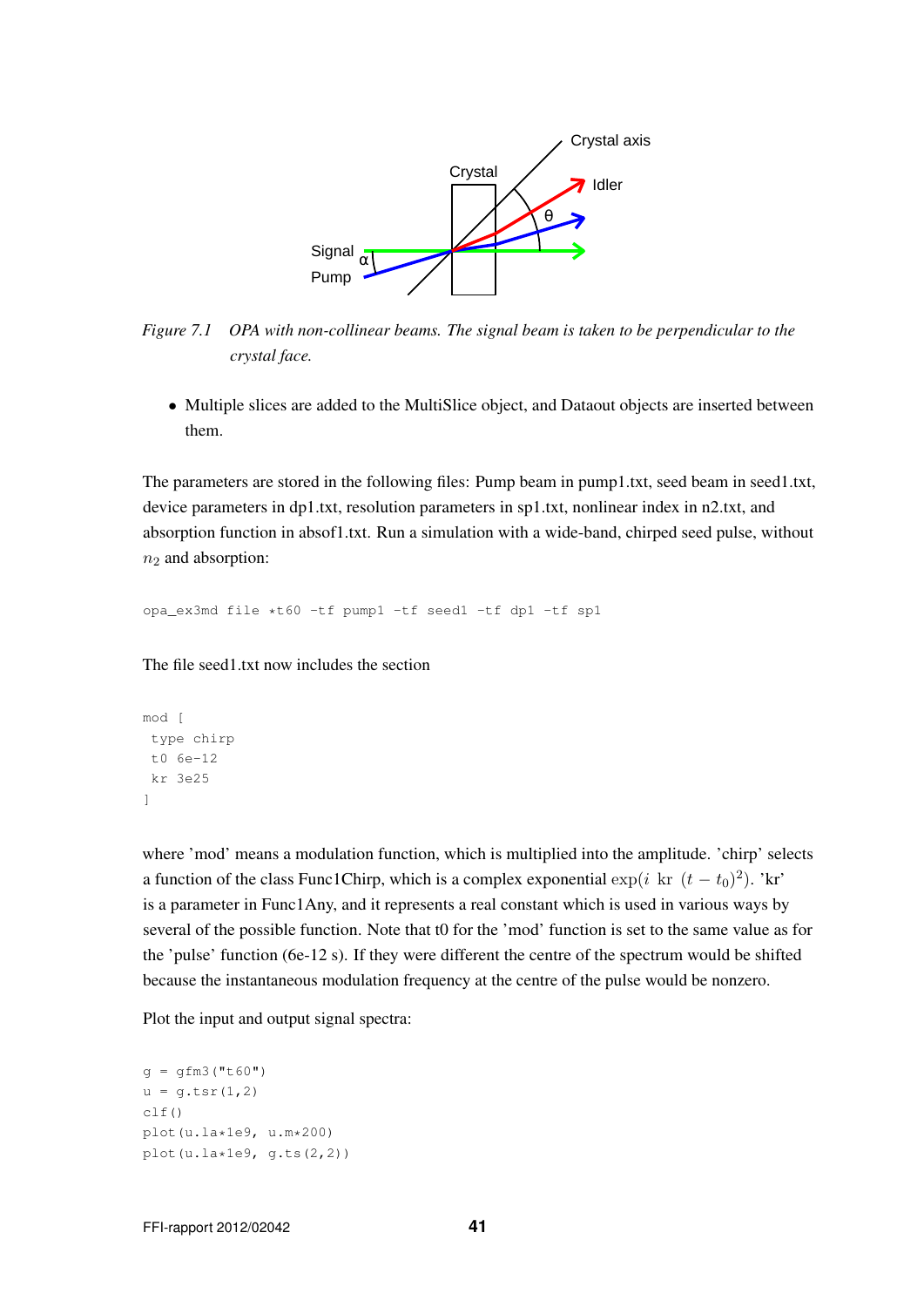*Figure 7.1   OPA with non-collinear beams. The signal beam is taken to be perpendicular to the crystal face.*

- Multiple slices are added to the MultiSlice object, and Dataout objects are inserted between them.

The parameters are stored in the following files: Pump beam in pump1.txt, seed beam in seed1.txt, device parameters in dp1.txt, resolution parameters in sp1.txt, nonlinear index in n2.txt, and absorption function in absof1.txt. Run a simulation with a wide-band, chirped seed pulse, without $n_2$ and absorption:

```
opa_ex3md file *t60 -tf pump1 -tf seed1 -tf dp1 -tf sp1
```

The file seed1.txt now includes the section

```
mod [
 type chirp
 t0 6e-12
 kr 3e25
]
```

where 'mod' means a modulation function, which is multiplied into the amplitude. 'chirp' selects a function of the class Func1Chirp, which is a complex exponential $\exp(i\ \mathrm{kr}\ (t-t_0)^2)$. 'kr' is a parameter in Func1Any, and it represents a real constant which is used in various ways by several of the possible function. Note that t0 for the 'mod' function is set to the same value as for the 'pulse' function (6e-12 s). If they were different the centre of the spectrum would be shifted because the instantaneous modulation frequency at the centre of the pulse would be nonzero.

Plot the input and output signal spectra:

```
g = gfm3("t60")
u = g.tsr(1,2)
clf()
plot(u.la*1e9, u.m*200)
plot(u.la*1e9, g.ts(2,2))
```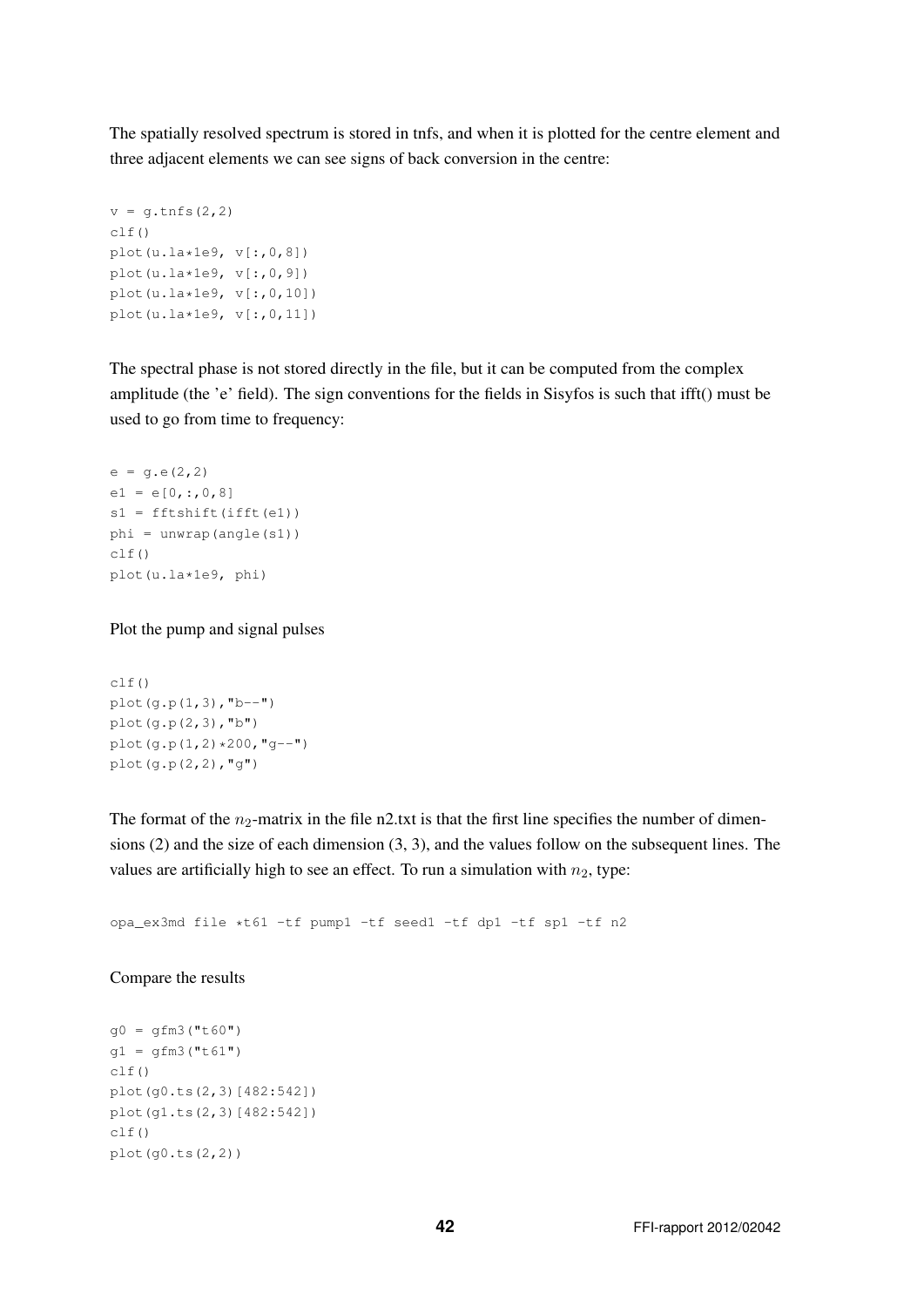The spatially resolved spectrum is stored in tnfs, and when it is plotted for the centre element and three adjacent elements we can see signs of back conversion in the centre:

```
v = g.tnfs(2,2)
clf()
plot(u.la*1e9, v[:,0,8])
plot(u.la*1e9, v[:,0,9])
plot(u.la*1e9, v[:,0,10])
plot(u.la*1e9, v[:,0,11])
```

The spectral phase is not stored directly in the file, but it can be computed from the complex amplitude (the 'e' field). The sign conventions for the fields in Sisyfos is such that ifft() must be used to go from time to frequency:

```
e = g.e(2,2)
e1 = e[0,:,0,8]
s1 = fftshift(ifft(e1))
phi = unwrap(angle(s1))
clf()
plot(u.la*1e9, phi)
```

Plot the pump and signal pulses

```
clf()
plot(g.p(1,3),"b--")
plot(g.p(2,3),"b")
plot(g.p(1,2)*200,"g--")
plot(g.p(2,2),"g")
```

The format of the $n_2$-matrix in the file n2.txt is that the first line specifies the number of dimensions (2) and the size of each dimension (3, 3), and the values follow on the subsequent lines. The values are artificially high to see an effect. To run a simulation with $n_2$, type:

```
opa_ex3md file *t61 -tf pump1 -tf seed1 -tf dp1 -tf sp1 -tf n2
```

Compare the results

```
g0 = gfm3("t60")
g1 = gfm3("t61")
clf()
plot(g0.ts(2,3)[482:542])
plot(g1.ts(2,3)[482:542])
clf()
plot(g0.ts(2,2))
```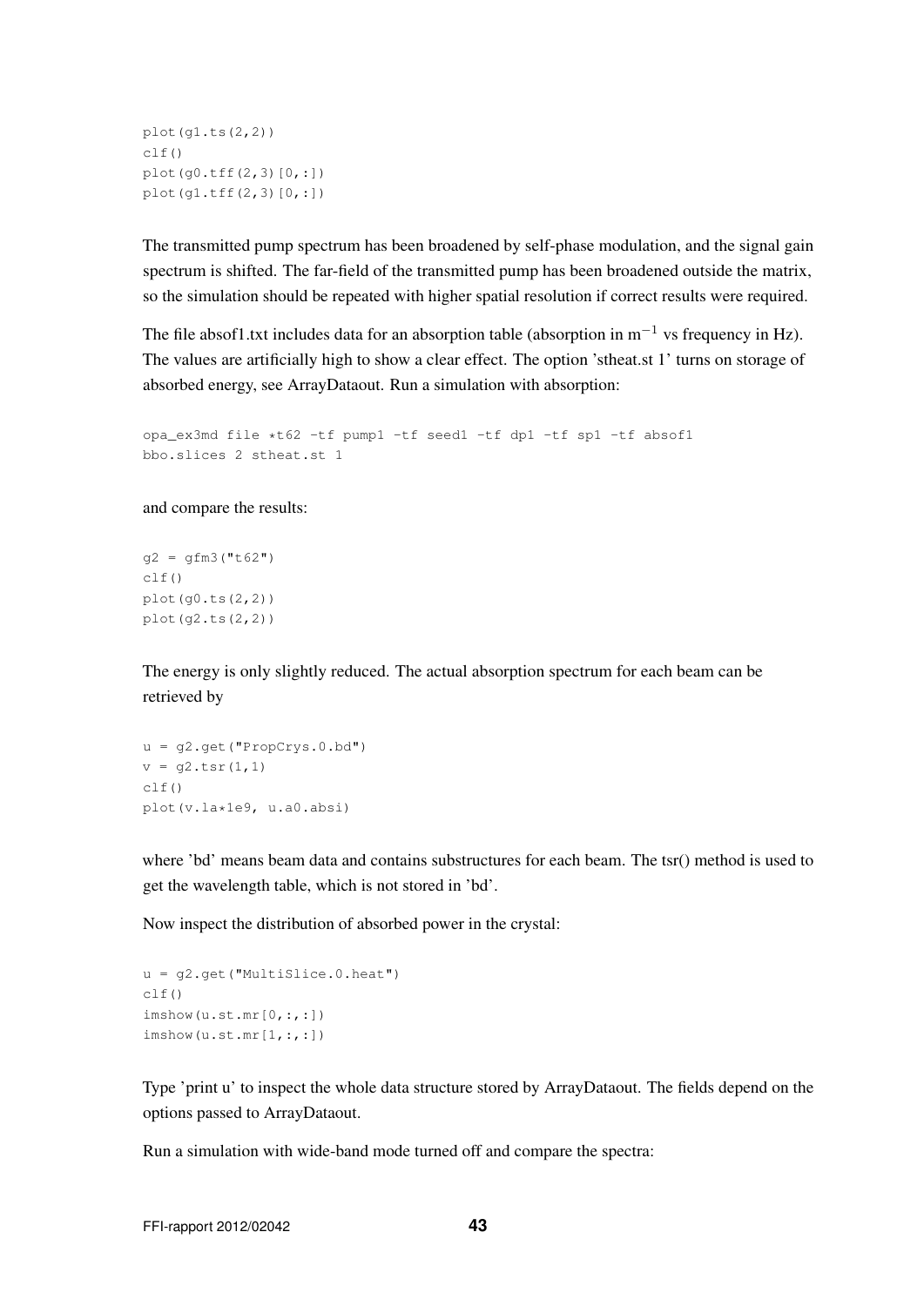```
plot(g1.ts(2,2))
clf()
plot(g0.tff(2,3)[0,:])
plot(g1.tff(2,3)[0,:])
```

The transmitted pump spectrum has been broadened by self-phase modulation, and the signal gain spectrum is shifted. The far-field of the transmitted pump has been broadened outside the matrix, so the simulation should be repeated with higher spatial resolution if correct results were required.

The file absof1.txt includes data for an absorption table (absorption in $m^{-1}$ vs frequency in Hz). The values are artificially high to show a clear effect. The option 'stheat.st 1' turns on storage of absorbed energy, see ArrayDataout. Run a simulation with absorption:

```
opa_ex3md file *t62 -tf pump1 -tf seed1 -tf dp1 -tf sp1 -tf absof1
bbo.slices 2 stheat.st 1
```

and compare the results:

```
g2 = gfm3("t62")
clf()
plot(g0.ts(2,2))
plot(g2.ts(2,2))
```

The energy is only slightly reduced. The actual absorption spectrum for each beam can be retrieved by

```
u = g2.get("PropCrys.0.bd")
v = g2.tsr(1,1)
clf()
plot(v.la*1e9, u.a0.absi)
```

where 'bd' means beam data and contains substructures for each beam. The tsr() method is used to get the wavelength table, which is not stored in 'bd'.

Now inspect the distribution of absorbed power in the crystal:

```
u = g2.get("MultiSlice.0.heat")
clf()
imshow(u.st.mr[0,:,:])
imshow(u.st.mr[1,:,:])
```

Type 'print u' to inspect the whole data structure stored by ArrayDataout. The fields depend on the options passed to ArrayDataout.

Run a simulation with wide-band mode turned off and compare the spectra: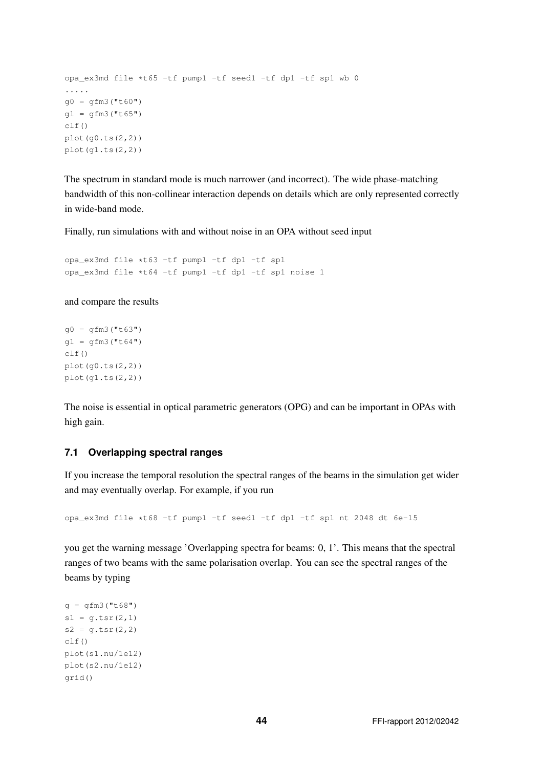```
opa_ex3md file *t65 -tf pump1 -tf seed1 -tf dp1 -tf sp1 wb 0
.....
g0 = gfm3("t60")
g1 = gfm3("t65")
clf()
plot(g0.ts(2,2))
plot(g1.ts(2,2))
```

The spectrum in standard mode is much narrower (and incorrect). The wide phase-matching bandwidth of this non-collinear interaction depends on details which are only represented correctly in wide-band mode.

Finally, run simulations with and without noise in an OPA without seed input

```
opa_ex3md file *t63 -tf pump1 -tf dp1 -tf sp1
opa_ex3md file *t64 -tf pump1 -tf dp1 -tf sp1 noise 1
```

and compare the results

```
g0 = gfm3("t63")
g1 = gfm3("t64")
clf()
plot(g0.ts(2,2))
plot(g1.ts(2,2))
```

The noise is essential in optical parametric generators (OPG) and can be important in OPAs with high gain.

### 7.1 Overlapping spectral ranges

If you increase the temporal resolution the spectral ranges of the beams in the simulation get wider and may eventually overlap. For example, if you run

```
opa_ex3md file *t68 -tf pump1 -tf seed1 -tf dp1 -tf sp1 nt 2048 dt 6e-15
```

you get the warning message 'Overlapping spectra for beams: 0, 1'. This means that the spectral ranges of two beams with the same polarisation overlap. You can see the spectral ranges of the beams by typing

```
g = gfm3("t68")
s1 = g.tsr(2,1)
s2 = g.tsr(2,2)
clf()
plot(s1.nu/1e12)
plot(s2.nu/1e12)
grid()
```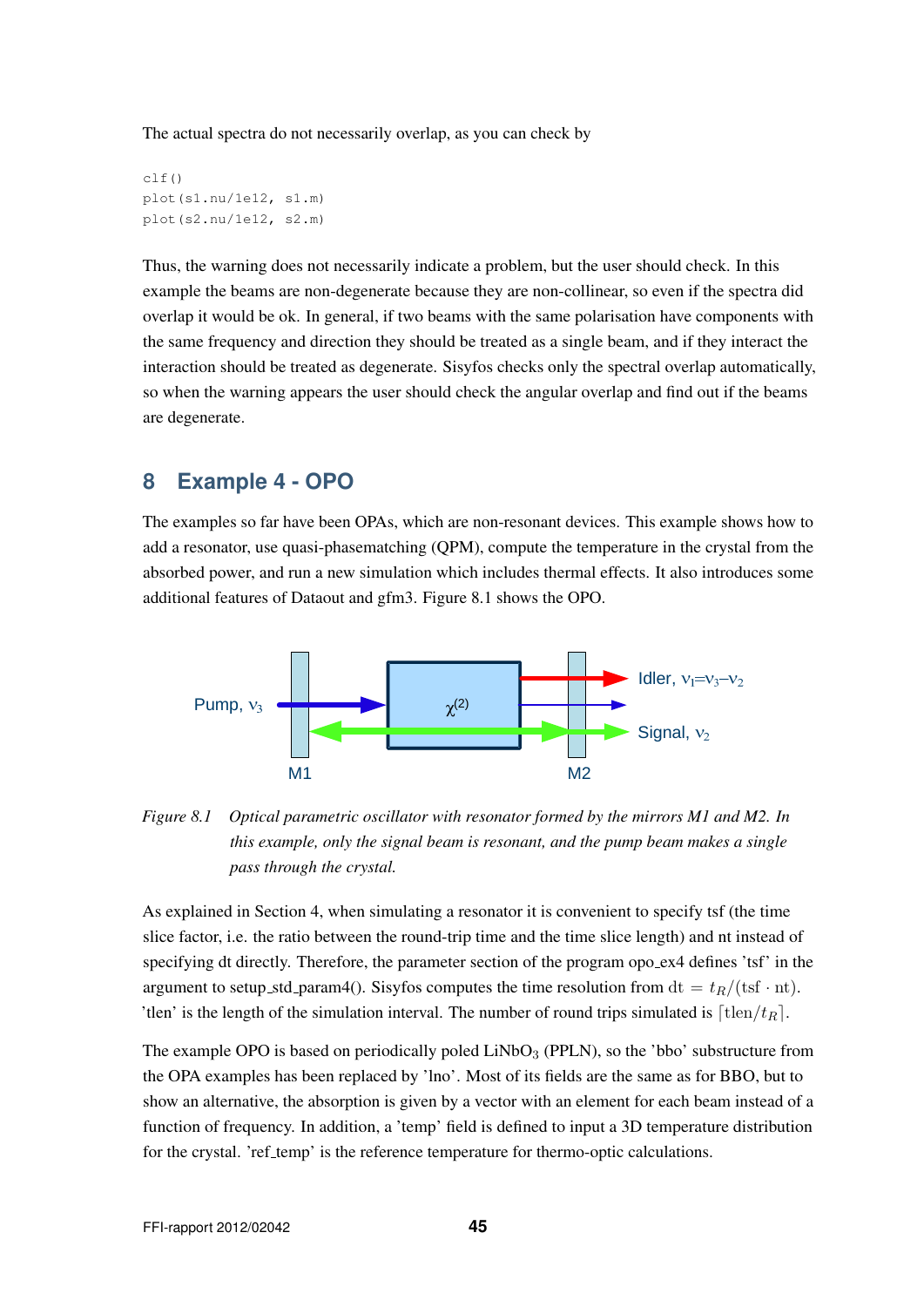The actual spectra do not necessarily overlap, as you can check by

```
clf()
plot(s1.nu/1e12, s1.m)
plot(s2.nu/1e12, s2.m)
```

Thus, the warning does not necessarily indicate a problem, but the user should check. In this example the beams are non-degenerate because they are non-collinear, so even if the spectra did overlap it would be ok. In general, if two beams with the same polarisation have components with the same frequency and direction they should be treated as a single beam, and if they interact the interaction should be treated as degenerate. Sisyfos checks only the spectral overlap automatically, so when the warning appears the user should check the angular overlap and find out if the beams are degenerate.

## 8 Example 4 - OPO

The examples so far have been OPAs, which are non-resonant devices. This example shows how to add a resonator, use quasi-phasematching (QPM), compute the temperature in the crystal from the absorbed power, and run a new simulation which includes thermal effects. It also introduces some additional features of Dataout and gfm3. Figure 8.1 shows the OPO.

*Figure 8.1 Optical parametric oscillator with resonator formed by the mirrors M1 and M2. In this example, only the signal beam is resonant, and the pump beam makes a single pass through the crystal.*

As explained in Section 4, when simulating a resonator it is convenient to specify tsf (the time slice factor, i.e. the ratio between the round-trip time and the time slice length) and nt instead of specifying dt directly. Therefore, the parameter section of the program opo_ex4 defines 'tsf' in the argument to setup_std_param4(). Sisyfos computes the time resolution from $\mathrm{dt} = t_R/(\mathrm{tsf} \cdot \mathrm{nt})$. 'tlen' is the length of the simulation interval. The number of round trips simulated is $\lceil \mathrm{tlen}/t_R \rceil$.

The example OPO is based on periodically poled $LiNbO_3$ (PPLN), so the 'bbo' substructure from the OPA examples has been replaced by 'lno'. Most of its fields are the same as for BBO, but to show an alternative, the absorption is given by a vector with an element for each beam instead of a function of frequency. In addition, a 'temp' field is defined to input a 3D temperature distribution for the crystal. 'ref_temp' is the reference temperature for thermo-optic calculations.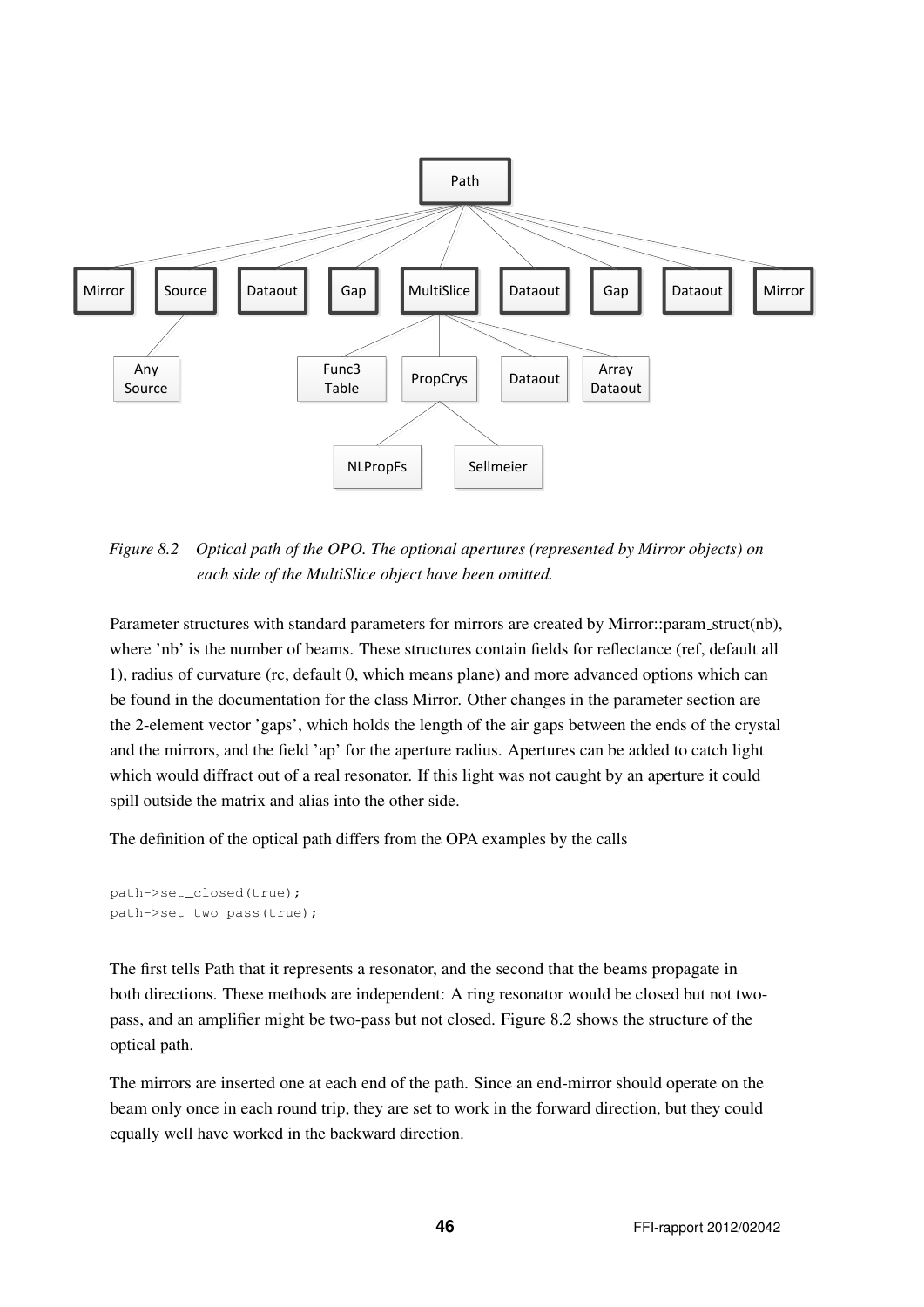Figure 8.2    *Optical path of the OPO. The optional apertures (represented by Mirror objects) on each side of the MultiSlice object have been omitted.*

Parameter structures with standard parameters for mirrors are created by Mirror::param_struct(nb), where 'nb' is the number of beams. These structures contain fields for reflectance (ref, default all 1), radius of curvature (rc, default 0, which means plane) and more advanced options which can be found in the documentation for the class Mirror. Other changes in the parameter section are the 2-element vector 'gaps', which holds the length of the air gaps between the ends of the crystal and the mirrors, and the field 'ap' for the aperture radius. Apertures can be added to catch light which would diffract out of a real resonator. If this light was not caught by an aperture it could spill outside the matrix and alias into the other side.

The definition of the optical path differs from the OPA examples by the calls

```
path->set_closed(true);
path->set_two_pass(true);
```

The first tells Path that it represents a resonator, and the second that the beams propagate in both directions. These methods are independent: A ring resonator would be closed but not two-pass, and an amplifier might be two-pass but not closed. Figure 8.2 shows the structure of the optical path.

The mirrors are inserted one at each end of the path. Since an end-mirror should operate on the beam only once in each round trip, they are set to work in the forward direction, but they could equally well have worked in the backward direction.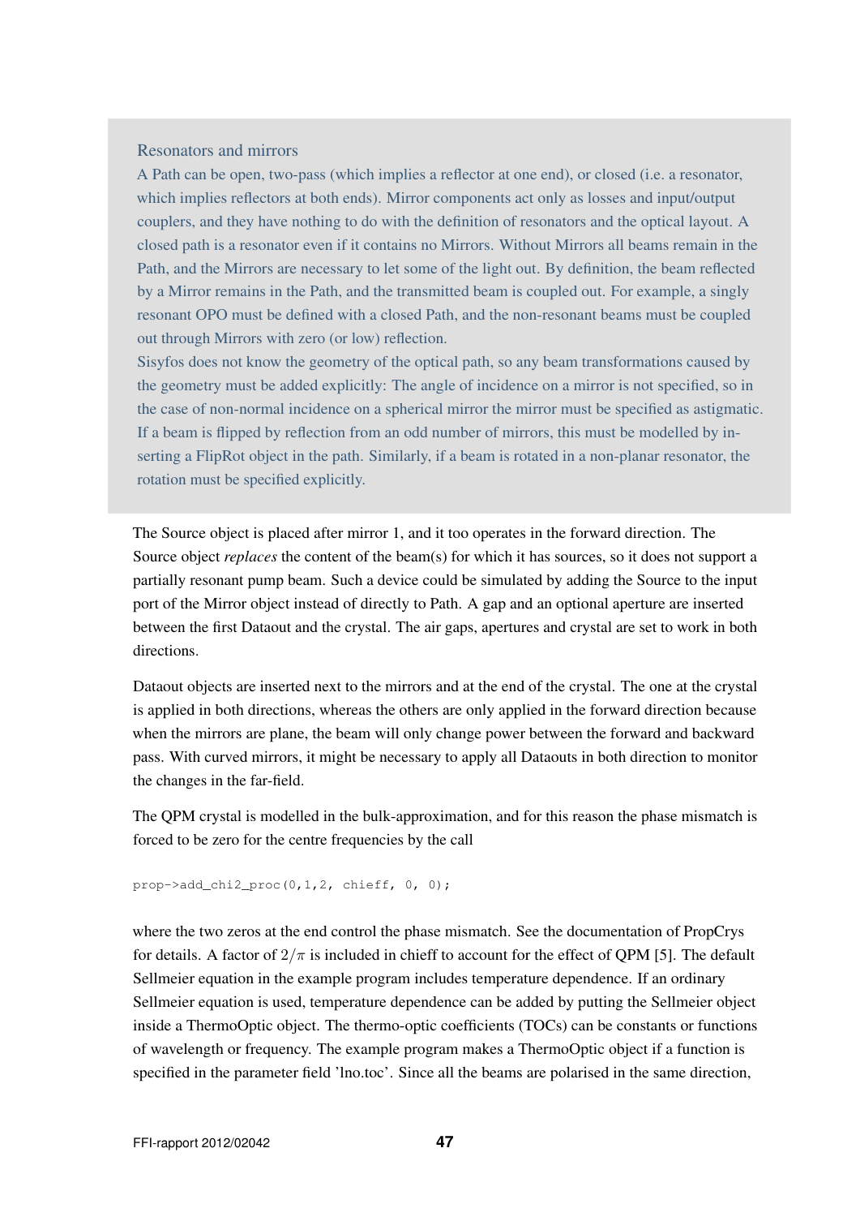### Resonators and mirrors

A Path can be open, two-pass (which implies a reflector at one end), or closed (i.e. a resonator, which implies reflectors at both ends). Mirror components act only as losses and input/output couplers, and they have nothing to do with the definition of resonators and the optical layout. A closed path is a resonator even if it contains no Mirrors. Without Mirrors all beams remain in the Path, and the Mirrors are necessary to let some of the light out. By definition, the beam reflected by a Mirror remains in the Path, and the transmitted beam is coupled out. For example, a singly resonant OPO must be defined with a closed Path, and the non-resonant beams must be coupled out through Mirrors with zero (or low) reflection.

Sisyfos does not know the geometry of the optical path, so any beam transformations caused by the geometry must be added explicitly: The angle of incidence on a mirror is not specified, so in the case of non-normal incidence on a spherical mirror the mirror must be specified as astigmatic. If a beam is flipped by reflection from an odd number of mirrors, this must be modelled by inserting a FlipRot object in the path. Similarly, if a beam is rotated in a non-planar resonator, the rotation must be specified explicitly.

The Source object is placed after mirror 1, and it too operates in the forward direction. The Source object *replaces* the content of the beam(s) for which it has sources, so it does not support a partially resonant pump beam. Such a device could be simulated by adding the Source to the input port of the Mirror object instead of directly to Path. A gap and an optional aperture are inserted between the first Dataout and the crystal. The air gaps, apertures and crystal are set to work in both directions.

Dataout objects are inserted next to the mirrors and at the end of the crystal. The one at the crystal is applied in both directions, whereas the others are only applied in the forward direction because when the mirrors are plane, the beam will only change power between the forward and backward pass. With curved mirrors, it might be necessary to apply all Dataouts in both direction to monitor the changes in the far-field.

The QPM crystal is modelled in the bulk-approximation, and for this reason the phase mismatch is forced to be zero for the centre frequencies by the call

```
prop->add_chi2_proc(0,1,2, chieff, 0, 0);
```

where the two zeros at the end control the phase mismatch. See the documentation of PropCrys for details. A factor of $2/\pi$ is included in chieff to account for the effect of QPM [5]. The default Sellmeier equation in the example program includes temperature dependence. If an ordinary Sellmeier equation is used, temperature dependence can be added by putting the Sellmeier object inside a ThermoOptic object. The thermo-optic coefficients (TOCs) can be constants or functions of wavelength or frequency. The example program makes a ThermoOptic object if a function is specified in the parameter field 'lno.toc'. Since all the beams are polarised in the same direction,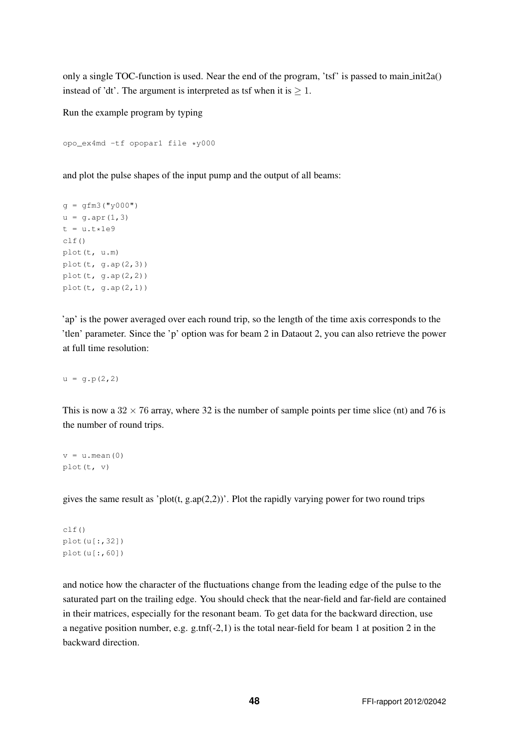only a single TOC-function is used. Near the end of the program, 'tsf' is passed to main_init2a() instead of 'dt'. The argument is interpreted as tsf when it is $\geq 1$.

Run the example program by typing

```
opo_ex4md -tf opopar1 file *y000
```

and plot the pulse shapes of the input pump and the output of all beams:

```
g = gfm3("y000")
u = g.apr(1,3)
t = u.t*1e9
clf()
plot(t, u.m)
plot(t, g.ap(2,3))
plot(t, g.ap(2,2))
plot(t, g.ap(2,1))
```

'ap' is the power averaged over each round trip, so the length of the time axis corresponds to the 'tlen' parameter. Since the 'p' option was for beam 2 in Dataout 2, you can also retrieve the power at full time resolution:

```
u = g.p(2,2)
```

This is now a $32 \times 76$ array, where 32 is the number of sample points per time slice (nt) and 76 is the number of round trips.

```
v = u.mean(0)
plot(t, v)
```

gives the same result as 'plot(t, g.ap(2,2))'. Plot the rapidly varying power for two round trips

```
clf()
plot(u[:,32])
plot(u[:,60])
```

and notice how the character of the fluctuations change from the leading edge of the pulse to the saturated part on the trailing edge. You should check that the near-field and far-field are contained in their matrices, especially for the resonant beam. To get data for the backward direction, use a negative position number, e.g. g.tnf(-2,1) is the total near-field for beam 1 at position 2 in the backward direction.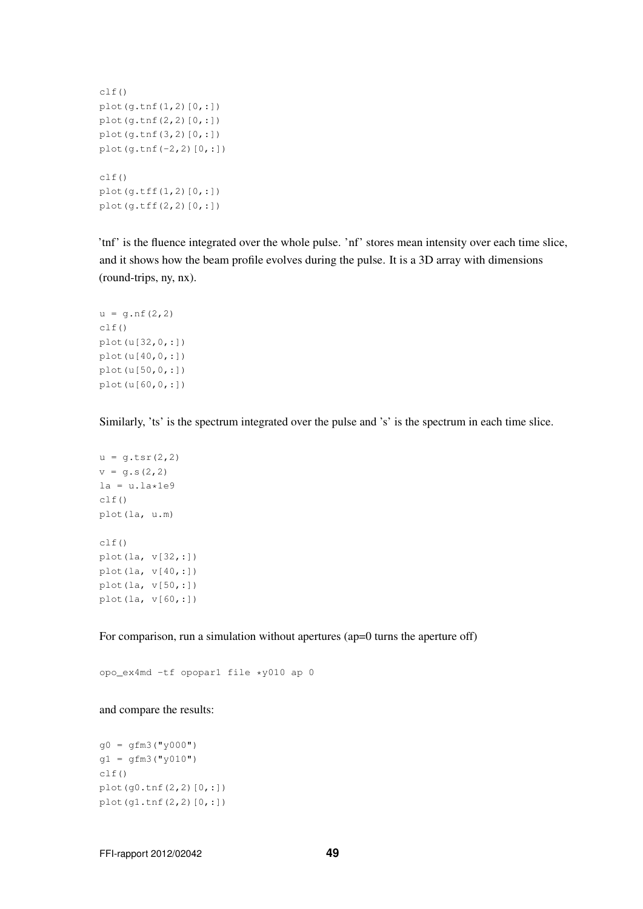```
clf()
plot(g.tnf(1,2)[0,:])
plot(g.tnf(2,2)[0,:])
plot(g.tnf(3,2)[0,:])
plot(g.tnf(-2,2)[0,:])

clf()
plot(g.tff(1,2)[0,:])
plot(g.tff(2,2)[0,:])
```

'tnf' is the fluence integrated over the whole pulse. 'nf' stores mean intensity over each time slice, and it shows how the beam profile evolves during the pulse. It is a 3D array with dimensions (round-trips, ny, nx).

```
u = g.nf(2,2)
clf()
plot(u[32,0,:])
plot(u[40,0,:])
plot(u[50,0,:])
plot(u[60,0,:])
```

Similarly, 'ts' is the spectrum integrated over the pulse and 's' is the spectrum in each time slice.

```
u = g.tsr(2,2)
v = g.s(2,2)
la = u.la*1e9
clf()
plot(la, u.m)

clf()
plot(la, v[32,:])
plot(la, v[40,:])
plot(la, v[50,:])
plot(la, v[60,:])
```

For comparison, run a simulation without apertures (ap=0 turns the aperture off)

```
opo_ex4md -tf opopar1 file *y010 ap 0
```

and compare the results:

```
g0 = gfm3("y000")
g1 = gfm3("y010")
clf()
plot(g0.tnf(2,2)[0,:])
plot(g1.tnf(2,2)[0,:])
```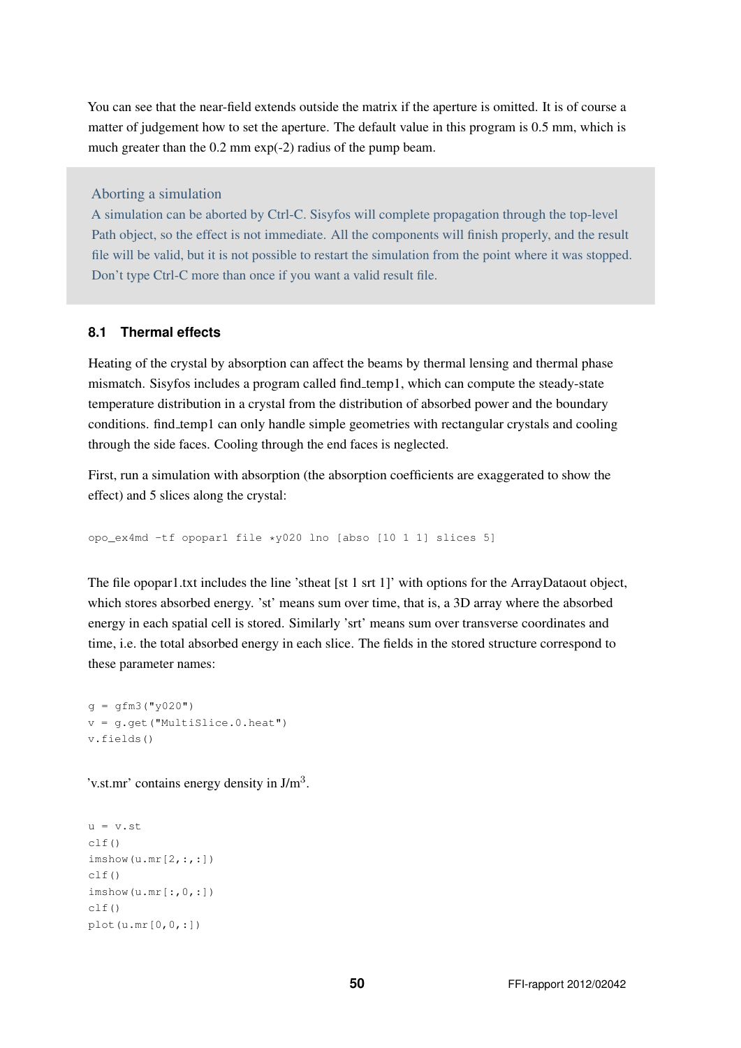You can see that the near-field extends outside the matrix if the aperture is omitted. It is of course a matter of judgement how to set the aperture. The default value in this program is 0.5 mm, which is much greater than the 0.2 mm exp(-2) radius of the pump beam.

> **Aborting a simulation**
>
> A simulation can be aborted by Ctrl-C. Sisyfos will complete propagation through the top-level Path object, so the effect is not immediate. All the components will finish properly, and the result file will be valid, but it is not possible to restart the simulation from the point where it was stopped. Don't type Ctrl-C more than once if you want a valid result file.

### 8.1 Thermal effects

Heating of the crystal by absorption can affect the beams by thermal lensing and thermal phase mismatch. Sisyfos includes a program called find_temp1, which can compute the steady-state temperature distribution in a crystal from the distribution of absorbed power and the boundary conditions. find_temp1 can only handle simple geometries with rectangular crystals and cooling through the side faces. Cooling through the end faces is neglected.

First, run a simulation with absorption (the absorption coefficients are exaggerated to show the effect) and 5 slices along the crystal:

```
opo_ex4md -tf opopar1 file *y020 lno [abso [10 1 1] slices 5]
```

The file opopar1.txt includes the line 'stheat [st 1 srt 1]' with options for the ArrayDataout object, which stores absorbed energy. 'st' means sum over time, that is, a 3D array where the absorbed energy in each spatial cell is stored. Similarly 'srt' means sum over transverse coordinates and time, i.e. the total absorbed energy in each slice. The fields in the stored structure correspond to these parameter names:

```
g = gfm3("y020")
v = g.get("MultiSlice.0.heat")
v.fields()
```

'v.st.mr' contains energy density in J/m$^3$.

```
u = v.st
clf()
imshow(u.mr[2,:,:])
clf()
imshow(u.mr[:,0,:])
clf()
plot(u.mr[0,0,:])
```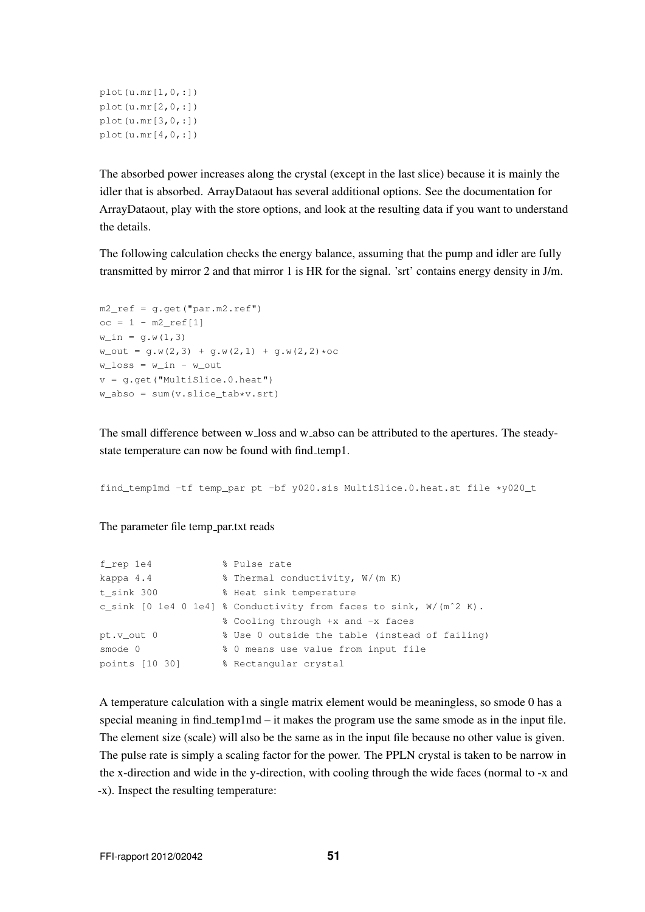```
plot(u.mr[1,0,:])
plot(u.mr[2,0,:])
plot(u.mr[3,0,:])
plot(u.mr[4,0,:])
```

The absorbed power increases along the crystal (except in the last slice) because it is mainly the idler that is absorbed. ArrayDataout has several additional options. See the documentation for ArrayDataout, play with the store options, and look at the resulting data if you want to understand the details.

The following calculation checks the energy balance, assuming that the pump and idler are fully transmitted by mirror 2 and that mirror 1 is HR for the signal. 'srt' contains energy density in J/m.

```
m2_ref = g.get("par.m2.ref")
oc = 1 - m2_ref[1]
w_in = g.w(1,3)
w_out = g.w(2,3) + g.w(2,1) + g.w(2,2)*oc
w_loss = w_in - w_out
v = g.get("MultiSlice.0.heat")
w_abso = sum(v.slice_tab*v.srt)
```

The small difference between w_loss and w_abso can be attributed to the apertures. The steady-state temperature can now be found with find_temp1.

```
find_temp1md -tf temp_par pt -bf y020.sis MultiSlice.0.heat.st file *y020_t
```

The parameter file temp_par.txt reads

```
f_rep 1e4            % Pulse rate
kappa 4.4            % Thermal conductivity, W/(m K)
t_sink 300           % Heat sink temperature
c_sink [0 1e4 0 1e4] % Conductivity from faces to sink, W/(m^2 K).
                     % Cooling through +x and -x faces
pt.v_out 0           % Use 0 outside the table (instead of failing)
smode 0              % 0 means use value from input file
points [10 30]       % Rectangular crystal
```

A temperature calculation with a single matrix element would be meaningless, so smode 0 has a special meaning in find_temp1md – it makes the program use the same smode as in the input file. The element size (scale) will also be the same as in the input file because no other value is given. The pulse rate is simply a scaling factor for the power. The PPLN crystal is taken to be narrow in the x-direction and wide in the y-direction, with cooling through the wide faces (normal to -x and -x). Inspect the resulting temperature: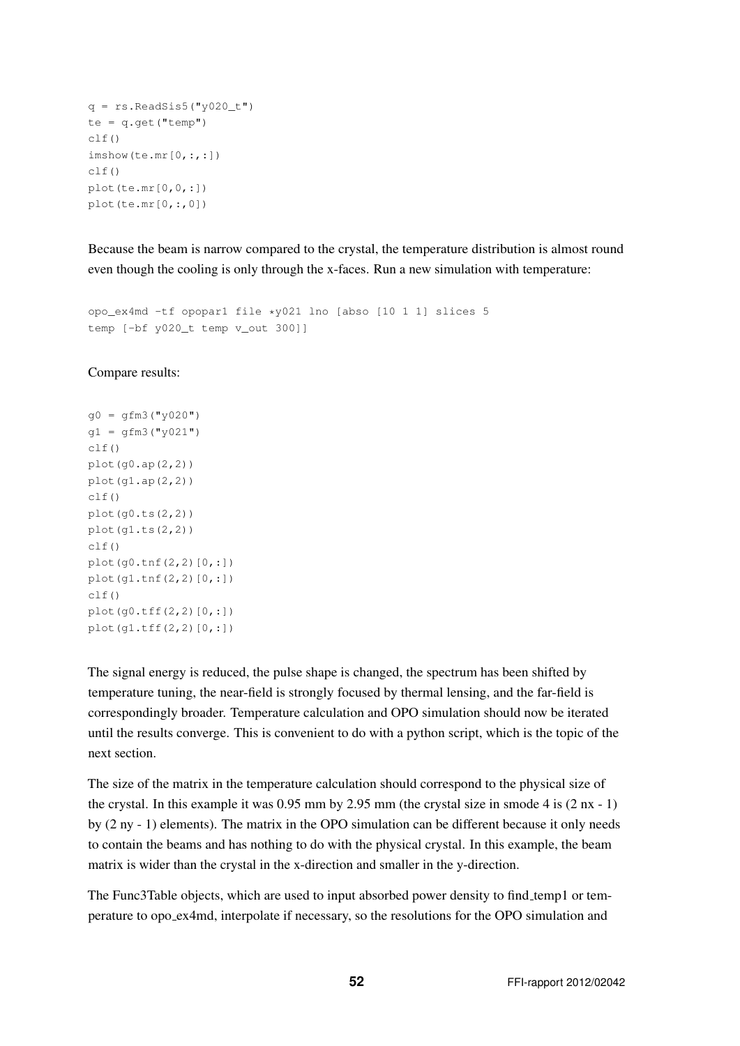```
q = rs.ReadSis5("y020_t")
te = q.get("temp")
clf()
imshow(te.mr[0,:,:])
clf()
plot(te.mr[0,0,:])
plot(te.mr[0,:,0])
```

Because the beam is narrow compared to the crystal, the temperature distribution is almost round even though the cooling is only through the x-faces. Run a new simulation with temperature:

```
opo_ex4md -tf opopar1 file *y021 lno [abso [10 1 1] slices 5
temp [-bf y020_t temp v_out 300]]
```

Compare results:

```
g0 = gfm3("y020")
g1 = gfm3("y021")
clf()
plot(g0.ap(2,2))
plot(g1.ap(2,2))
clf()
plot(g0.ts(2,2))
plot(g1.ts(2,2))
clf()
plot(g0.tnf(2,2)[0,:])
plot(g1.tnf(2,2)[0,:])
clf()
plot(g0.tff(2,2)[0,:])
plot(g1.tff(2,2)[0,:])
```

The signal energy is reduced, the pulse shape is changed, the spectrum has been shifted by temperature tuning, the near-field is strongly focused by thermal lensing, and the far-field is correspondingly broader. Temperature calculation and OPO simulation should now be iterated until the results converge. This is convenient to do with a python script, which is the topic of the next section.

The size of the matrix in the temperature calculation should correspond to the physical size of the crystal. In this example it was 0.95 mm by 2.95 mm (the crystal size in smode 4 is (2 nx - 1) by (2 ny - 1) elements). The matrix in the OPO simulation can be different because it only needs to contain the beams and has nothing to do with the physical crystal. In this example, the beam matrix is wider than the crystal in the x-direction and smaller in the y-direction.

The Func3Table objects, which are used to input absorbed power density to find_temp1 or temperature to opo_ex4md, interpolate if necessary, so the resolutions for the OPO simulation and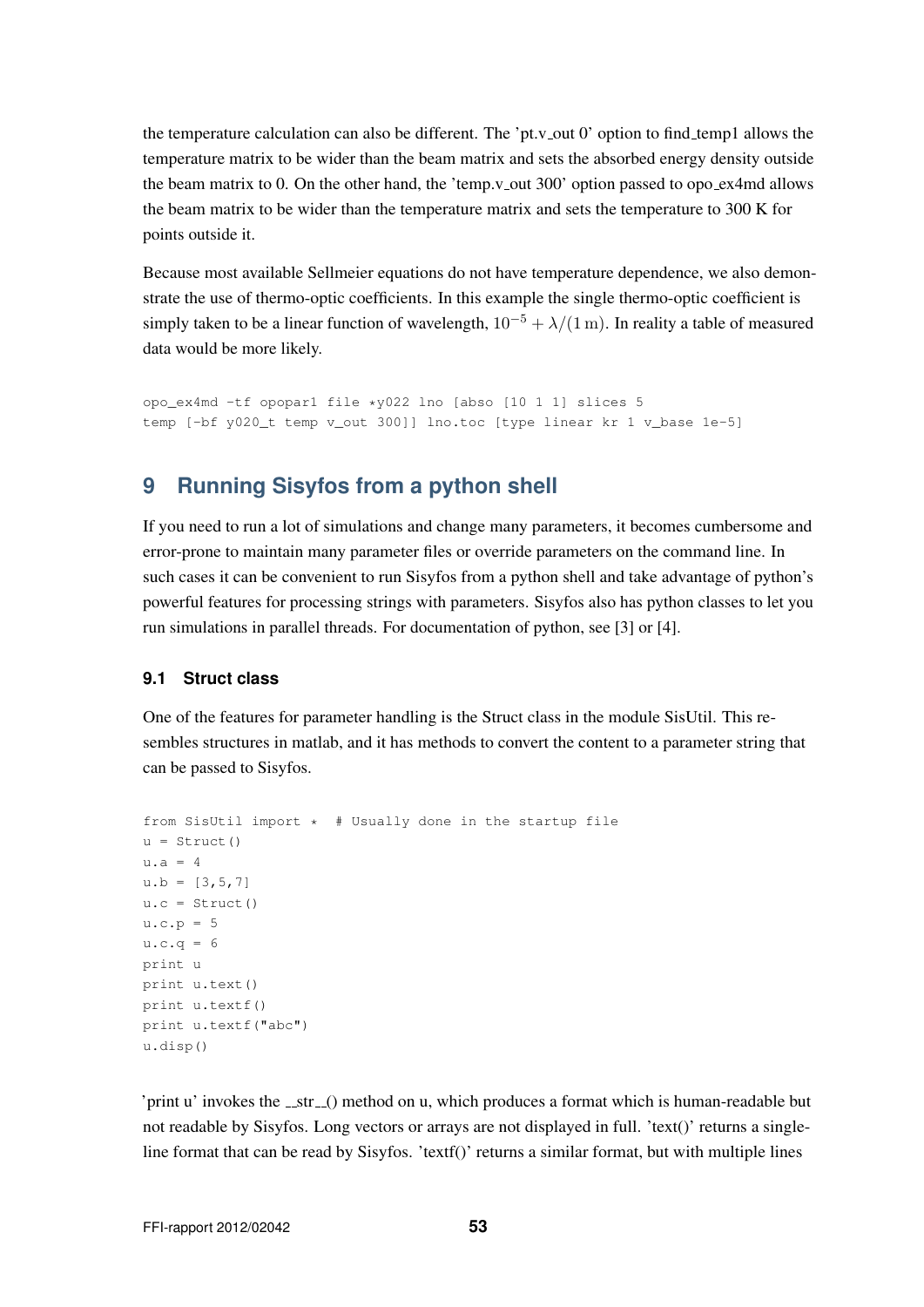the temperature calculation can also be different. The 'pt.v_out 0' option to find_temp1 allows the temperature matrix to be wider than the beam matrix and sets the absorbed energy density outside the beam matrix to 0. On the other hand, the 'temp.v_out 300' option passed to opo_ex4md allows the beam matrix to be wider than the temperature matrix and sets the temperature to 300 K for points outside it.

Because most available Sellmeier equations do not have temperature dependence, we also demonstrate the use of thermo-optic coefficients. In this example the single thermo-optic coefficient is simply taken to be a linear function of wavelength, $10^{-5} + \lambda/(1\,\mathrm{m})$. In reality a table of measured data would be more likely.

```
opo_ex4md -tf opopar1 file *y022 lno [abso [10 1 1] slices 5
temp [-bf y020_t temp v_out 300]] lno.toc [type linear kr 1 v_base 1e-5]
```

## 9 Running Sisyfos from a python shell

If you need to run a lot of simulations and change many parameters, it becomes cumbersome and error-prone to maintain many parameter files or override parameters on the command line. In such cases it can be convenient to run Sisyfos from a python shell and take advantage of python's powerful features for processing strings with parameters. Sisyfos also has python classes to let you run simulations in parallel threads. For documentation of python, see [3] or [4].

### 9.1 Struct class

One of the features for parameter handling is the Struct class in the module SisUtil. This resembles structures in matlab, and it has methods to convert the content to a parameter string that can be passed to Sisyfos.

```
from SisUtil import *  # Usually done in the startup file
u = Struct()
u.a = 4
u.b = [3,5,7]
u.c = Struct()
u.c.p = 5
u.c.q = 6
print u
print u.text()
print u.textf()
print u.textf("abc")
u.disp()
```

'print u' invokes the __str__() method on u, which produces a format which is human-readable but not readable by Sisyfos. Long vectors or arrays are not displayed in full. 'text()' returns a single-line format that can be read by Sisyfos. 'textf()' returns a similar format, but with multiple lines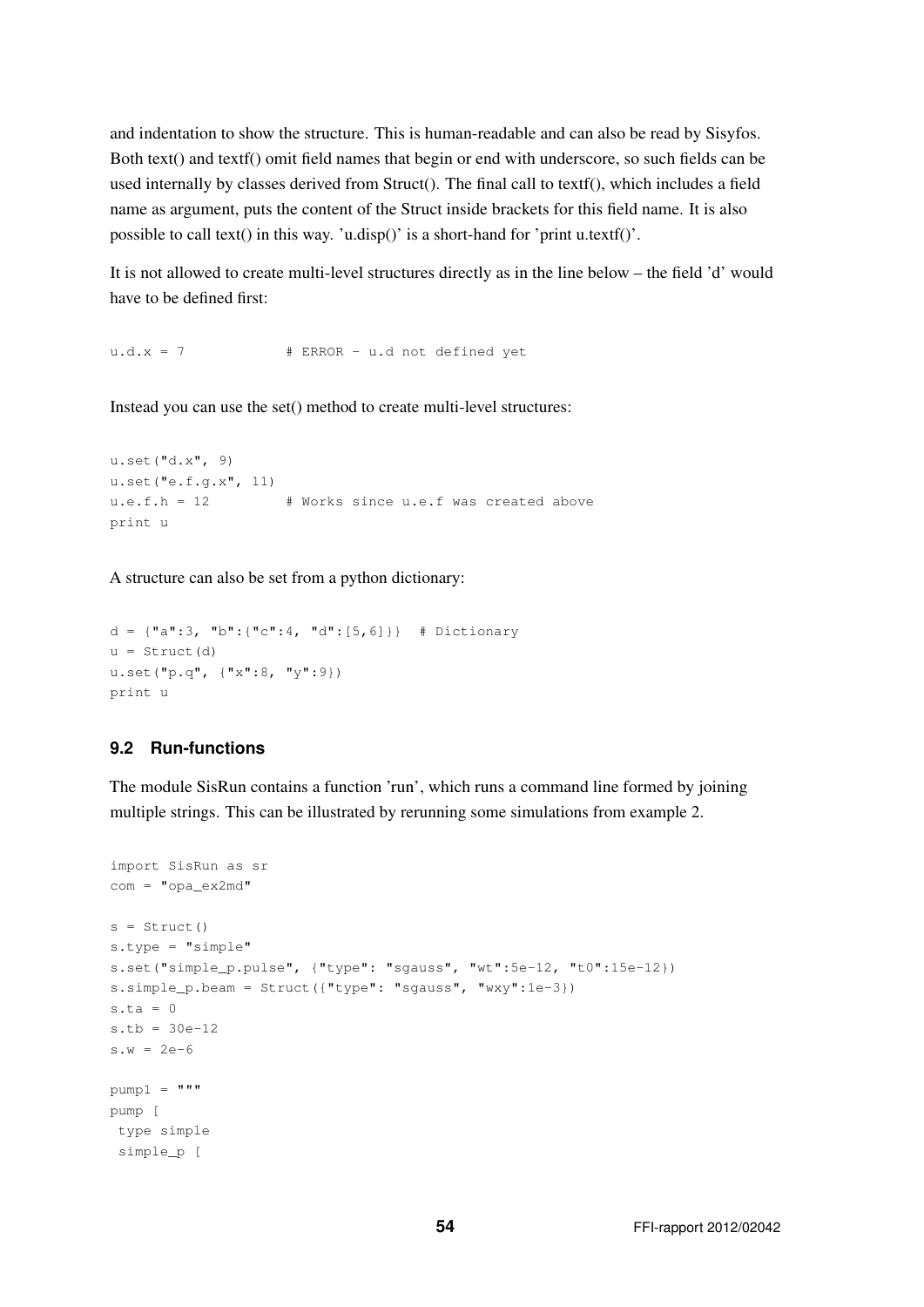and indentation to show the structure. This is human-readable and can also be read by Sisyfos. Both text() and textf() omit field names that begin or end with underscore, so such fields can be used internally by classes derived from Struct(). The final call to textf(), which includes a field name as argument, puts the content of the Struct inside brackets for this field name. It is also possible to call text() in this way. 'u.disp()' is a short-hand for 'print u.textf()'.

It is not allowed to create multi-level structures directly as in the line below – the field 'd' would have to be defined first:

```
u.d.x = 7            # ERROR - u.d not defined yet
```

Instead you can use the set() method to create multi-level structures:

```
u.set("d.x", 9)
u.set("e.f.g.x", 11)
u.e.f.h = 12         # Works since u.e.f was created above
print u
```

A structure can also be set from a python dictionary:

```
d = {"a":3, "b":{"c":4, "d":[5,6]}}  # Dictionary
u = Struct(d)
u.set("p.q", {"x":8, "y":9})
print u
```

### 9.2 Run-functions

The module SisRun contains a function 'run', which runs a command line formed by joining multiple strings. This can be illustrated by rerunning some simulations from example 2.

```
import SisRun as sr
com = "opa_ex2md"

s = Struct()
s.type = "simple"
s.set("simple_p.pulse", {"type": "sgauss", "wt":5e-12, "t0":15e-12})
s.simple_p.beam = Struct({"type": "sgauss", "wxy":1e-3})
s.ta = 0
s.tb = 30e-12
s.w = 2e-6

pump1 = """
pump [
 type simple
 simple_p [
```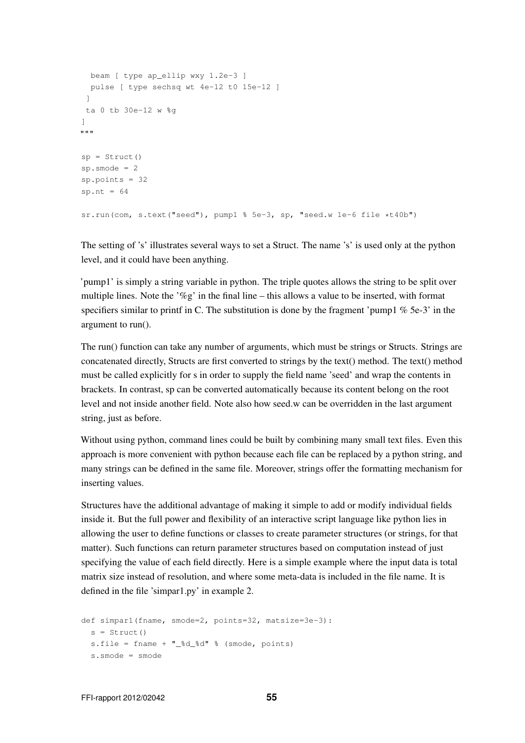```
  beam [ type ap_ellip wxy 1.2e-3 ]
  pulse [ type sechsq wt 4e-12 t0 15e-12 ]
 ]
 ta 0 tb 30e-12 w %g
]
"""

sp = Struct()
sp.smode = 2
sp.points = 32
sp.nt = 64

sr.run(com, s.text("seed"), pump1 % 5e-3, sp, "seed.w 1e-6 file *t40b")
```

The setting of 's' illustrates several ways to set a Struct. The name 's' is used only at the python level, and it could have been anything.

'pump1' is simply a string variable in python. The triple quotes allows the string to be split over multiple lines. Note the '%g' in the final line – this allows a value to be inserted, with format specifiers similar to printf in C. The substitution is done by the fragment 'pump1 % 5e-3' in the argument to run().

The run() function can take any number of arguments, which must be strings or Structs. Strings are concatenated directly, Structs are first converted to strings by the text() method. The text() method must be called explicitly for s in order to supply the field name 'seed' and wrap the contents in brackets. In contrast, sp can be converted automatically because its content belong on the root level and not inside another field. Note also how seed.w can be overridden in the last argument string, just as before.

Without using python, command lines could be built by combining many small text files. Even this approach is more convenient with python because each file can be replaced by a python string, and many strings can be defined in the same file. Moreover, strings offer the formatting mechanism for inserting values.

Structures have the additional advantage of making it simple to add or modify individual fields inside it. But the full power and flexibility of an interactive script language like python lies in allowing the user to define functions or classes to create parameter structures (or strings, for that matter). Such functions can return parameter structures based on computation instead of just specifying the value of each field directly. Here is a simple example where the input data is total matrix size instead of resolution, and where some meta-data is included in the file name. It is defined in the file 'simpar1.py' in example 2.

```
def simpar1(fname, smode=2, points=32, matsize=3e-3):
  s = Struct()
  s.file = fname + "_%d_%d" % (smode, points)
  s.smode = smode
```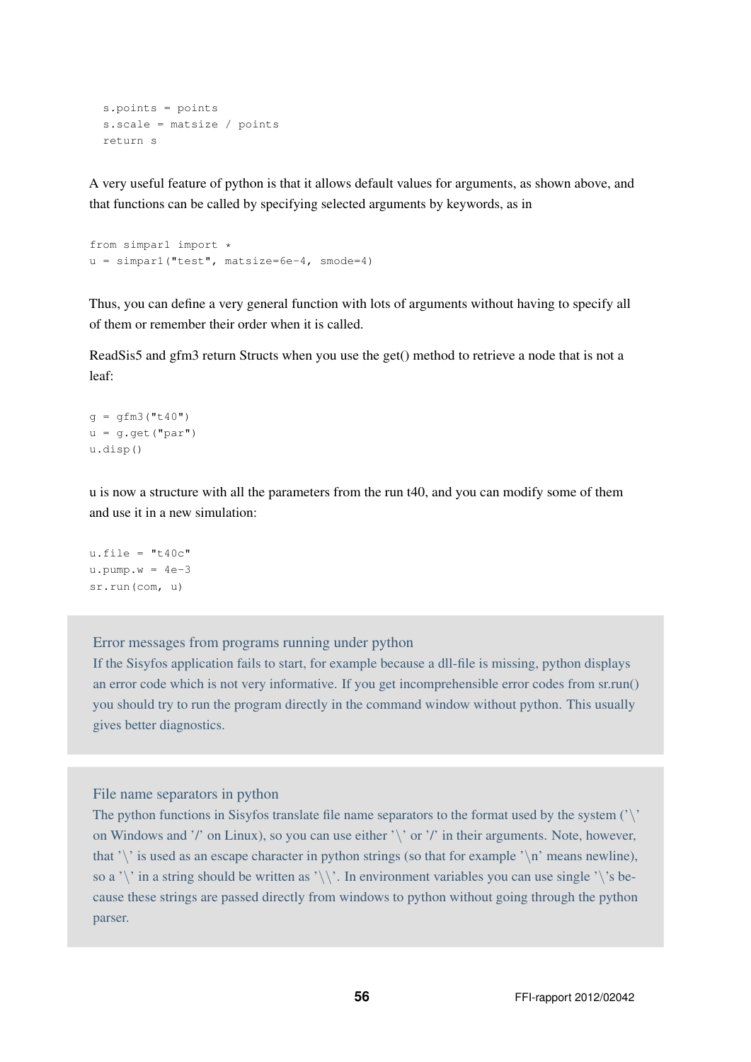```
  s.points = points
  s.scale = matsize / points
  return s
```

A very useful feature of python is that it allows default values for arguments, as shown above, and that functions can be called by specifying selected arguments by keywords, as in

```
from simpar1 import *
u = simpar1("test", matsize=6e-4, smode=4)
```

Thus, you can define a very general function with lots of arguments without having to specify all of them or remember their order when it is called.

ReadSis5 and gfm3 return Structs when you use the get() method to retrieve a node that is not a leaf:

```
g = gfm3("t40")
u = g.get("par")
u.disp()
```

u is now a structure with all the parameters from the run t40, and you can modify some of them and use it in a new simulation:

```
u.file = "t40c"
u.pump.w = 4e-3
sr.run(com, u)
```

### Error messages from programs running under python

If the Sisyfos application fails to start, for example because a dll-file is missing, python displays an error code which is not very informative. If you get incomprehensible error codes from sr.run() you should try to run the program directly in the command window without python. This usually gives better diagnostics.

### File name separators in python

The python functions in Sisyfos translate file name separators to the format used by the system ('\' on Windows and '/' on Linux), so you can use either '\' or '/' in their arguments. Note, however, that '\' is used as an escape character in python strings (so that for example '\n' means newline), so a '\' in a string should be written as '\\'. In environment variables you can use single '\'s because these strings are passed directly from windows to python without going through the python parser.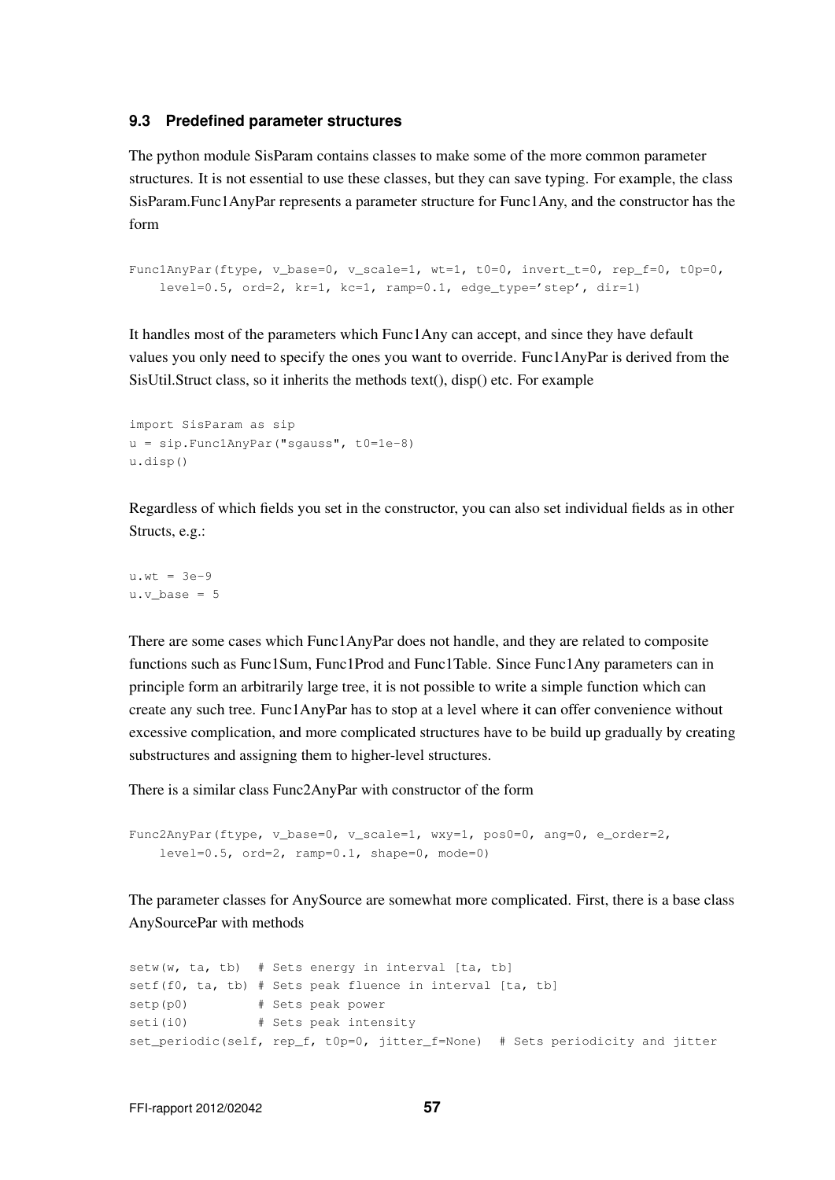### 9.3 Predefined parameter structures

The python module SisParam contains classes to make some of the more common parameter structures. It is not essential to use these classes, but they can save typing. For example, the class SisParam.Func1AnyPar represents a parameter structure for Func1Any, and the constructor has the form

```
Func1AnyPar(ftype, v_base=0, v_scale=1, wt=1, t0=0, invert_t=0, rep_f=0, t0p=0,
    level=0.5, ord=2, kr=1, kc=1, ramp=0.1, edge_type='step', dir=1)
```

It handles most of the parameters which Func1Any can accept, and since they have default values you only need to specify the ones you want to override. Func1AnyPar is derived from the SisUtil.Struct class, so it inherits the methods text(), disp() etc. For example

```
import SisParam as sip
u = sip.Func1AnyPar("sgauss", t0=1e-8)
u.disp()
```

Regardless of which fields you set in the constructor, you can also set individual fields as in other Structs, e.g.:

```
u.wt = 3e-9
u.v_base = 5
```

There are some cases which Func1AnyPar does not handle, and they are related to composite functions such as Func1Sum, Func1Prod and Func1Table. Since Func1Any parameters can in principle form an arbitrarily large tree, it is not possible to write a simple function which can create any such tree. Func1AnyPar has to stop at a level where it can offer convenience without excessive complication, and more complicated structures have to be build up gradually by creating substructures and assigning them to higher-level structures.

There is a similar class Func2AnyPar with constructor of the form

```
Func2AnyPar(ftype, v_base=0, v_scale=1, wxy=1, pos0=0, ang=0, e_order=2,
    level=0.5, ord=2, ramp=0.1, shape=0, mode=0)
```

The parameter classes for AnySource are somewhat more complicated. First, there is a base class AnySourcePar with methods

```
setw(w, ta, tb)  # Sets energy in interval [ta, tb]
setf(f0, ta, tb) # Sets peak fluence in interval [ta, tb]
setp(p0)         # Sets peak power
seti(i0)         # Sets peak intensity
set_periodic(self, rep_f, t0p=0, jitter_f=None)  # Sets periodicity and jitter
```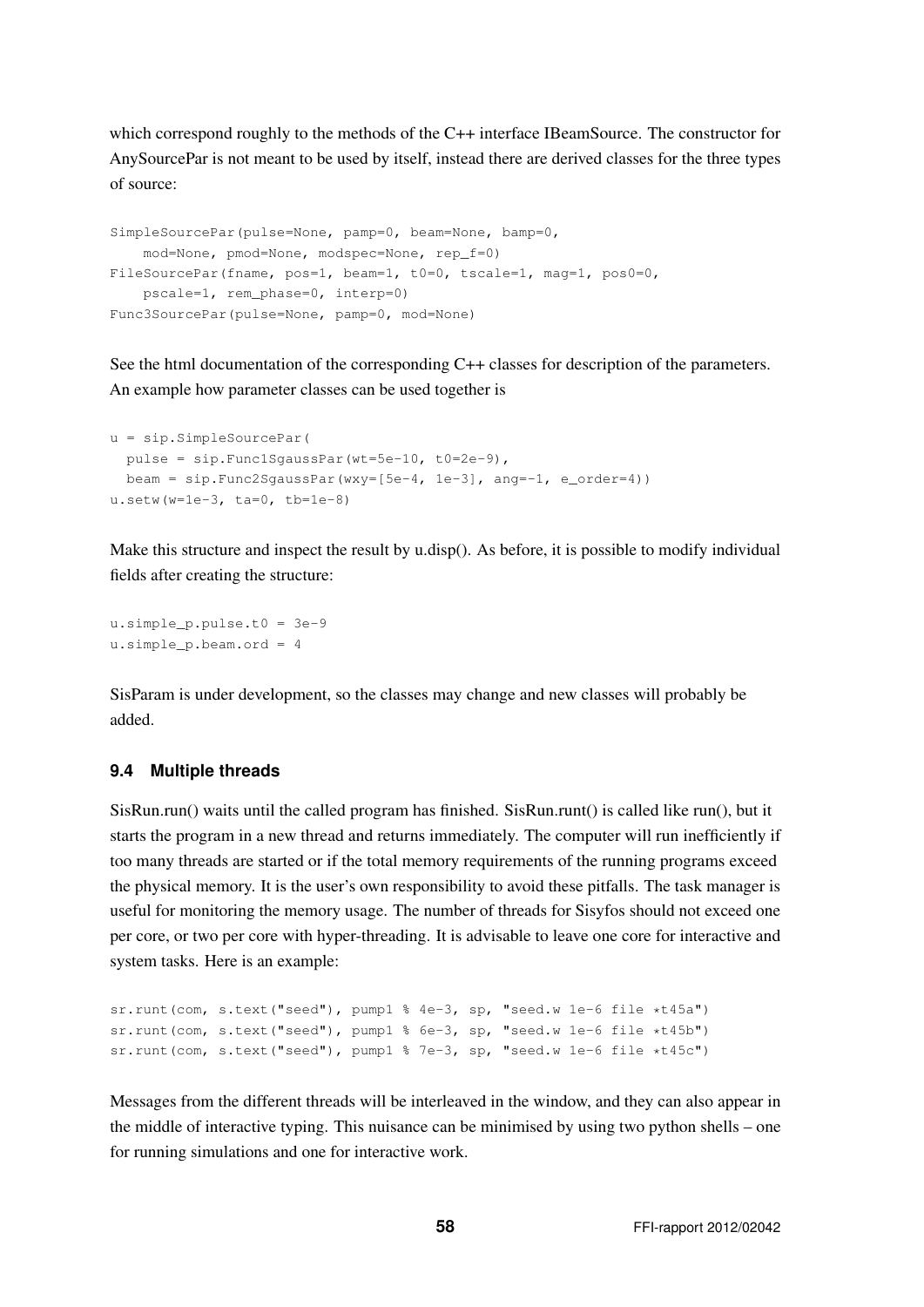which correspond roughly to the methods of the C++ interface IBeamSource. The constructor for AnySourcePar is not meant to be used by itself, instead there are derived classes for the three types of source:

```
SimpleSourcePar(pulse=None, pamp=0, beam=None, bamp=0,
    mod=None, pmod=None, modspec=None, rep_f=0)
FileSourcePar(fname, pos=1, beam=1, t0=0, tscale=1, mag=1, pos0=0,
    pscale=1, rem_phase=0, interp=0)
Func3SourcePar(pulse=None, pamp=0, mod=None)
```

See the html documentation of the corresponding C++ classes for description of the parameters. An example how parameter classes can be used together is

```
u = sip.SimpleSourcePar(
  pulse = sip.Func1SgaussPar(wt=5e-10, t0=2e-9),
  beam = sip.Func2SgaussPar(wxy=[5e-4, 1e-3], ang=-1, e_order=4))
u.setw(w=1e-3, ta=0, tb=1e-8)
```

Make this structure and inspect the result by u.disp(). As before, it is possible to modify individual fields after creating the structure:

```
u.simple_p.pulse.t0 = 3e-9
u.simple_p.beam.ord = 4
```

SisParam is under development, so the classes may change and new classes will probably be added.

### 9.4 Multiple threads

SisRun.run() waits until the called program has finished. SisRun.runt() is called like run(), but it starts the program in a new thread and returns immediately. The computer will run inefficiently if too many threads are started or if the total memory requirements of the running programs exceed the physical memory. It is the user's own responsibility to avoid these pitfalls. The task manager is useful for monitoring the memory usage. The number of threads for Sisyfos should not exceed one per core, or two per core with hyper-threading. It is advisable to leave one core for interactive and system tasks. Here is an example:

```
sr.runt(com, s.text("seed"), pump1 % 4e-3, sp, "seed.w 1e-6 file *t45a")
sr.runt(com, s.text("seed"), pump1 % 6e-3, sp, "seed.w 1e-6 file *t45b")
sr.runt(com, s.text("seed"), pump1 % 7e-3, sp, "seed.w 1e-6 file *t45c")
```

Messages from the different threads will be interleaved in the window, and they can also appear in the middle of interactive typing. This nuisance can be minimised by using two python shells – one for running simulations and one for interactive work.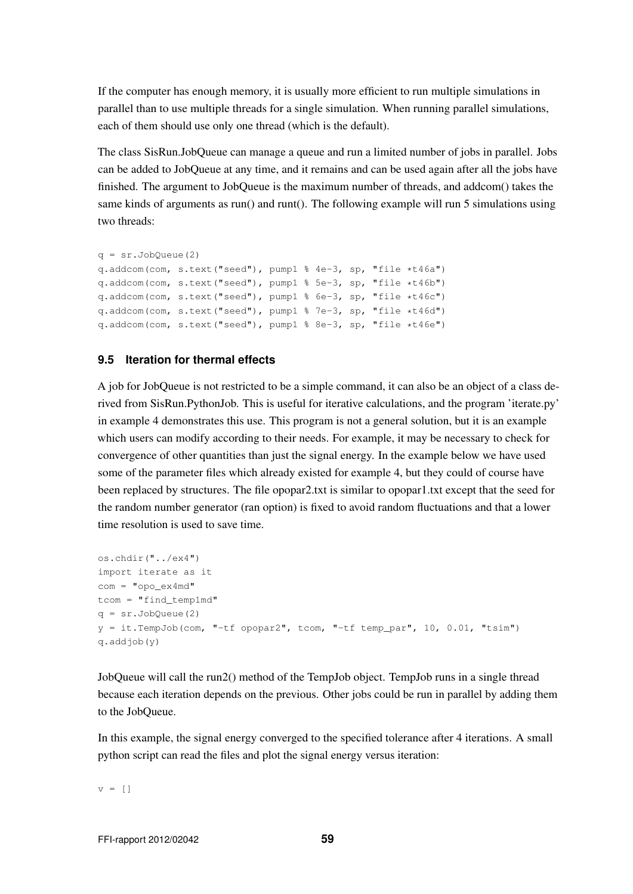If the computer has enough memory, it is usually more efficient to run multiple simulations in parallel than to use multiple threads for a single simulation. When running parallel simulations, each of them should use only one thread (which is the default).

The class SisRun.JobQueue can manage a queue and run a limited number of jobs in parallel. Jobs can be added to JobQueue at any time, and it remains and can be used again after all the jobs have finished. The argument to JobQueue is the maximum number of threads, and addcom() takes the same kinds of arguments as run() and runt(). The following example will run 5 simulations using two threads:

```
q = sr.JobQueue(2)
q.addcom(com, s.text("seed"), pump1 % 4e-3, sp, "file *t46a")
q.addcom(com, s.text("seed"), pump1 % 5e-3, sp, "file *t46b")
q.addcom(com, s.text("seed"), pump1 % 6e-3, sp, "file *t46c")
q.addcom(com, s.text("seed"), pump1 % 7e-3, sp, "file *t46d")
q.addcom(com, s.text("seed"), pump1 % 8e-3, sp, "file *t46e")
```

### 9.5 Iteration for thermal effects

A job for JobQueue is not restricted to be a simple command, it can also be an object of a class derived from SisRun.PythonJob. This is useful for iterative calculations, and the program 'iterate.py' in example 4 demonstrates this use. This program is not a general solution, but it is an example which users can modify according to their needs. For example, it may be necessary to check for convergence of other quantities than just the signal energy. In the example below we have used some of the parameter files which already existed for example 4, but they could of course have been replaced by structures. The file opopar2.txt is similar to opopar1.txt except that the seed for the random number generator (ran option) is fixed to avoid random fluctuations and that a lower time resolution is used to save time.

```
os.chdir("../ex4")
import iterate as it
com = "opo_ex4md"
tcom = "find_temp1md"
q = sr.JobQueue(2)
y = it.TempJob(com, "-tf opopar2", tcom, "-tf temp_par", 10, 0.01, "tsim")
q.addjob(y)
```

JobQueue will call the run2() method of the TempJob object. TempJob runs in a single thread because each iteration depends on the previous. Other jobs could be run in parallel by adding them to the JobQueue.

In this example, the signal energy converged to the specified tolerance after 4 iterations. A small python script can read the files and plot the signal energy versus iteration:

```
v = []
```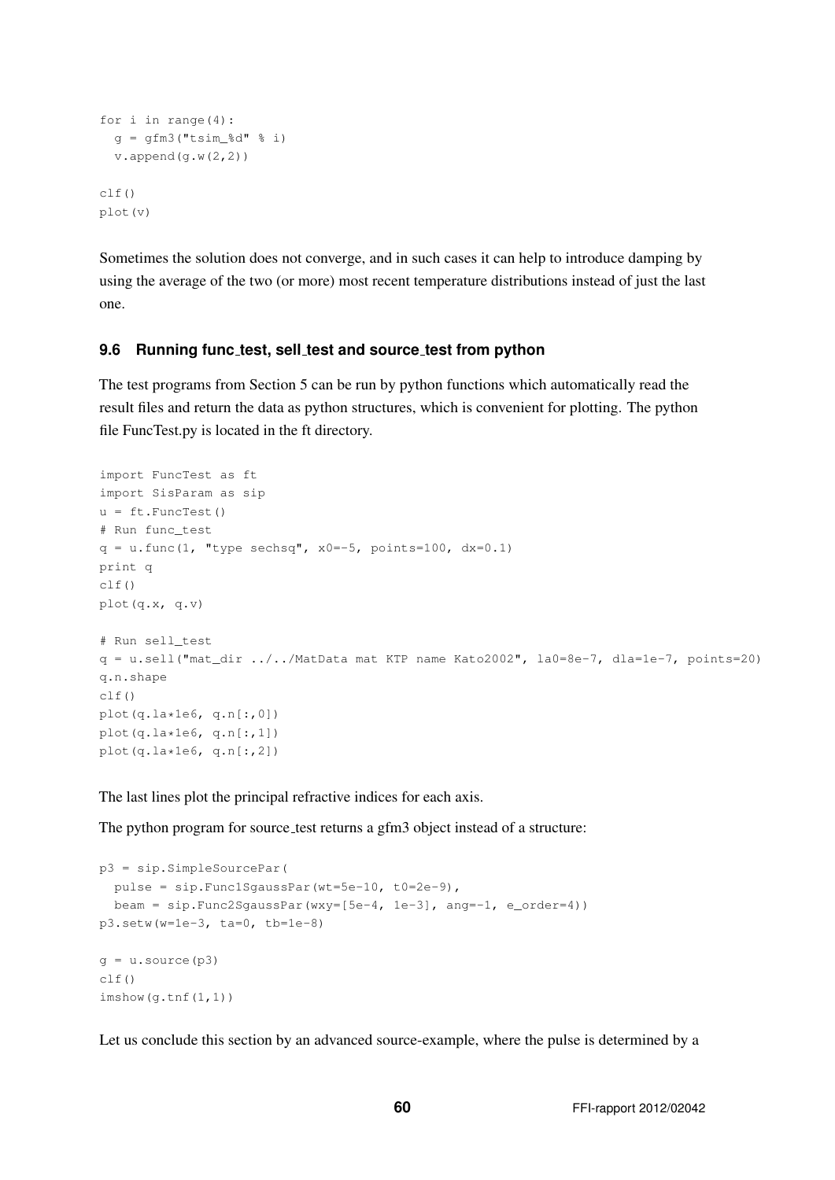```
for i in range(4):
  g = gfm3("tsim_%d" % i)
  v.append(g.w(2,2))

clf()
plot(v)
```

Sometimes the solution does not converge, and in such cases it can help to introduce damping by using the average of the two (or more) most recent temperature distributions instead of just the last one.

### 9.6 Running func_test, sell_test and source_test from python

The test programs from Section 5 can be run by python functions which automatically read the result files and return the data as python structures, which is convenient for plotting. The python file FuncTest.py is located in the ft directory.

```
import FuncTest as ft
import SisParam as sip
u = ft.FuncTest()
# Run func_test
q = u.func(1, "type sechsq", x0=-5, points=100, dx=0.1)
print q
clf()
plot(q.x, q.v)

# Run sell_test
q = u.sell("mat_dir ../../MatData mat KTP name Kato2002", la0=8e-7, dla=1e-7, points=20)
q.n.shape
clf()
plot(q.la*1e6, q.n[:,0])
plot(q.la*1e6, q.n[:,1])
plot(q.la*1e6, q.n[:,2])
```

The last lines plot the principal refractive indices for each axis.

The python program for source_test returns a gfm3 object instead of a structure:

```
p3 = sip.SimpleSourcePar(
  pulse = sip.Func1SgaussPar(wt=5e-10, t0=2e-9),
  beam = sip.Func2SgaussPar(wxy=[5e-4, 1e-3], ang=-1, e_order=4))
p3.setw(w=1e-3, ta=0, tb=1e-8)

g = u.source(p3)
clf()
imshow(g.tnf(1,1))
```

Let us conclude this section by an advanced source-example, where the pulse is determined by a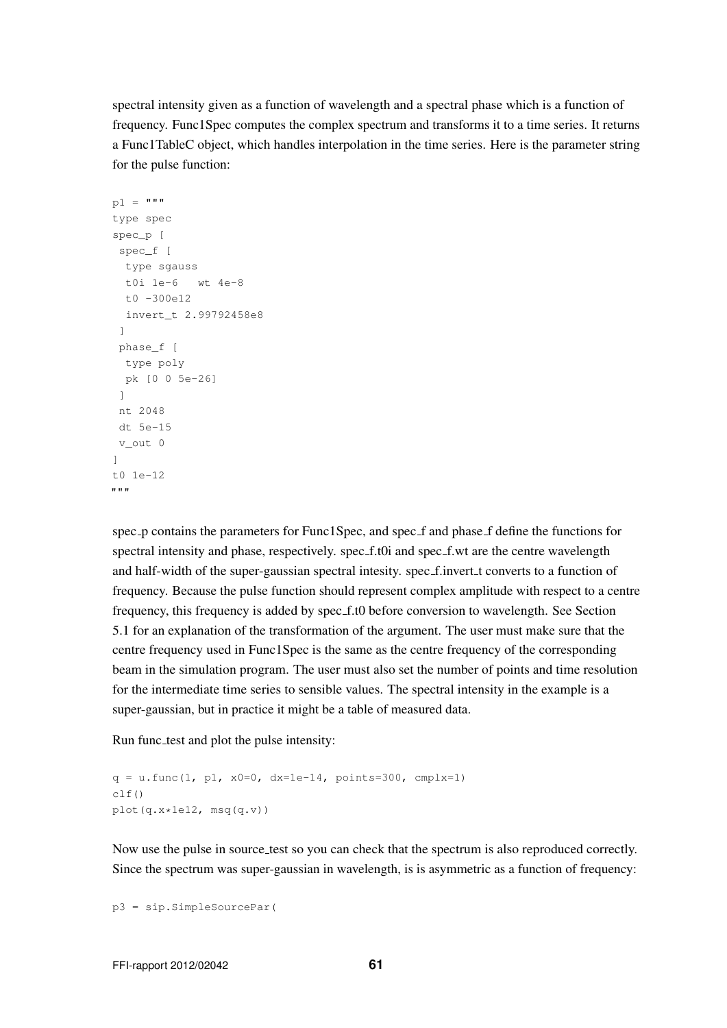spectral intensity given as a function of wavelength and a spectral phase which is a function of frequency. Func1Spec computes the complex spectrum and transforms it to a time series. It returns a Func1TableC object, which handles interpolation in the time series. Here is the parameter string for the pulse function:

```
p1 = """
type spec
spec_p [
 spec_f [
  type sgauss
  t0i 1e-6   wt 4e-8
  t0 -300e12
  invert_t 2.99792458e8
 ]
 phase_f [
  type poly
  pk [0 0 5e-26]
 ]
 nt 2048
 dt 5e-15
 v_out 0
]
t0 1e-12
"""
```

spec_p contains the parameters for Func1Spec, and spec_f and phase_f define the functions for spectral intensity and phase, respectively. spec_f.t0i and spec_f.wt are the centre wavelength and half-width of the super-gaussian spectral intesity. spec_f.invert_t converts to a function of frequency. Because the pulse function should represent complex amplitude with respect to a centre frequency, this frequency is added by spec_f.t0 before conversion to wavelength. See Section 5.1 for an explanation of the transformation of the argument. The user must make sure that the centre frequency used in Func1Spec is the same as the centre frequency of the corresponding beam in the simulation program. The user must also set the number of points and time resolution for the intermediate time series to sensible values. The spectral intensity in the example is a super-gaussian, but in practice it might be a table of measured data.

Run func_test and plot the pulse intensity:

```
q = u.func(1, p1, x0=0, dx=1e-14, points=300, cmplx=1)
clf()
plot(q.x*1e12, msq(q.v))
```

Now use the pulse in source_test so you can check that the spectrum is also reproduced correctly. Since the spectrum was super-gaussian in wavelength, is is asymmetric as a function of frequency:

```
p3 = sip.SimpleSourcePar(
```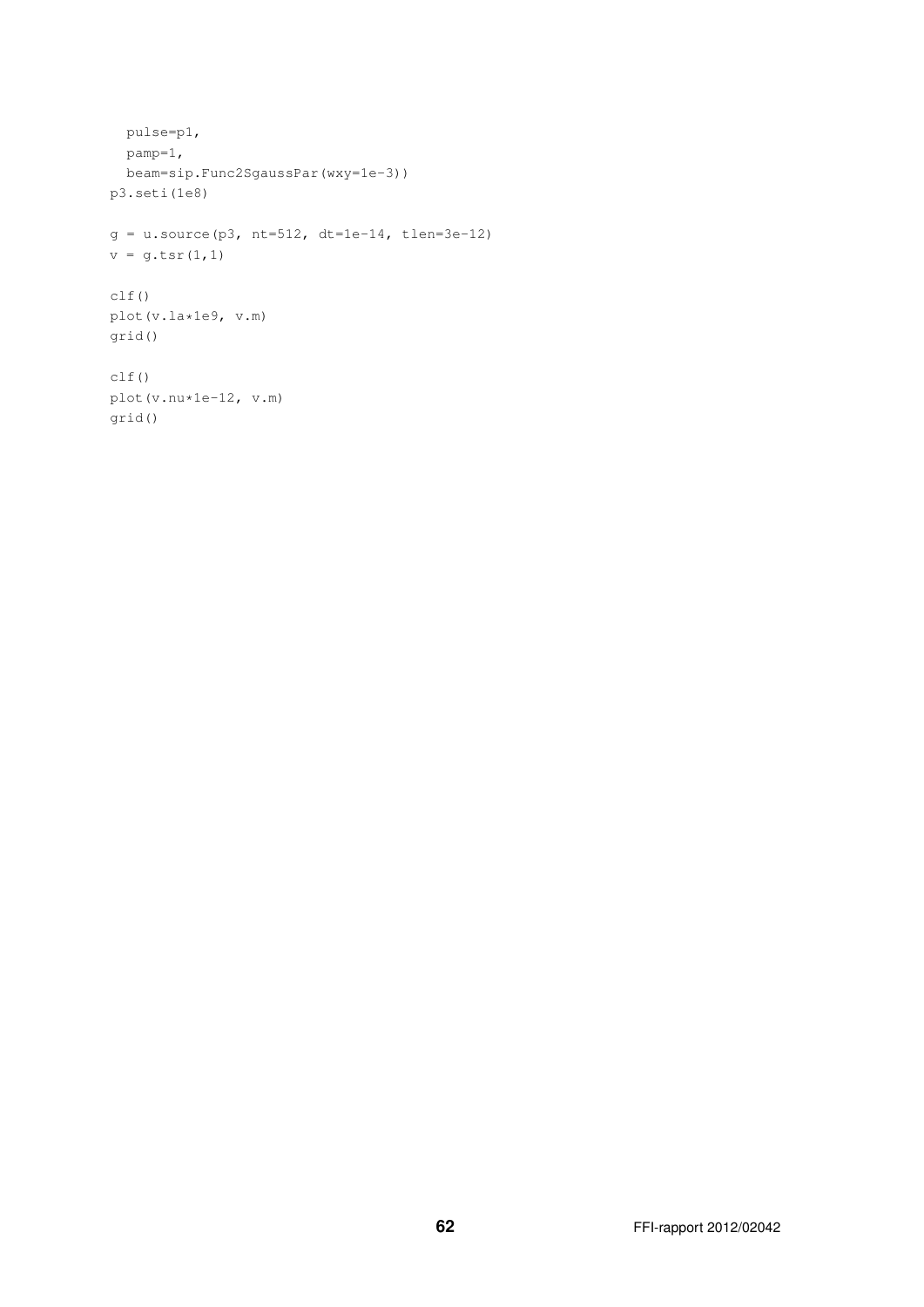```
  pulse=p1,
  pamp=1,
  beam=sip.Func2SgaussPar(wxy=1e-3))
p3.seti(1e8)

g = u.source(p3, nt=512, dt=1e-14, tlen=3e-12)
v = g.tsr(1,1)

clf()
plot(v.la*1e9, v.m)
grid()

clf()
plot(v.nu*1e-12, v.m)
grid()
```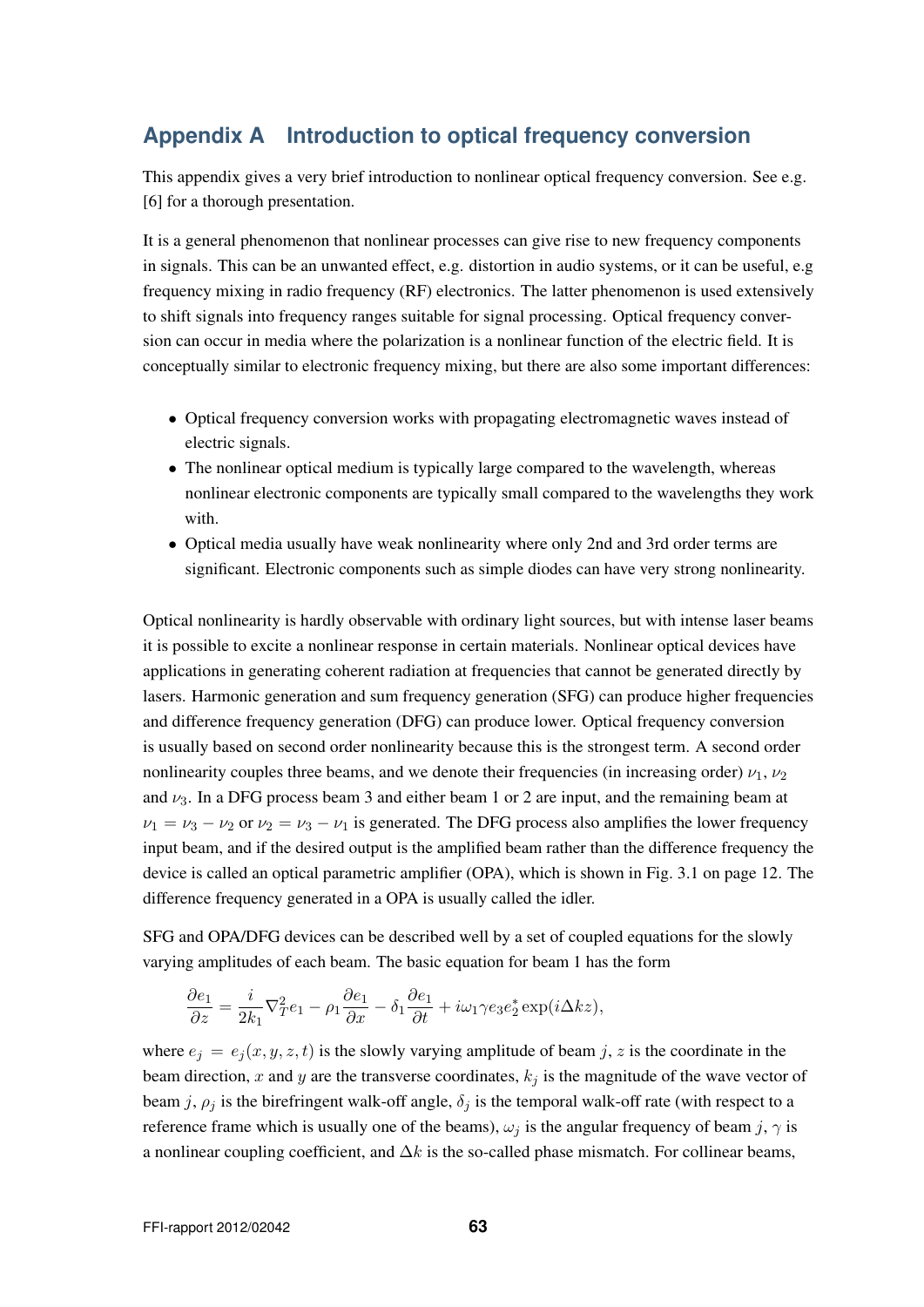## Appendix A Introduction to optical frequency conversion

This appendix gives a very brief introduction to nonlinear optical frequency conversion. See e.g. [6] for a thorough presentation.

It is a general phenomenon that nonlinear processes can give rise to new frequency components in signals. This can be an unwanted effect, e.g. distortion in audio systems, or it can be useful, e.g frequency mixing in radio frequency (RF) electronics. The latter phenomenon is used extensively to shift signals into frequency ranges suitable for signal processing. Optical frequency conversion can occur in media where the polarization is a nonlinear function of the electric field. It is conceptually similar to electronic frequency mixing, but there are also some important differences:

- Optical frequency conversion works with propagating electromagnetic waves instead of electric signals.
- The nonlinear optical medium is typically large compared to the wavelength, whereas nonlinear electronic components are typically small compared to the wavelengths they work with.
- Optical media usually have weak nonlinearity where only 2nd and 3rd order terms are significant. Electronic components such as simple diodes can have very strong nonlinearity.

Optical nonlinearity is hardly observable with ordinary light sources, but with intense laser beams it is possible to excite a nonlinear response in certain materials. Nonlinear optical devices have applications in generating coherent radiation at frequencies that cannot be generated directly by lasers. Harmonic generation and sum frequency generation (SFG) can produce higher frequencies and difference frequency generation (DFG) can produce lower. Optical frequency conversion is usually based on second order nonlinearity because this is the strongest term. A second order nonlinearity couples three beams, and we denote their frequencies (in increasing order) $\nu_1$, $\nu_2$ and $\nu_3$. In a DFG process beam 3 and either beam 1 or 2 are input, and the remaining beam at $\nu_1 = \nu_3 - \nu_2$ or $\nu_2 = \nu_3 - \nu_1$ is generated. The DFG process also amplifies the lower frequency input beam, and if the desired output is the amplified beam rather than the difference frequency the device is called an optical parametric amplifier (OPA), which is shown in Fig. 3.1 on page 12. The difference frequency generated in a OPA is usually called the idler.

SFG and OPA/DFG devices can be described well by a set of coupled equations for the slowly varying amplitudes of each beam. The basic equation for beam 1 has the form

$$\frac{\partial e_1}{\partial z} = \frac{i}{2k_1}\nabla_T^2 e_1 - \rho_1 \frac{\partial e_1}{\partial x} - \delta_1 \frac{\partial e_1}{\partial t} + i\omega_1 \gamma e_3 e_2^* \exp(i\Delta k z),$$

where $e_j = e_j(x, y, z, t)$ is the slowly varying amplitude of beam $j$, $z$ is the coordinate in the beam direction, $x$ and $y$ are the transverse coordinates, $k_j$ is the magnitude of the wave vector of beam $j$, $\rho_j$ is the birefringent walk-off angle, $\delta_j$ is the temporal walk-off rate (with respect to a reference frame which is usually one of the beams), $\omega_j$ is the angular frequency of beam $j$, $\gamma$ is a nonlinear coupling coefficient, and $\Delta k$ is the so-called phase mismatch. For collinear beams,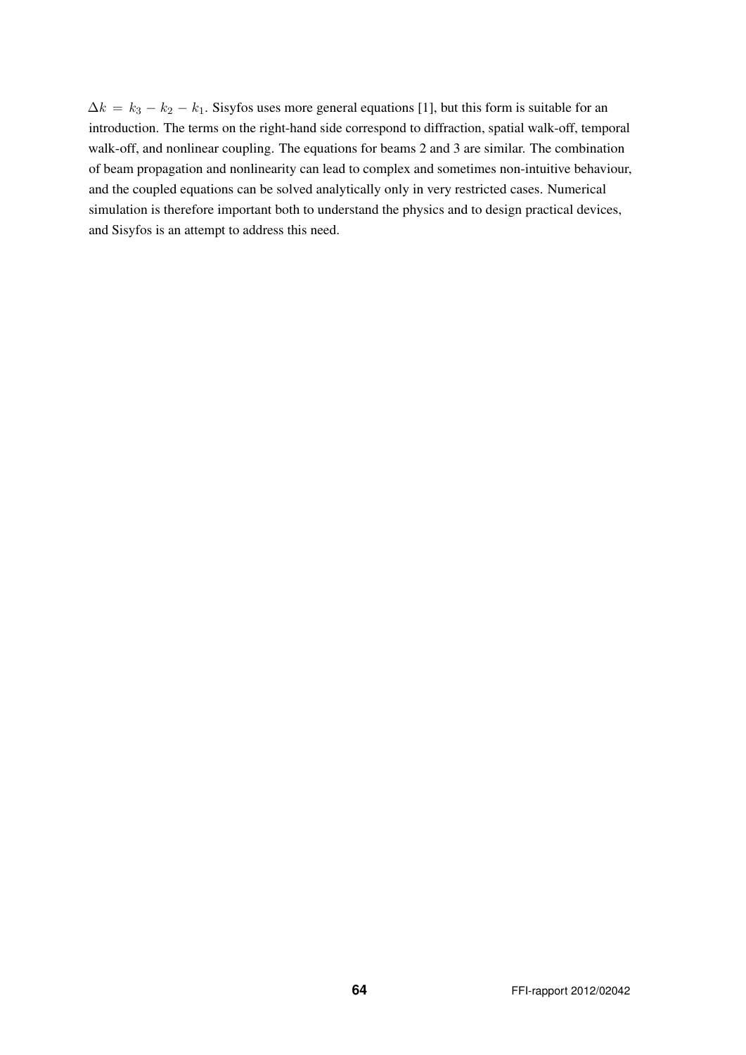$\Delta k = k_3 - k_2 - k_1$. Sisyfos uses more general equations [1], but this form is suitable for an introduction. The terms on the right-hand side correspond to diffraction, spatial walk-off, temporal walk-off, and nonlinear coupling. The equations for beams 2 and 3 are similar. The combination of beam propagation and nonlinearity can lead to complex and sometimes non-intuitive behaviour, and the coupled equations can be solved analytically only in very restricted cases. Numerical simulation is therefore important both to understand the physics and to design practical devices, and Sisyfos is an attempt to address this need.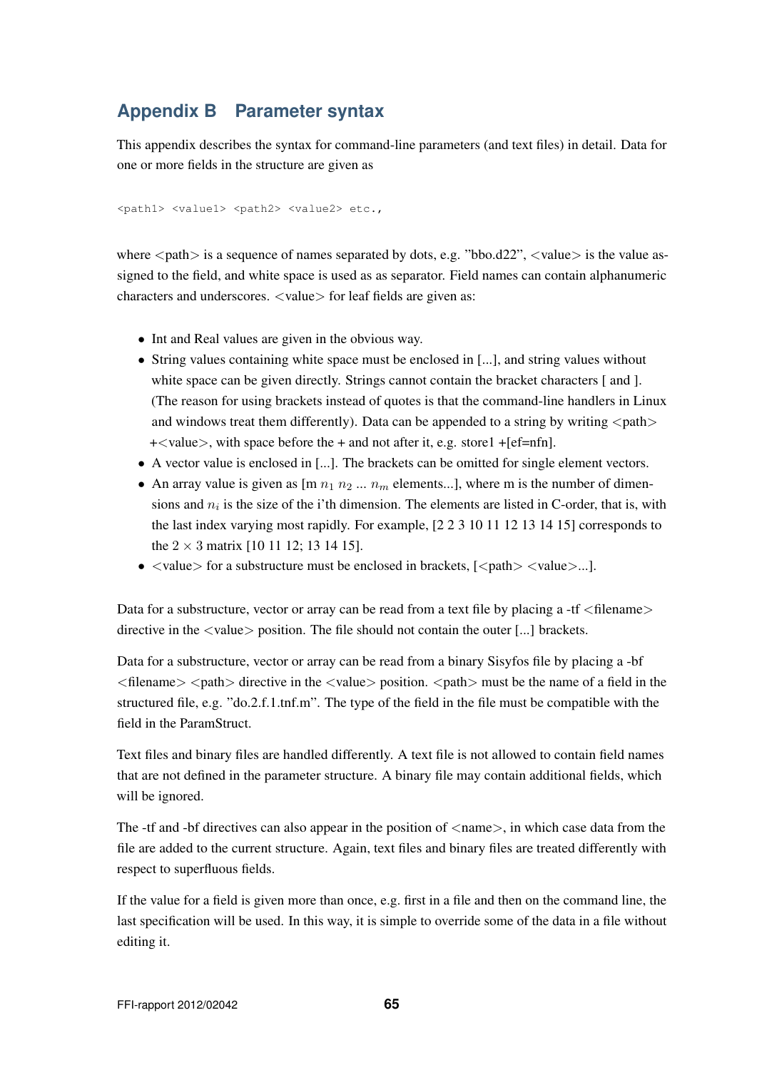# Appendix B Parameter syntax

This appendix describes the syntax for command-line parameters (and text files) in detail. Data for one or more fields in the structure are given as

```
<path1> <value1> <path2> <value2> etc.,
```

where <path> is a sequence of names separated by dots, e.g. "bbo.d22", <value> is the value assigned to the field, and white space is used as as separator. Field names can contain alphanumeric characters and underscores. <value> for leaf fields are given as:

- Int and Real values are given in the obvious way.
- String values containing white space must be enclosed in [...], and string values without white space can be given directly. Strings cannot contain the bracket characters [ and ]. (The reason for using brackets instead of quotes is that the command-line handlers in Linux and windows treat them differently). Data can be appended to a string by writing <path> +<value>, with space before the + and not after it, e.g. store1 +[ef=nfn].
- A vector value is enclosed in [...]. The brackets can be omitted for single element vectors.
- An array value is given as [m $n_1$ $n_2$ ... $n_m$ elements...], where m is the number of dimensions and $n_i$ is the size of the i'th dimension. The elements are listed in C-order, that is, with the last index varying most rapidly. For example, [2 2 3 10 11 12 13 14 15] corresponds to the $2 \times 3$ matrix [10 11 12; 13 14 15].
- <value> for a substructure must be enclosed in brackets, [<path> <value>...].

Data for a substructure, vector or array can be read from a text file by placing a -tf <filename> directive in the <value> position. The file should not contain the outer [...] brackets.

Data for a substructure, vector or array can be read from a binary Sisyfos file by placing a -bf <filename> <path> directive in the <value> position. <path> must be the name of a field in the structured file, e.g. "do.2.f.1.tnf.m". The type of the field in the file must be compatible with the field in the ParamStruct.

Text files and binary files are handled differently. A text file is not allowed to contain field names that are not defined in the parameter structure. A binary file may contain additional fields, which will be ignored.

The -tf and -bf directives can also appear in the position of <name>, in which case data from the file are added to the current structure. Again, text files and binary files are treated differently with respect to superfluous fields.

If the value for a field is given more than once, e.g. first in a file and then on the command line, the last specification will be used. In this way, it is simple to override some of the data in a file without editing it.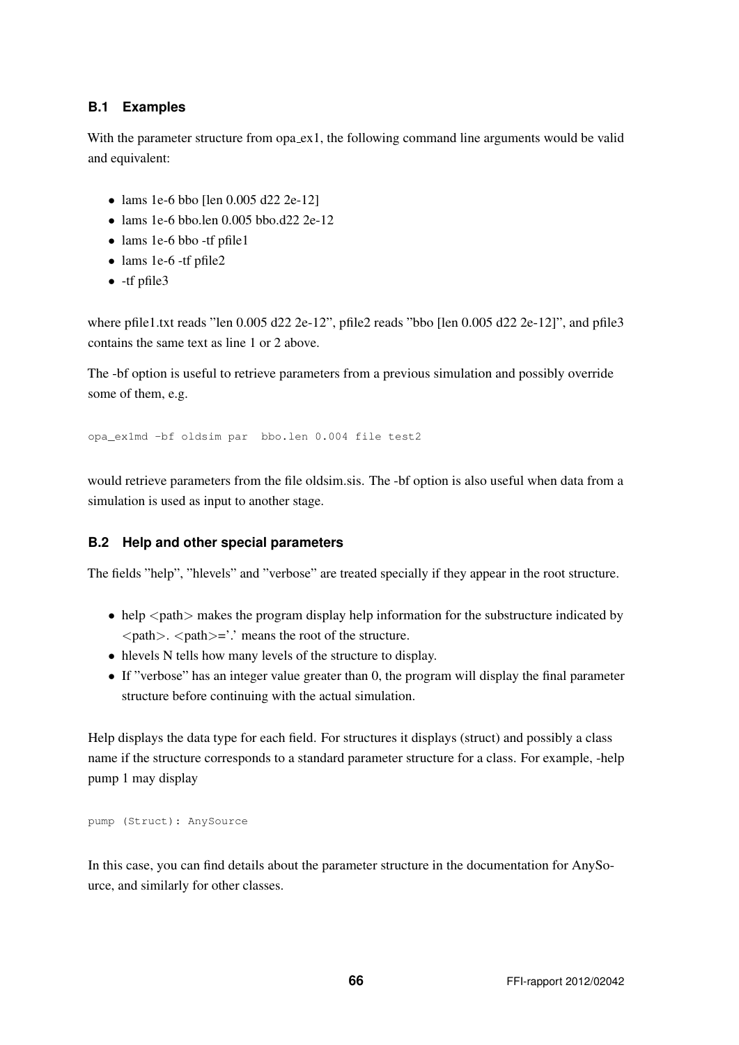### B.1 Examples

With the parameter structure from opa_ex1, the following command line arguments would be valid and equivalent:

- lams 1e-6 bbo [len 0.005 d22 2e-12]
- lams 1e-6 bbo.len 0.005 bbo.d22 2e-12
- lams 1e-6 bbo -tf pfile1
- lams 1e-6 -tf pfile2
- -tf pfile3

where pfile1.txt reads ”len 0.005 d22 2e-12”, pfile2 reads ”bbo [len 0.005 d22 2e-12]”, and pfile3 contains the same text as line 1 or 2 above.

The -bf option is useful to retrieve parameters from a previous simulation and possibly override some of them, e.g.

```
opa_ex1md -bf oldsim par  bbo.len 0.004 file test2
```

would retrieve parameters from the file oldsim.sis. The -bf option is also useful when data from a simulation is used as input to another stage.

### B.2 Help and other special parameters

The fields ”help”, ”hlevels” and ”verbose” are treated specially if they appear in the root structure.

- help <path> makes the program display help information for the substructure indicated by <path>. <path>='.' means the root of the structure.
- hlevels N tells how many levels of the structure to display.
- If ”verbose” has an integer value greater than 0, the program will display the final parameter structure before continuing with the actual simulation.

Help displays the data type for each field. For structures it displays (struct) and possibly a class name if the structure corresponds to a standard parameter structure for a class. For example, -help pump 1 may display

```
pump (Struct): AnySource
```

In this case, you can find details about the parameter structure in the documentation for AnySource, and similarly for other classes.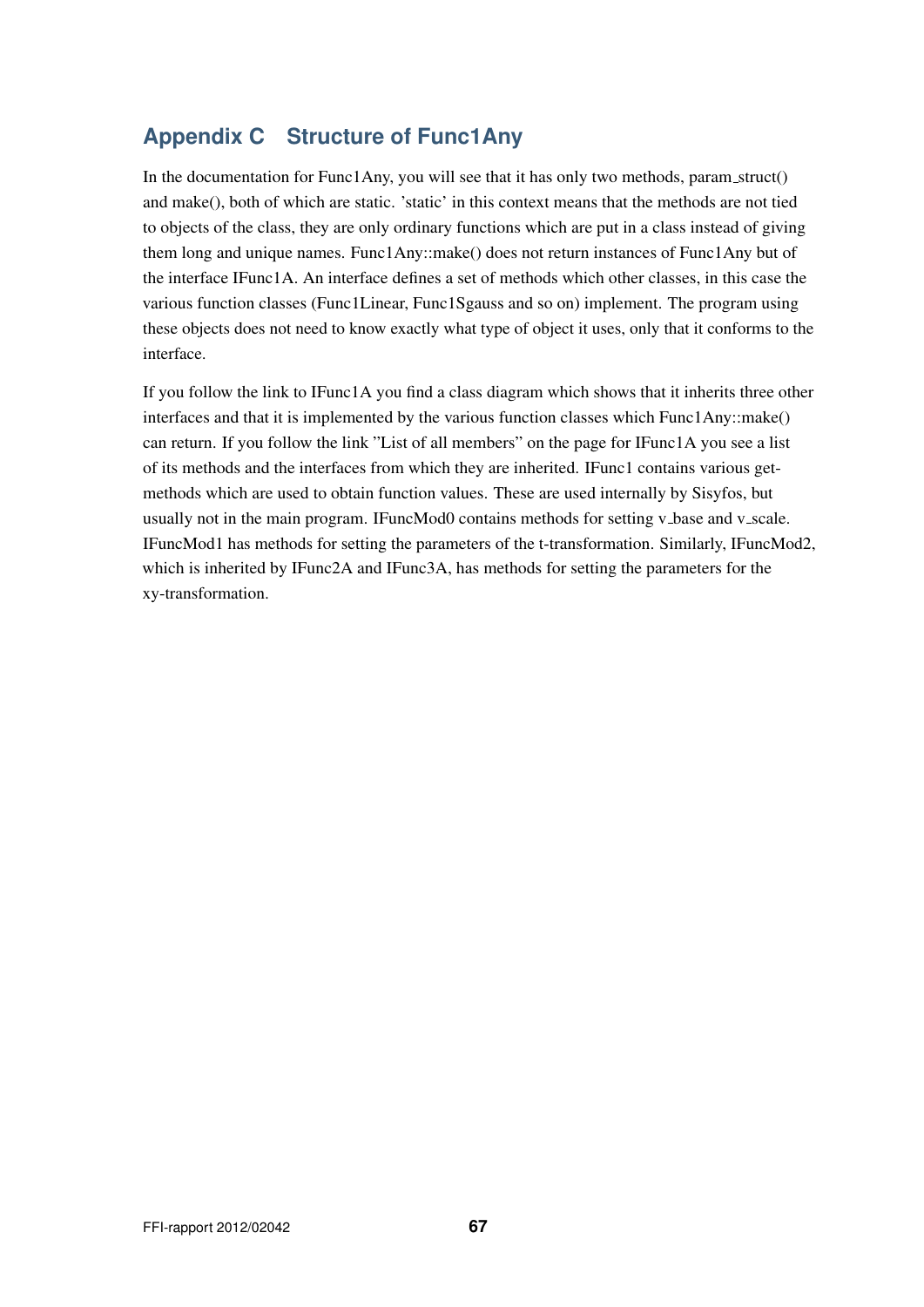# Appendix C Structure of Func1Any

In the documentation for Func1Any, you will see that it has only two methods, param_struct() and make(), both of which are static. 'static' in this context means that the methods are not tied to objects of the class, they are only ordinary functions which are put in a class instead of giving them long and unique names. Func1Any::make() does not return instances of Func1Any but of the interface IFunc1A. An interface defines a set of methods which other classes, in this case the various function classes (Func1Linear, Func1Sgauss and so on) implement. The program using these objects does not need to know exactly what type of object it uses, only that it conforms to the interface.

If you follow the link to IFunc1A you find a class diagram which shows that it inherits three other interfaces and that it is implemented by the various function classes which Func1Any::make() can return. If you follow the link "List of all members" on the page for IFunc1A you see a list of its methods and the interfaces from which they are inherited. IFunc1 contains various get-methods which are used to obtain function values. These are used internally by Sisyfos, but usually not in the main program. IFuncMod0 contains methods for setting v_base and v_scale. IFuncMod1 has methods for setting the parameters of the t-transformation. Similarly, IFuncMod2, which is inherited by IFunc2A and IFunc3A, has methods for setting the parameters for the xy-transformation.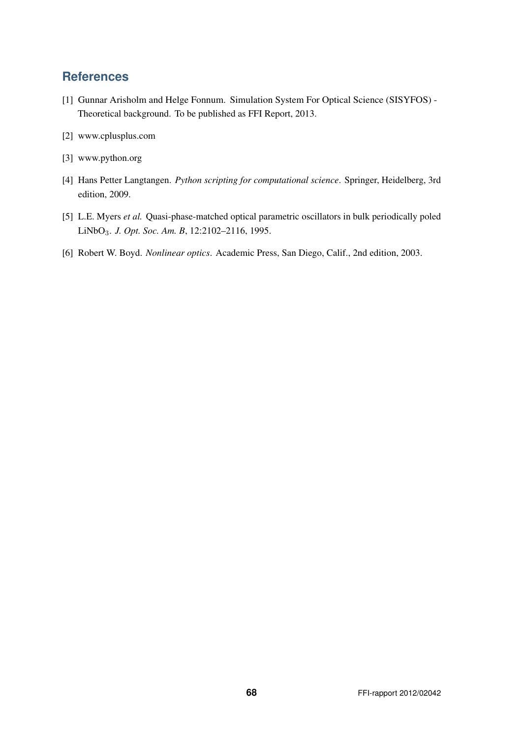## References

[1] Gunnar Arisholm and Helge Fonnum. Simulation System For Optical Science (SISYFOS) - Theoretical background. To be published as FFI Report, 2013.

[2] www.cplusplus.com

[3] www.python.org

[4] Hans Petter Langtangen. *Python scripting for computational science*. Springer, Heidelberg, 3rd edition, 2009.

[5] L.E. Myers *et al.* Quasi-phase-matched optical parametric oscillators in bulk periodically poled $LiNbO_3$. *J. Opt. Soc. Am. B*, 12:2102–2116, 1995.

[6] Robert W. Boyd. *Nonlinear optics*. Academic Press, San Diego, Calif., 2nd edition, 2003.